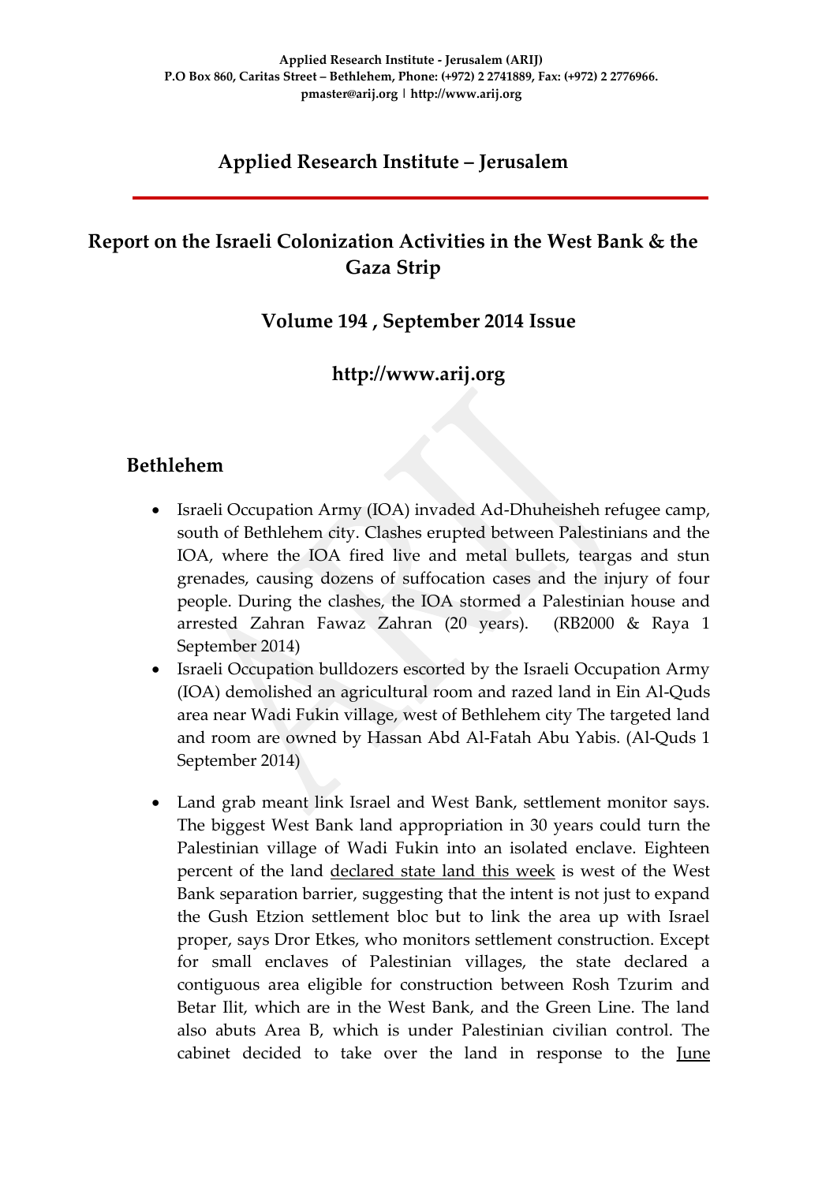**Applied Research Institute - Jerusalem (ARIJ)**
**P.O Box 860, Caritas Street – Bethlehem, Phone: (+972) 2 2741889, Fax: (+972) 2 2776966.**
**pmaster@arij.org | http://www.arij.org**

## Applied Research Institute – Jerusalem

# Report on the Israeli Colonization Activities in the West Bank & the Gaza Strip

### Volume 194 , September 2014 Issue

### http://www.arij.org

## Bethlehem

- Israeli Occupation Army (IOA) invaded Ad-Dhuheisheh refugee camp, south of Bethlehem city. Clashes erupted between Palestinians and the IOA, where the IOA fired live and metal bullets, teargas and stun grenades, causing dozens of suffocation cases and the injury of four people. During the clashes, the IOA stormed a Palestinian house and arrested Zahran Fawaz Zahran (20 years). (RB2000 & Raya 1 September 2014)
- Israeli Occupation bulldozers escorted by the Israeli Occupation Army (IOA) demolished an agricultural room and razed land in Ein Al-Quds area near Wadi Fukin village, west of Bethlehem city The targeted land and room are owned by Hassan Abd Al-Fatah Abu Yabis. (Al-Quds 1 September 2014)
- Land grab meant link Israel and West Bank, settlement monitor says. The biggest West Bank land appropriation in 30 years could turn the Palestinian village of Wadi Fukin into an isolated enclave. Eighteen percent of the land declared state land this week is west of the West Bank separation barrier, suggesting that the intent is not just to expand the Gush Etzion settlement bloc but to link the area up with Israel proper, says Dror Etkes, who monitors settlement construction. Except for small enclaves of Palestinian villages, the state declared a contiguous area eligible for construction between Rosh Tzurim and Betar Ilit, which are in the West Bank, and the Green Line. The land also abuts Area B, which is under Palestinian civilian control. The cabinet decided to take over the land in response to the June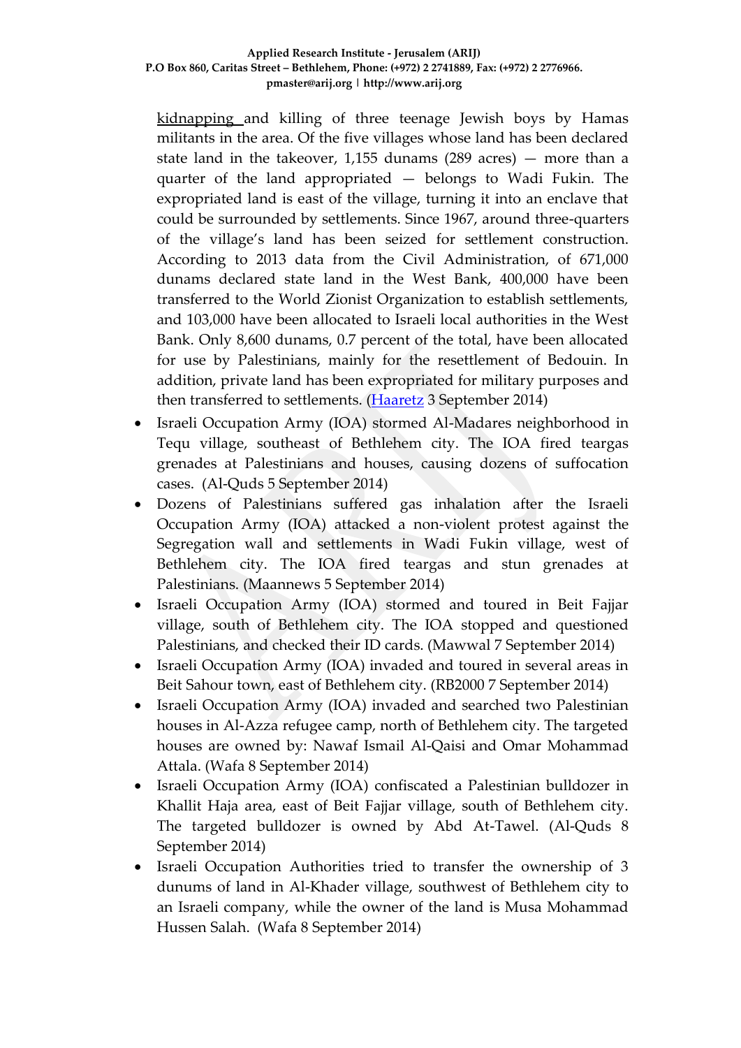kidnapping and killing of three teenage Jewish boys by Hamas militants in the area. Of the five villages whose land has been declared state land in the takeover, 1,155 dunams (289 acres) — more than a quarter of the land appropriated — belongs to Wadi Fukin. The expropriated land is east of the village, turning it into an enclave that could be surrounded by settlements. Since 1967, around three-quarters of the village's land has been seized for settlement construction. According to 2013 data from the Civil Administration, of 671,000 dunams declared state land in the West Bank, 400,000 have been transferred to the World Zionist Organization to establish settlements, and 103,000 have been allocated to Israeli local authorities in the West Bank. Only 8,600 dunams, 0.7 percent of the total, have been allocated for use by Palestinians, mainly for the resettlement of Bedouin. In addition, private land has been expropriated for military purposes and then transferred to settlements. (Haaretz 3 September 2014)

- Israeli Occupation Army (IOA) stormed Al-Madares neighborhood in Tequ village, southeast of Bethlehem city. The IOA fired teargas grenades at Palestinians and houses, causing dozens of suffocation cases. (Al-Quds 5 September 2014)
- Dozens of Palestinians suffered gas inhalation after the Israeli Occupation Army (IOA) attacked a non-violent protest against the Segregation wall and settlements in Wadi Fukin village, west of Bethlehem city. The IOA fired teargas and stun grenades at Palestinians. (Maannews 5 September 2014)
- Israeli Occupation Army (IOA) stormed and toured in Beit Fajjar village, south of Bethlehem city. The IOA stopped and questioned Palestinians, and checked their ID cards. (Mawwal 7 September 2014)
- Israeli Occupation Army (IOA) invaded and toured in several areas in Beit Sahour town, east of Bethlehem city. (RB2000 7 September 2014)
- Israeli Occupation Army (IOA) invaded and searched two Palestinian houses in Al-Azza refugee camp, north of Bethlehem city. The targeted houses are owned by: Nawaf Ismail Al-Qaisi and Omar Mohammad Attala. (Wafa 8 September 2014)
- Israeli Occupation Army (IOA) confiscated a Palestinian bulldozer in Khallit Haja area, east of Beit Fajjar village, south of Bethlehem city. The targeted bulldozer is owned by Abd At-Tawel. (Al-Quds 8 September 2014)
- Israeli Occupation Authorities tried to transfer the ownership of 3 dunums of land in Al-Khader village, southwest of Bethlehem city to an Israeli company, while the owner of the land is Musa Mohammad Hussen Salah. (Wafa 8 September 2014)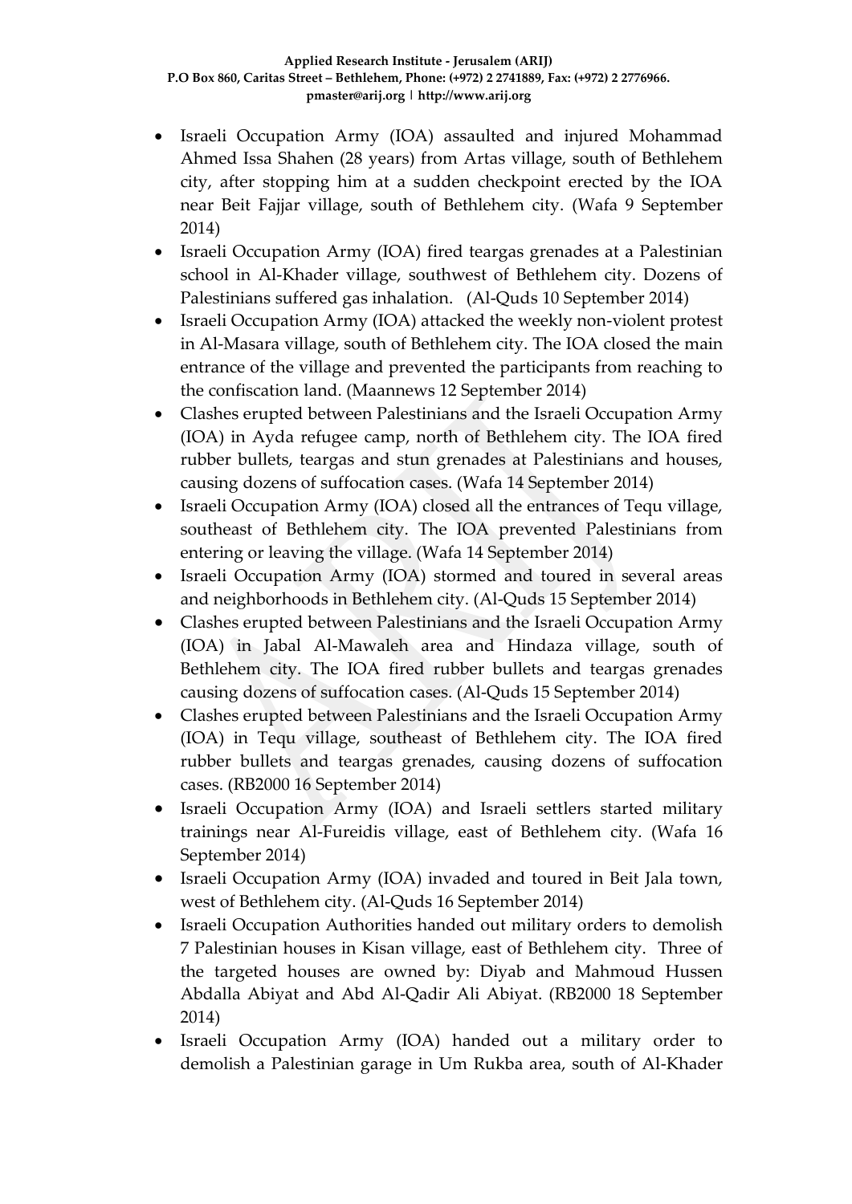- Israeli Occupation Army (IOA) assaulted and injured Mohammad Ahmed Issa Shahen (28 years) from Artas village, south of Bethlehem city, after stopping him at a sudden checkpoint erected by the IOA near Beit Fajjar village, south of Bethlehem city. (Wafa 9 September 2014)
- Israeli Occupation Army (IOA) fired teargas grenades at a Palestinian school in Al-Khader village, southwest of Bethlehem city. Dozens of Palestinians suffered gas inhalation. (Al-Quds 10 September 2014)
- Israeli Occupation Army (IOA) attacked the weekly non-violent protest in Al-Masara village, south of Bethlehem city. The IOA closed the main entrance of the village and prevented the participants from reaching to the confiscation land. (Maannews 12 September 2014)
- Clashes erupted between Palestinians and the Israeli Occupation Army (IOA) in Ayda refugee camp, north of Bethlehem city. The IOA fired rubber bullets, teargas and stun grenades at Palestinians and houses, causing dozens of suffocation cases. (Wafa 14 September 2014)
- Israeli Occupation Army (IOA) closed all the entrances of Tequ village, southeast of Bethlehem city. The IOA prevented Palestinians from entering or leaving the village. (Wafa 14 September 2014)
- Israeli Occupation Army (IOA) stormed and toured in several areas and neighborhoods in Bethlehem city. (Al-Quds 15 September 2014)
- Clashes erupted between Palestinians and the Israeli Occupation Army (IOA) in Jabal Al-Mawaleh area and Hindaza village, south of Bethlehem city. The IOA fired rubber bullets and teargas grenades causing dozens of suffocation cases. (Al-Quds 15 September 2014)
- Clashes erupted between Palestinians and the Israeli Occupation Army (IOA) in Tequ village, southeast of Bethlehem city. The IOA fired rubber bullets and teargas grenades, causing dozens of suffocation cases. (RB2000 16 September 2014)
- Israeli Occupation Army (IOA) and Israeli settlers started military trainings near Al-Fureidis village, east of Bethlehem city. (Wafa 16 September 2014)
- Israeli Occupation Army (IOA) invaded and toured in Beit Jala town, west of Bethlehem city. (Al-Quds 16 September 2014)
- Israeli Occupation Authorities handed out military orders to demolish 7 Palestinian houses in Kisan village, east of Bethlehem city. Three of the targeted houses are owned by: Diyab and Mahmoud Hussen Abdalla Abiyat and Abd Al-Qadir Ali Abiyat. (RB2000 18 September 2014)
- Israeli Occupation Army (IOA) handed out a military order to demolish a Palestinian garage in Um Rukba area, south of Al-Khader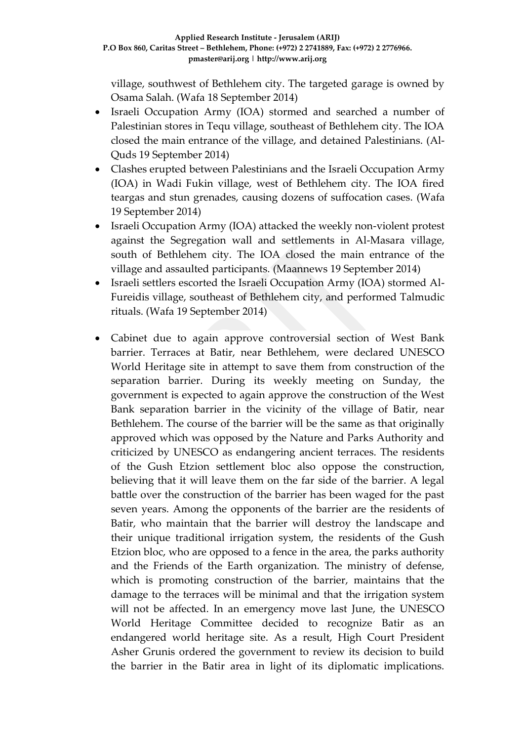village, southwest of Bethlehem city. The targeted garage is owned by Osama Salah. (Wafa 18 September 2014)

- Israeli Occupation Army (IOA) stormed and searched a number of Palestinian stores in Tequ village, southeast of Bethlehem city. The IOA closed the main entrance of the village, and detained Palestinians. (Al-Quds 19 September 2014)
- Clashes erupted between Palestinians and the Israeli Occupation Army (IOA) in Wadi Fukin village, west of Bethlehem city. The IOA fired teargas and stun grenades, causing dozens of suffocation cases. (Wafa 19 September 2014)
- Israeli Occupation Army (IOA) attacked the weekly non-violent protest against the Segregation wall and settlements in Al-Masara village, south of Bethlehem city. The IOA closed the main entrance of the village and assaulted participants. (Maannews 19 September 2014)
- Israeli settlers escorted the Israeli Occupation Army (IOA) stormed Al-Fureidis village, southeast of Bethlehem city, and performed Talmudic rituals. (Wafa 19 September 2014)

- Cabinet due to again approve controversial section of West Bank barrier. Terraces at Batir, near Bethlehem, were declared UNESCO World Heritage site in attempt to save them from construction of the separation barrier. During its weekly meeting on Sunday, the government is expected to again approve the construction of the West Bank separation barrier in the vicinity of the village of Batir, near Bethlehem. The course of the barrier will be the same as that originally approved which was opposed by the Nature and Parks Authority and criticized by UNESCO as endangering ancient terraces. The residents of the Gush Etzion settlement bloc also oppose the construction, believing that it will leave them on the far side of the barrier. A legal battle over the construction of the barrier has been waged for the past seven years. Among the opponents of the barrier are the residents of Batir, who maintain that the barrier will destroy the landscape and their unique traditional irrigation system, the residents of the Gush Etzion bloc, who are opposed to a fence in the area, the parks authority and the Friends of the Earth organization. The ministry of defense, which is promoting construction of the barrier, maintains that the damage to the terraces will be minimal and that the irrigation system will not be affected. In an emergency move last June, the UNESCO World Heritage Committee decided to recognize Batir as an endangered world heritage site. As a result, High Court President Asher Grunis ordered the government to review its decision to build the barrier in the Batir area in light of its diplomatic implications.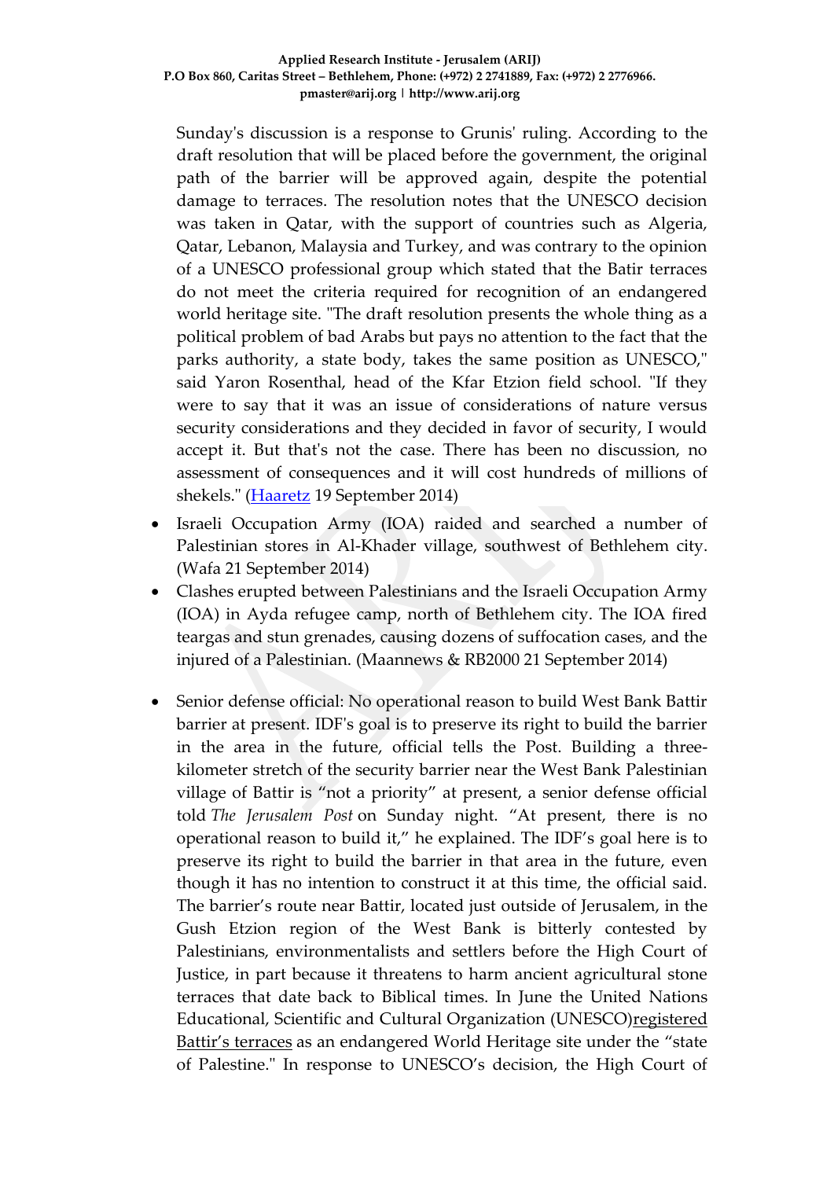Sunday's discussion is a response to Grunis' ruling. According to the draft resolution that will be placed before the government, the original path of the barrier will be approved again, despite the potential damage to terraces. The resolution notes that the UNESCO decision was taken in Qatar, with the support of countries such as Algeria, Qatar, Lebanon, Malaysia and Turkey, and was contrary to the opinion of a UNESCO professional group which stated that the Batir terraces do not meet the criteria required for recognition of an endangered world heritage site. "The draft resolution presents the whole thing as a political problem of bad Arabs but pays no attention to the fact that the parks authority, a state body, takes the same position as UNESCO," said Yaron Rosenthal, head of the Kfar Etzion field school. "If they were to say that it was an issue of considerations of nature versus security considerations and they decided in favor of security, I would accept it. But that's not the case. There has been no discussion, no assessment of consequences and it will cost hundreds of millions of shekels." (Haaretz 19 September 2014)

- Israeli Occupation Army (IOA) raided and searched a number of Palestinian stores in Al-Khader village, southwest of Bethlehem city. (Wafa 21 September 2014)
- Clashes erupted between Palestinians and the Israeli Occupation Army (IOA) in Ayda refugee camp, north of Bethlehem city. The IOA fired teargas and stun grenades, causing dozens of suffocation cases, and the injured of a Palestinian. (Maannews & RB2000 21 September 2014)

- Senior defense official: No operational reason to build West Bank Battir barrier at present. IDF's goal is to preserve its right to build the barrier in the area in the future, official tells the Post. Building a three-kilometer stretch of the security barrier near the West Bank Palestinian village of Battir is "not a priority" at present, a senior defense official told *The Jerusalem Post* on Sunday night. "At present, there is no operational reason to build it," he explained. The IDF's goal here is to preserve its right to build the barrier in that area in the future, even though it has no intention to construct it at this time, the official said. The barrier's route near Battir, located just outside of Jerusalem, in the Gush Etzion region of the West Bank is bitterly contested by Palestinians, environmentalists and settlers before the High Court of Justice, in part because it threatens to harm ancient agricultural stone terraces that date back to Biblical times. In June the United Nations Educational, Scientific and Cultural Organization (UNESCO)registered Battir's terraces as an endangered World Heritage site under the "state of Palestine." In response to UNESCO's decision, the High Court of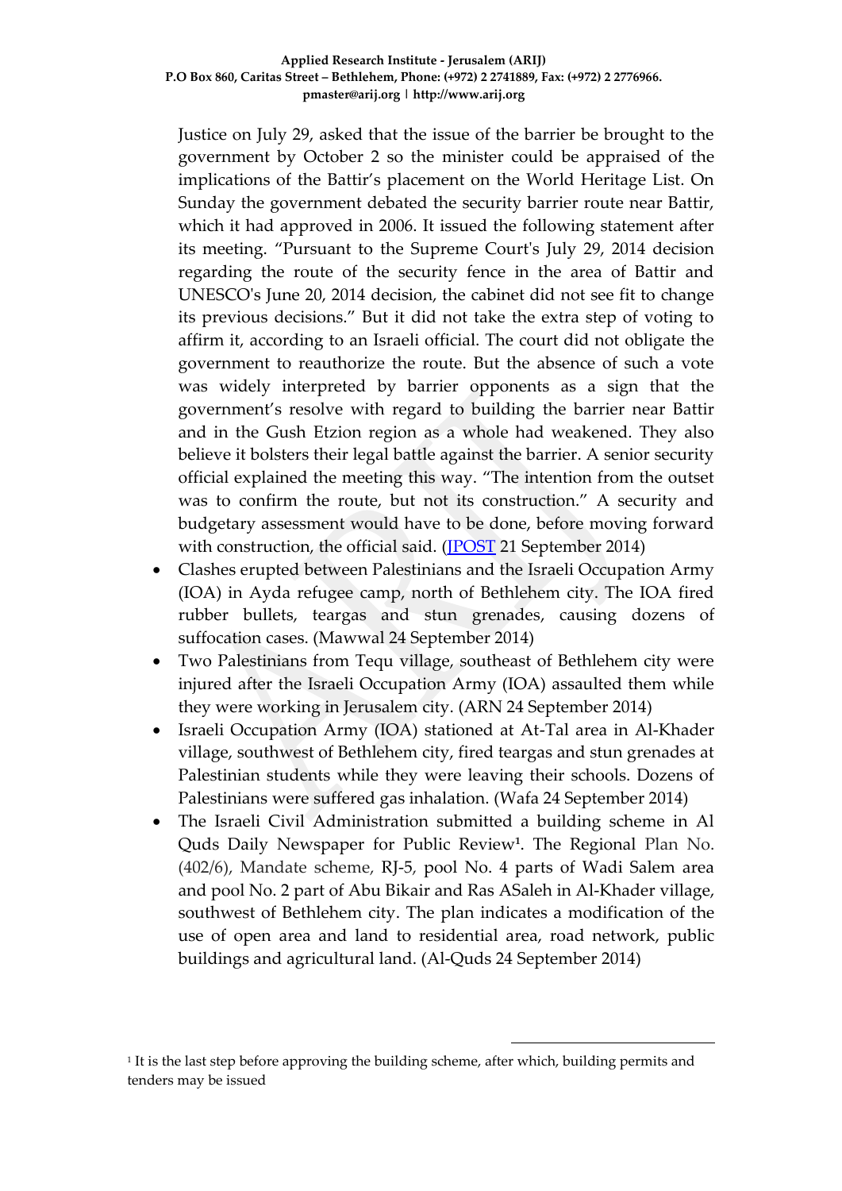Justice on July 29, asked that the issue of the barrier be brought to the government by October 2 so the minister could be appraised of the implications of the Battir's placement on the World Heritage List. On Sunday the government debated the security barrier route near Battir, which it had approved in 2006. It issued the following statement after its meeting. "Pursuant to the Supreme Court's July 29, 2014 decision regarding the route of the security fence in the area of Battir and UNESCO's June 20, 2014 decision, the cabinet did not see fit to change its previous decisions." But it did not take the extra step of voting to affirm it, according to an Israeli official. The court did not obligate the government to reauthorize the route. But the absence of such a vote was widely interpreted by barrier opponents as a sign that the government's resolve with regard to building the barrier near Battir and in the Gush Etzion region as a whole had weakened. They also believe it bolsters their legal battle against the barrier. A senior security official explained the meeting this way. "The intention from the outset was to confirm the route, but not its construction." A security and budgetary assessment would have to be done, before moving forward with construction, the official said. (JPOST 21 September 2014)

- Clashes erupted between Palestinians and the Israeli Occupation Army (IOA) in Ayda refugee camp, north of Bethlehem city. The IOA fired rubber bullets, teargas and stun grenades, causing dozens of suffocation cases. (Mawwal 24 September 2014)
- Two Palestinians from Tequ village, southeast of Bethlehem city were injured after the Israeli Occupation Army (IOA) assaulted them while they were working in Jerusalem city. (ARN 24 September 2014)
- Israeli Occupation Army (IOA) stationed at At-Tal area in Al-Khader village, southwest of Bethlehem city, fired teargas and stun grenades at Palestinian students while they were leaving their schools. Dozens of Palestinians were suffered gas inhalation. (Wafa 24 September 2014)
- The Israeli Civil Administration submitted a building scheme in Al Quds Daily Newspaper for Public Review[1]. The Regional Plan No. (402/6), Mandate scheme, RJ-5, pool No. 4 parts of Wadi Salem area and pool No. 2 part of Abu Bikair and Ras ASaleh in Al-Khader village, southwest of Bethlehem city. The plan indicates a modification of the use of open area and land to residential area, road network, public buildings and agricultural land. (Al-Quds 24 September 2014)

---

[1] It is the last step before approving the building scheme, after which, building permits and tenders may be issued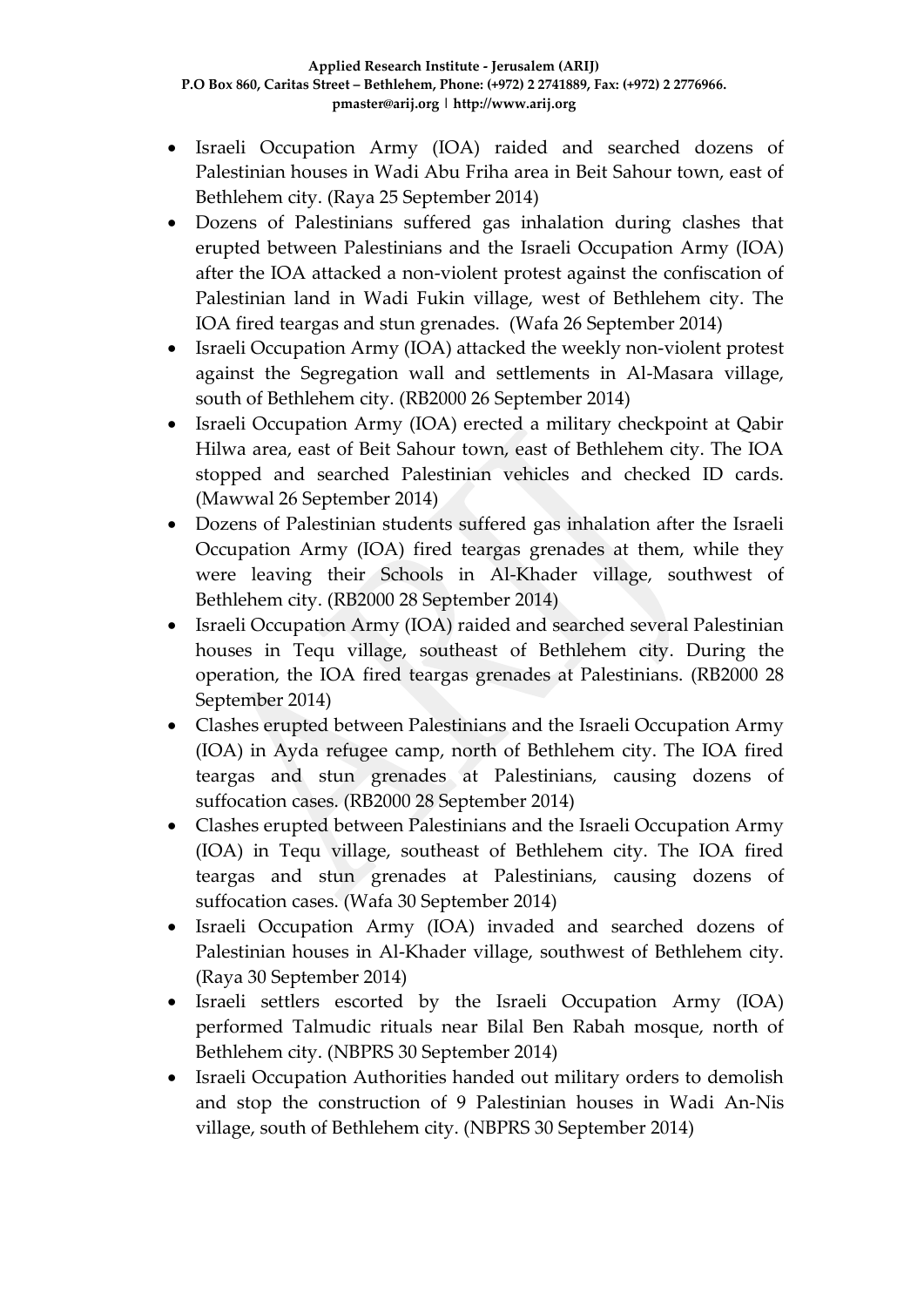- Israeli Occupation Army (IOA) raided and searched dozens of Palestinian houses in Wadi Abu Friha area in Beit Sahour town, east of Bethlehem city. (Raya 25 September 2014)
- Dozens of Palestinians suffered gas inhalation during clashes that erupted between Palestinians and the Israeli Occupation Army (IOA) after the IOA attacked a non-violent protest against the confiscation of Palestinian land in Wadi Fukin village, west of Bethlehem city. The IOA fired teargas and stun grenades. (Wafa 26 September 2014)
- Israeli Occupation Army (IOA) attacked the weekly non-violent protest against the Segregation wall and settlements in Al-Masara village, south of Bethlehem city. (RB2000 26 September 2014)
- Israeli Occupation Army (IOA) erected a military checkpoint at Qabir Hilwa area, east of Beit Sahour town, east of Bethlehem city. The IOA stopped and searched Palestinian vehicles and checked ID cards. (Mawwal 26 September 2014)
- Dozens of Palestinian students suffered gas inhalation after the Israeli Occupation Army (IOA) fired teargas grenades at them, while they were leaving their Schools in Al-Khader village, southwest of Bethlehem city. (RB2000 28 September 2014)
- Israeli Occupation Army (IOA) raided and searched several Palestinian houses in Tequ village, southeast of Bethlehem city. During the operation, the IOA fired teargas grenades at Palestinians. (RB2000 28 September 2014)
- Clashes erupted between Palestinians and the Israeli Occupation Army (IOA) in Ayda refugee camp, north of Bethlehem city. The IOA fired teargas and stun grenades at Palestinians, causing dozens of suffocation cases. (RB2000 28 September 2014)
- Clashes erupted between Palestinians and the Israeli Occupation Army (IOA) in Tequ village, southeast of Bethlehem city. The IOA fired teargas and stun grenades at Palestinians, causing dozens of suffocation cases. (Wafa 30 September 2014)
- Israeli Occupation Army (IOA) invaded and searched dozens of Palestinian houses in Al-Khader village, southwest of Bethlehem city. (Raya 30 September 2014)
- Israeli settlers escorted by the Israeli Occupation Army (IOA) performed Talmudic rituals near Bilal Ben Rabah mosque, north of Bethlehem city. (NBPRS 30 September 2014)
- Israeli Occupation Authorities handed out military orders to demolish and stop the construction of 9 Palestinian houses in Wadi An-Nis village, south of Bethlehem city. (NBPRS 30 September 2014)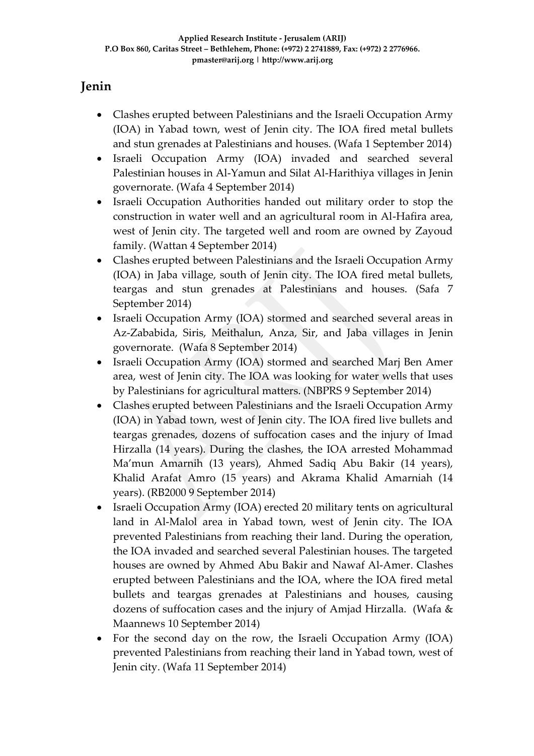## Jenin

- Clashes erupted between Palestinians and the Israeli Occupation Army (IOA) in Yabad town, west of Jenin city. The IOA fired metal bullets and stun grenades at Palestinians and houses. (Wafa 1 September 2014)
- Israeli Occupation Army (IOA) invaded and searched several Palestinian houses in Al-Yamun and Silat Al-Harithiya villages in Jenin governorate. (Wafa 4 September 2014)
- Israeli Occupation Authorities handed out military order to stop the construction in water well and an agricultural room in Al-Hafira area, west of Jenin city. The targeted well and room are owned by Zayoud family. (Wattan 4 September 2014)
- Clashes erupted between Palestinians and the Israeli Occupation Army (IOA) in Jaba village, south of Jenin city. The IOA fired metal bullets, teargas and stun grenades at Palestinians and houses. (Safa 7 September 2014)
- Israeli Occupation Army (IOA) stormed and searched several areas in Az-Zababida, Siris, Meithalun, Anza, Sir, and Jaba villages in Jenin governorate. (Wafa 8 September 2014)
- Israeli Occupation Army (IOA) stormed and searched Marj Ben Amer area, west of Jenin city. The IOA was looking for water wells that uses by Palestinians for agricultural matters. (NBPRS 9 September 2014)
- Clashes erupted between Palestinians and the Israeli Occupation Army (IOA) in Yabad town, west of Jenin city. The IOA fired live bullets and teargas grenades, dozens of suffocation cases and the injury of Imad Hirzalla (14 years). During the clashes, the IOA arrested Mohammad Ma'mun Amarnih (13 years), Ahmed Sadiq Abu Bakir (14 years), Khalid Arafat Amro (15 years) and Akrama Khalid Amarniah (14 years). (RB2000 9 September 2014)
- Israeli Occupation Army (IOA) erected 20 military tents on agricultural land in Al-Malol area in Yabad town, west of Jenin city. The IOA prevented Palestinians from reaching their land. During the operation, the IOA invaded and searched several Palestinian houses. The targeted houses are owned by Ahmed Abu Bakir and Nawaf Al-Amer. Clashes erupted between Palestinians and the IOA, where the IOA fired metal bullets and teargas grenades at Palestinians and houses, causing dozens of suffocation cases and the injury of Amjad Hirzalla. (Wafa & Maannews 10 September 2014)
- For the second day on the row, the Israeli Occupation Army (IOA) prevented Palestinians from reaching their land in Yabad town, west of Jenin city. (Wafa 11 September 2014)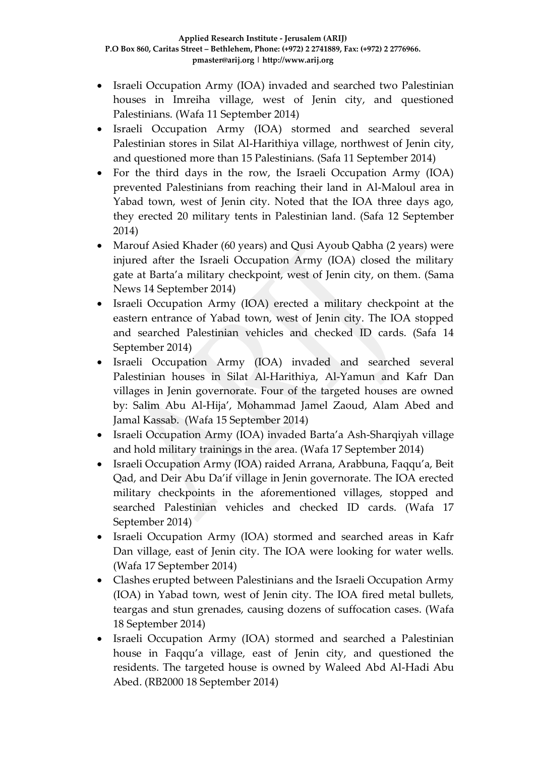- Israeli Occupation Army (IOA) invaded and searched two Palestinian houses in Imreiha village, west of Jenin city, and questioned Palestinians. (Wafa 11 September 2014)
- Israeli Occupation Army (IOA) stormed and searched several Palestinian stores in Silat Al-Harithiya village, northwest of Jenin city, and questioned more than 15 Palestinians. (Safa 11 September 2014)
- For the third days in the row, the Israeli Occupation Army (IOA) prevented Palestinians from reaching their land in Al-Maloul area in Yabad town, west of Jenin city. Noted that the IOA three days ago, they erected 20 military tents in Palestinian land. (Safa 12 September 2014)
- Marouf Asied Khader (60 years) and Qusi Ayoub Qabha (2 years) were injured after the Israeli Occupation Army (IOA) closed the military gate at Barta'a military checkpoint, west of Jenin city, on them. (Sama News 14 September 2014)
- Israeli Occupation Army (IOA) erected a military checkpoint at the eastern entrance of Yabad town, west of Jenin city. The IOA stopped and searched Palestinian vehicles and checked ID cards. (Safa 14 September 2014)
- Israeli Occupation Army (IOA) invaded and searched several Palestinian houses in Silat Al-Harithiya, Al-Yamun and Kafr Dan villages in Jenin governorate. Four of the targeted houses are owned by: Salim Abu Al-Hija', Mohammad Jamel Zaoud, Alam Abed and Jamal Kassab. (Wafa 15 September 2014)
- Israeli Occupation Army (IOA) invaded Barta'a Ash-Sharqiyah village and hold military trainings in the area. (Wafa 17 September 2014)
- Israeli Occupation Army (IOA) raided Arrana, Arabbuna, Faqqu'a, Beit Qad, and Deir Abu Da'if village in Jenin governorate. The IOA erected military checkpoints in the aforementioned villages, stopped and searched Palestinian vehicles and checked ID cards. (Wafa 17 September 2014)
- Israeli Occupation Army (IOA) stormed and searched areas in Kafr Dan village, east of Jenin city. The IOA were looking for water wells. (Wafa 17 September 2014)
- Clashes erupted between Palestinians and the Israeli Occupation Army (IOA) in Yabad town, west of Jenin city. The IOA fired metal bullets, teargas and stun grenades, causing dozens of suffocation cases. (Wafa 18 September 2014)
- Israeli Occupation Army (IOA) stormed and searched a Palestinian house in Faqqu'a village, east of Jenin city, and questioned the residents. The targeted house is owned by Waleed Abd Al-Hadi Abu Abed. (RB2000 18 September 2014)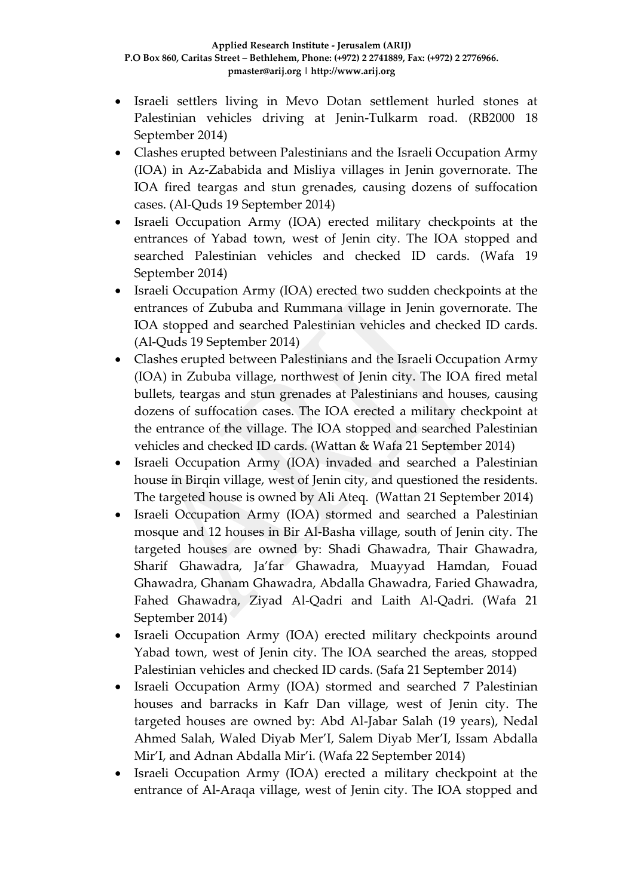- Israeli settlers living in Mevo Dotan settlement hurled stones at Palestinian vehicles driving at Jenin-Tulkarm road. (RB2000 18 September 2014)
- Clashes erupted between Palestinians and the Israeli Occupation Army (IOA) in Az-Zababida and Misliya villages in Jenin governorate. The IOA fired teargas and stun grenades, causing dozens of suffocation cases. (Al-Quds 19 September 2014)
- Israeli Occupation Army (IOA) erected military checkpoints at the entrances of Yabad town, west of Jenin city. The IOA stopped and searched Palestinian vehicles and checked ID cards. (Wafa 19 September 2014)
- Israeli Occupation Army (IOA) erected two sudden checkpoints at the entrances of Zububa and Rummana village in Jenin governorate. The IOA stopped and searched Palestinian vehicles and checked ID cards. (Al-Quds 19 September 2014)
- Clashes erupted between Palestinians and the Israeli Occupation Army (IOA) in Zububa village, northwest of Jenin city. The IOA fired metal bullets, teargas and stun grenades at Palestinians and houses, causing dozens of suffocation cases. The IOA erected a military checkpoint at the entrance of the village. The IOA stopped and searched Palestinian vehicles and checked ID cards. (Wattan & Wafa 21 September 2014)
- Israeli Occupation Army (IOA) invaded and searched a Palestinian house in Birqin village, west of Jenin city, and questioned the residents. The targeted house is owned by Ali Ateq. (Wattan 21 September 2014)
- Israeli Occupation Army (IOA) stormed and searched a Palestinian mosque and 12 houses in Bir Al-Basha village, south of Jenin city. The targeted houses are owned by: Shadi Ghawadra, Thair Ghawadra, Sharif Ghawadra, Ja'far Ghawadra, Muayyad Hamdan, Fouad Ghawadra, Ghanam Ghawadra, Abdalla Ghawadra, Faried Ghawadra, Fahed Ghawadra, Ziyad Al-Qadri and Laith Al-Qadri. (Wafa 21 September 2014)
- Israeli Occupation Army (IOA) erected military checkpoints around Yabad town, west of Jenin city. The IOA searched the areas, stopped Palestinian vehicles and checked ID cards. (Safa 21 September 2014)
- Israeli Occupation Army (IOA) stormed and searched 7 Palestinian houses and barracks in Kafr Dan village, west of Jenin city. The targeted houses are owned by: Abd Al-Jabar Salah (19 years), Nedal Ahmed Salah, Waled Diyab Mer'I, Salem Diyab Mer'I, Issam Abdalla Mir'I, and Adnan Abdalla Mir'i. (Wafa 22 September 2014)
- Israeli Occupation Army (IOA) erected a military checkpoint at the entrance of Al-Araqa village, west of Jenin city. The IOA stopped and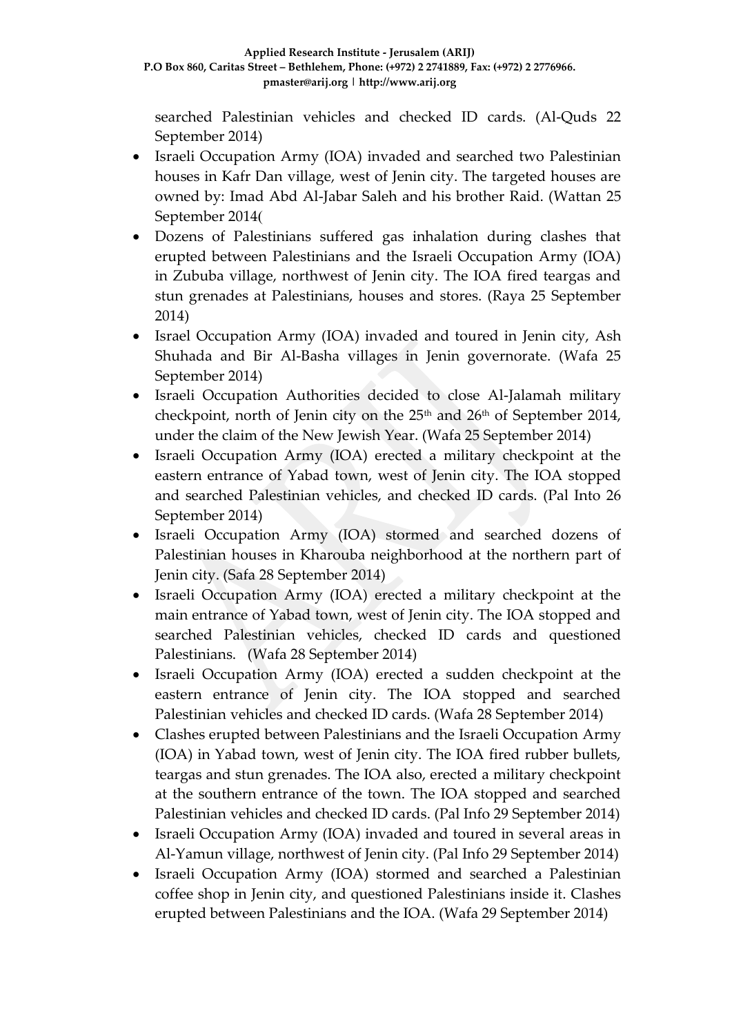searched Palestinian vehicles and checked ID cards. (Al-Quds 22 September 2014)

- Israeli Occupation Army (IOA) invaded and searched two Palestinian houses in Kafr Dan village, west of Jenin city. The targeted houses are owned by: Imad Abd Al-Jabar Saleh and his brother Raid. (Wattan 25 September 2014(
- Dozens of Palestinians suffered gas inhalation during clashes that erupted between Palestinians and the Israeli Occupation Army (IOA) in Zububa village, northwest of Jenin city. The IOA fired teargas and stun grenades at Palestinians, houses and stores. (Raya 25 September 2014)
- Israel Occupation Army (IOA) invaded and toured in Jenin city, Ash Shuhada and Bir Al-Basha villages in Jenin governorate. (Wafa 25 September 2014)
- Israeli Occupation Authorities decided to close Al-Jalamah military checkpoint, north of Jenin city on the 25th and 26th of September 2014, under the claim of the New Jewish Year. (Wafa 25 September 2014)
- Israeli Occupation Army (IOA) erected a military checkpoint at the eastern entrance of Yabad town, west of Jenin city. The IOA stopped and searched Palestinian vehicles, and checked ID cards. (Pal Into 26 September 2014)
- Israeli Occupation Army (IOA) stormed and searched dozens of Palestinian houses in Kharouba neighborhood at the northern part of Jenin city. (Safa 28 September 2014)
- Israeli Occupation Army (IOA) erected a military checkpoint at the main entrance of Yabad town, west of Jenin city. The IOA stopped and searched Palestinian vehicles, checked ID cards and questioned Palestinians. (Wafa 28 September 2014)
- Israeli Occupation Army (IOA) erected a sudden checkpoint at the eastern entrance of Jenin city. The IOA stopped and searched Palestinian vehicles and checked ID cards. (Wafa 28 September 2014)
- Clashes erupted between Palestinians and the Israeli Occupation Army (IOA) in Yabad town, west of Jenin city. The IOA fired rubber bullets, teargas and stun grenades. The IOA also, erected a military checkpoint at the southern entrance of the town. The IOA stopped and searched Palestinian vehicles and checked ID cards. (Pal Info 29 September 2014)
- Israeli Occupation Army (IOA) invaded and toured in several areas in Al-Yamun village, northwest of Jenin city. (Pal Info 29 September 2014)
- Israeli Occupation Army (IOA) stormed and searched a Palestinian coffee shop in Jenin city, and questioned Palestinians inside it. Clashes erupted between Palestinians and the IOA. (Wafa 29 September 2014)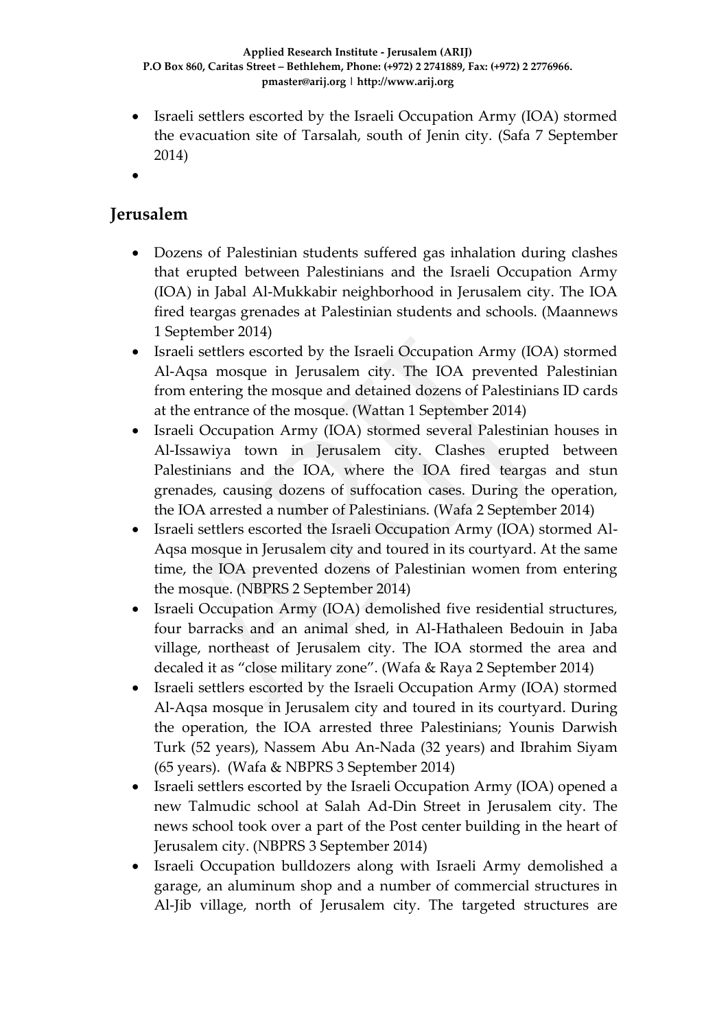- Israeli settlers escorted by the Israeli Occupation Army (IOA) stormed the evacuation site of Tarsalah, south of Jenin city. (Safa 7 September 2014)
- 

## Jerusalem

- Dozens of Palestinian students suffered gas inhalation during clashes that erupted between Palestinians and the Israeli Occupation Army (IOA) in Jabal Al-Mukkabir neighborhood in Jerusalem city. The IOA fired teargas grenades at Palestinian students and schools. (Maannews 1 September 2014)
- Israeli settlers escorted by the Israeli Occupation Army (IOA) stormed Al-Aqsa mosque in Jerusalem city. The IOA prevented Palestinian from entering the mosque and detained dozens of Palestinians ID cards at the entrance of the mosque. (Wattan 1 September 2014)
- Israeli Occupation Army (IOA) stormed several Palestinian houses in Al-Issawiya town in Jerusalem city. Clashes erupted between Palestinians and the IOA, where the IOA fired teargas and stun grenades, causing dozens of suffocation cases. During the operation, the IOA arrested a number of Palestinians. (Wafa 2 September 2014)
- Israeli settlers escorted the Israeli Occupation Army (IOA) stormed Al-Aqsa mosque in Jerusalem city and toured in its courtyard. At the same time, the IOA prevented dozens of Palestinian women from entering the mosque. (NBPRS 2 September 2014)
- Israeli Occupation Army (IOA) demolished five residential structures, four barracks and an animal shed, in Al-Hathaleen Bedouin in Jaba village, northeast of Jerusalem city. The IOA stormed the area and decaled it as "close military zone". (Wafa & Raya 2 September 2014)
- Israeli settlers escorted by the Israeli Occupation Army (IOA) stormed Al-Aqsa mosque in Jerusalem city and toured in its courtyard. During the operation, the IOA arrested three Palestinians; Younis Darwish Turk (52 years), Nassem Abu An-Nada (32 years) and Ibrahim Siyam (65 years). (Wafa & NBPRS 3 September 2014)
- Israeli settlers escorted by the Israeli Occupation Army (IOA) opened a new Talmudic school at Salah Ad-Din Street in Jerusalem city. The news school took over a part of the Post center building in the heart of Jerusalem city. (NBPRS 3 September 2014)
- Israeli Occupation bulldozers along with Israeli Army demolished a garage, an aluminum shop and a number of commercial structures in Al-Jib village, north of Jerusalem city. The targeted structures are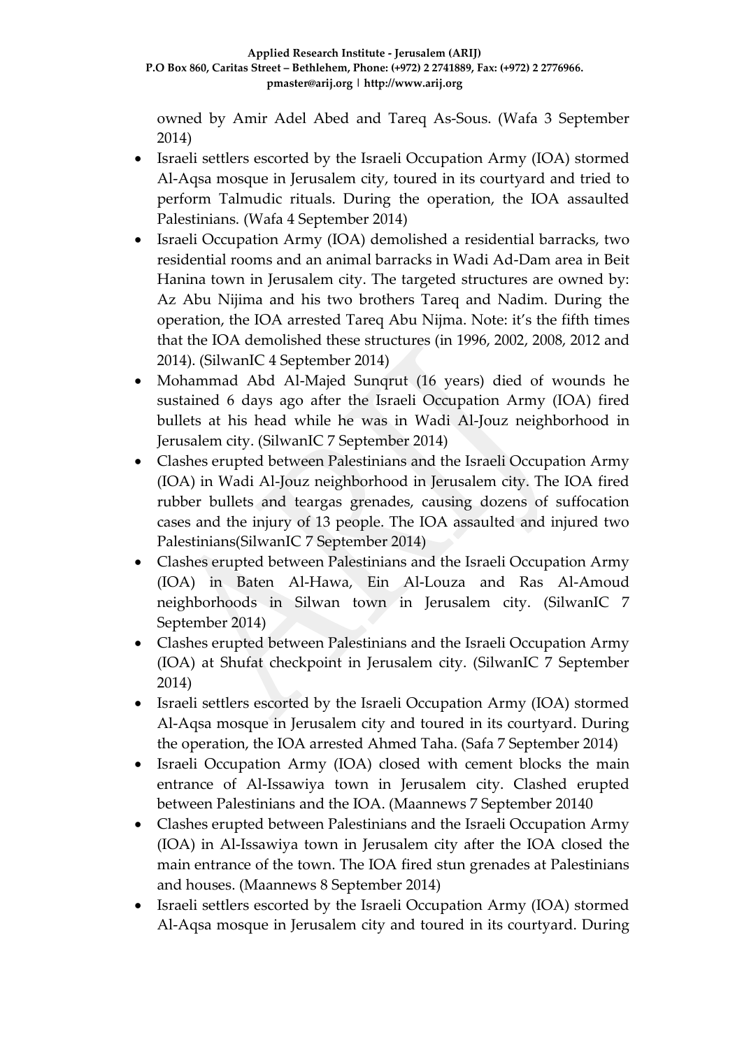owned by Amir Adel Abed and Tareq As-Sous. (Wafa 3 September 2014)

- Israeli settlers escorted by the Israeli Occupation Army (IOA) stormed Al-Aqsa mosque in Jerusalem city, toured in its courtyard and tried to perform Talmudic rituals. During the operation, the IOA assaulted Palestinians. (Wafa 4 September 2014)
- Israeli Occupation Army (IOA) demolished a residential barracks, two residential rooms and an animal barracks in Wadi Ad-Dam area in Beit Hanina town in Jerusalem city. The targeted structures are owned by: Az Abu Nijima and his two brothers Tareq and Nadim. During the operation, the IOA arrested Tareq Abu Nijma. Note: it's the fifth times that the IOA demolished these structures (in 1996, 2002, 2008, 2012 and 2014). (SilwanIC 4 September 2014)
- Mohammad Abd Al-Majed Sunqrut (16 years) died of wounds he sustained 6 days ago after the Israeli Occupation Army (IOA) fired bullets at his head while he was in Wadi Al-Jouz neighborhood in Jerusalem city. (SilwanIC 7 September 2014)
- Clashes erupted between Palestinians and the Israeli Occupation Army (IOA) in Wadi Al-Jouz neighborhood in Jerusalem city. The IOA fired rubber bullets and teargas grenades, causing dozens of suffocation cases and the injury of 13 people. The IOA assaulted and injured two Palestinians(SilwanIC 7 September 2014)
- Clashes erupted between Palestinians and the Israeli Occupation Army (IOA) in Baten Al-Hawa, Ein Al-Louza and Ras Al-Amoud neighborhoods in Silwan town in Jerusalem city. (SilwanIC 7 September 2014)
- Clashes erupted between Palestinians and the Israeli Occupation Army (IOA) at Shufat checkpoint in Jerusalem city. (SilwanIC 7 September 2014)
- Israeli settlers escorted by the Israeli Occupation Army (IOA) stormed Al-Aqsa mosque in Jerusalem city and toured in its courtyard. During the operation, the IOA arrested Ahmed Taha. (Safa 7 September 2014)
- Israeli Occupation Army (IOA) closed with cement blocks the main entrance of Al-Issawiya town in Jerusalem city. Clashed erupted between Palestinians and the IOA. (Maannews 7 September 20140
- Clashes erupted between Palestinians and the Israeli Occupation Army (IOA) in Al-Issawiya town in Jerusalem city after the IOA closed the main entrance of the town. The IOA fired stun grenades at Palestinians and houses. (Maannews 8 September 2014)
- Israeli settlers escorted by the Israeli Occupation Army (IOA) stormed Al-Aqsa mosque in Jerusalem city and toured in its courtyard. During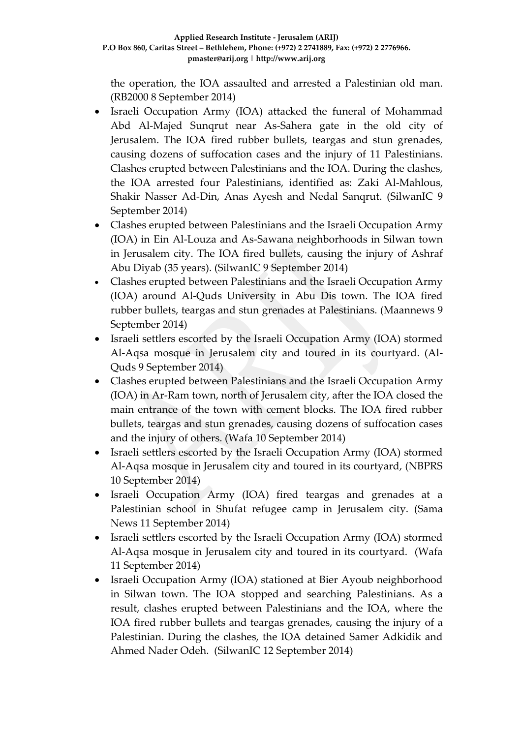the operation, the IOA assaulted and arrested a Palestinian old man. (RB2000 8 September 2014)

- Israeli Occupation Army (IOA) attacked the funeral of Mohammad Abd Al-Majed Sunqrut near As-Sahera gate in the old city of Jerusalem. The IOA fired rubber bullets, teargas and stun grenades, causing dozens of suffocation cases and the injury of 11 Palestinians. Clashes erupted between Palestinians and the IOA. During the clashes, the IOA arrested four Palestinians, identified as: Zaki Al-Mahlous, Shakir Nasser Ad-Din, Anas Ayesh and Nedal Sanqrut. (SilwanIC 9 September 2014)
- Clashes erupted between Palestinians and the Israeli Occupation Army (IOA) in Ein Al-Louza and As-Sawana neighborhoods in Silwan town in Jerusalem city. The IOA fired bullets, causing the injury of Ashraf Abu Diyab (35 years). (SilwanIC 9 September 2014)
- Clashes erupted between Palestinians and the Israeli Occupation Army (IOA) around Al-Quds University in Abu Dis town. The IOA fired rubber bullets, teargas and stun grenades at Palestinians. (Maannews 9 September 2014)
- Israeli settlers escorted by the Israeli Occupation Army (IOA) stormed Al-Aqsa mosque in Jerusalem city and toured in its courtyard. (Al-Quds 9 September 2014)
- Clashes erupted between Palestinians and the Israeli Occupation Army (IOA) in Ar-Ram town, north of Jerusalem city, after the IOA closed the main entrance of the town with cement blocks. The IOA fired rubber bullets, teargas and stun grenades, causing dozens of suffocation cases and the injury of others. (Wafa 10 September 2014)
- Israeli settlers escorted by the Israeli Occupation Army (IOA) stormed Al-Aqsa mosque in Jerusalem city and toured in its courtyard, (NBPRS 10 September 2014)
- Israeli Occupation Army (IOA) fired teargas and grenades at a Palestinian school in Shufat refugee camp in Jerusalem city. (Sama News 11 September 2014)
- Israeli settlers escorted by the Israeli Occupation Army (IOA) stormed Al-Aqsa mosque in Jerusalem city and toured in its courtyard. (Wafa 11 September 2014)
- Israeli Occupation Army (IOA) stationed at Bier Ayoub neighborhood in Silwan town. The IOA stopped and searching Palestinians. As a result, clashes erupted between Palestinians and the IOA, where the IOA fired rubber bullets and teargas grenades, causing the injury of a Palestinian. During the clashes, the IOA detained Samer Adkidik and Ahmed Nader Odeh. (SilwanIC 12 September 2014)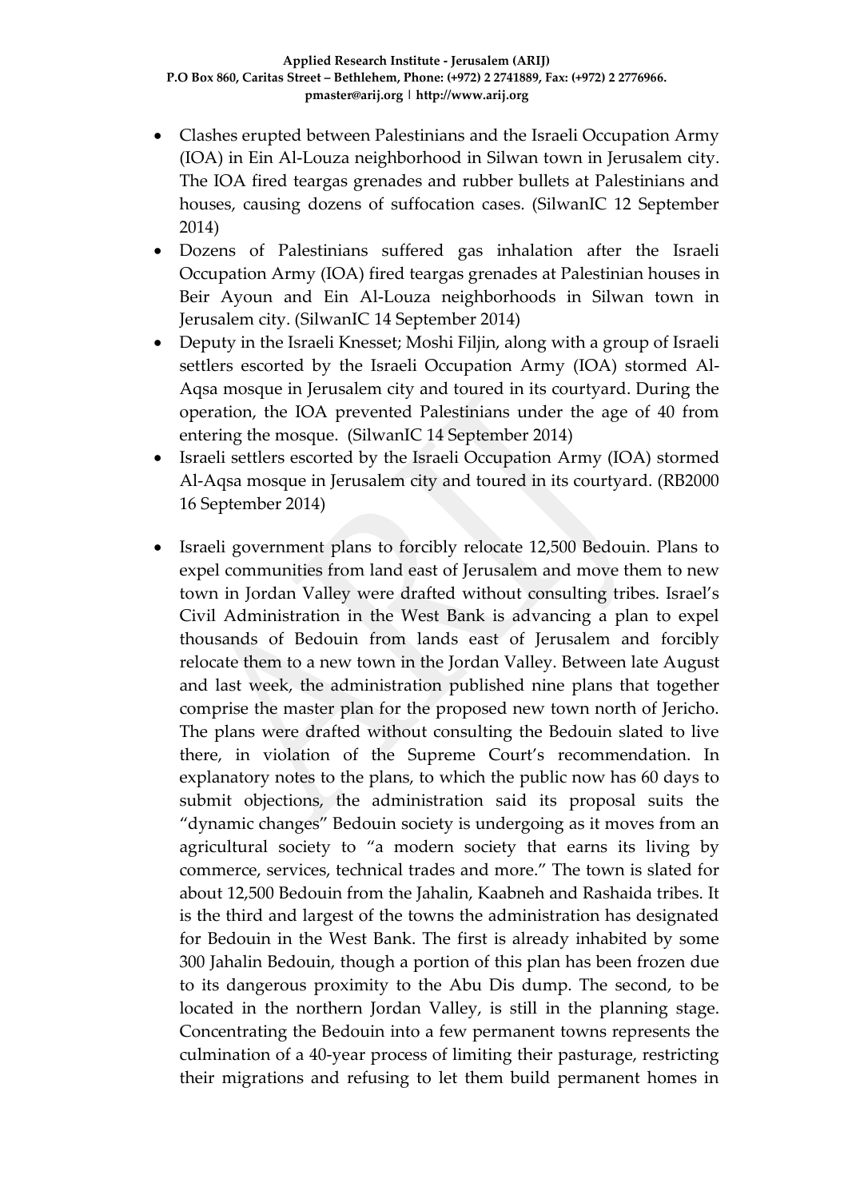- Clashes erupted between Palestinians and the Israeli Occupation Army (IOA) in Ein Al-Louza neighborhood in Silwan town in Jerusalem city. The IOA fired teargas grenades and rubber bullets at Palestinians and houses, causing dozens of suffocation cases. (SilwanIC 12 September 2014)
- Dozens of Palestinians suffered gas inhalation after the Israeli Occupation Army (IOA) fired teargas grenades at Palestinian houses in Beir Ayoun and Ein Al-Louza neighborhoods in Silwan town in Jerusalem city. (SilwanIC 14 September 2014)
- Deputy in the Israeli Knesset; Moshi Filjin, along with a group of Israeli settlers escorted by the Israeli Occupation Army (IOA) stormed Al-Aqsa mosque in Jerusalem city and toured in its courtyard. During the operation, the IOA prevented Palestinians under the age of 40 from entering the mosque. (SilwanIC 14 September 2014)
- Israeli settlers escorted by the Israeli Occupation Army (IOA) stormed Al-Aqsa mosque in Jerusalem city and toured in its courtyard. (RB2000 16 September 2014)
- Israeli government plans to forcibly relocate 12,500 Bedouin. Plans to expel communities from land east of Jerusalem and move them to new town in Jordan Valley were drafted without consulting tribes. Israel's Civil Administration in the West Bank is advancing a plan to expel thousands of Bedouin from lands east of Jerusalem and forcibly relocate them to a new town in the Jordan Valley. Between late August and last week, the administration published nine plans that together comprise the master plan for the proposed new town north of Jericho. The plans were drafted without consulting the Bedouin slated to live there, in violation of the Supreme Court's recommendation. In explanatory notes to the plans, to which the public now has 60 days to submit objections, the administration said its proposal suits the "dynamic changes" Bedouin society is undergoing as it moves from an agricultural society to "a modern society that earns its living by commerce, services, technical trades and more." The town is slated for about 12,500 Bedouin from the Jahalin, Kaabneh and Rashaida tribes. It is the third and largest of the towns the administration has designated for Bedouin in the West Bank. The first is already inhabited by some 300 Jahalin Bedouin, though a portion of this plan has been frozen due to its dangerous proximity to the Abu Dis dump. The second, to be located in the northern Jordan Valley, is still in the planning stage. Concentrating the Bedouin into a few permanent towns represents the culmination of a 40-year process of limiting their pasturage, restricting their migrations and refusing to let them build permanent homes in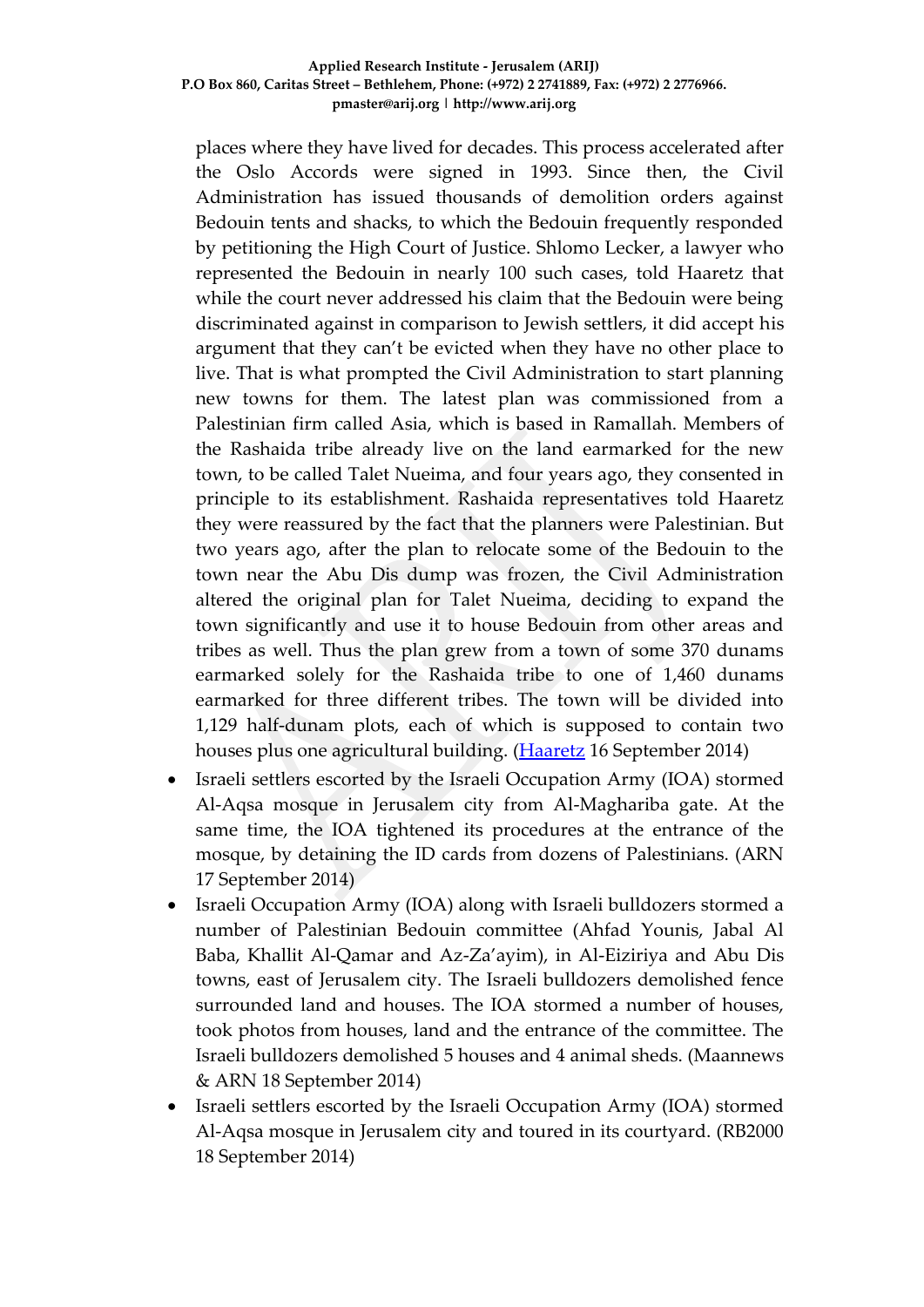places where they have lived for decades. This process accelerated after the Oslo Accords were signed in 1993. Since then, the Civil Administration has issued thousands of demolition orders against Bedouin tents and shacks, to which the Bedouin frequently responded by petitioning the High Court of Justice. Shlomo Lecker, a lawyer who represented the Bedouin in nearly 100 such cases, told Haaretz that while the court never addressed his claim that the Bedouin were being discriminated against in comparison to Jewish settlers, it did accept his argument that they can't be evicted when they have no other place to live. That is what prompted the Civil Administration to start planning new towns for them. The latest plan was commissioned from a Palestinian firm called Asia, which is based in Ramallah. Members of the Rashaida tribe already live on the land earmarked for the new town, to be called Talet Nueima, and four years ago, they consented in principle to its establishment. Rashaida representatives told Haaretz they were reassured by the fact that the planners were Palestinian. But two years ago, after the plan to relocate some of the Bedouin to the town near the Abu Dis dump was frozen, the Civil Administration altered the original plan for Talet Nueima, deciding to expand the town significantly and use it to house Bedouin from other areas and tribes as well. Thus the plan grew from a town of some 370 dunams earmarked solely for the Rashaida tribe to one of 1,460 dunams earmarked for three different tribes. The town will be divided into 1,129 half-dunam plots, each of which is supposed to contain two houses plus one agricultural building. (Haaretz 16 September 2014)

- Israeli settlers escorted by the Israeli Occupation Army (IOA) stormed Al-Aqsa mosque in Jerusalem city from Al-Maghariba gate. At the same time, the IOA tightened its procedures at the entrance of the mosque, by detaining the ID cards from dozens of Palestinians. (ARN 17 September 2014)
- Israeli Occupation Army (IOA) along with Israeli bulldozers stormed a number of Palestinian Bedouin committee (Ahfad Younis, Jabal Al Baba, Khallit Al-Qamar and Az-Za'ayim), in Al-Eiziriya and Abu Dis towns, east of Jerusalem city. The Israeli bulldozers demolished fence surrounded land and houses. The IOA stormed a number of houses, took photos from houses, land and the entrance of the committee. The Israeli bulldozers demolished 5 houses and 4 animal sheds. (Maannews & ARN 18 September 2014)
- Israeli settlers escorted by the Israeli Occupation Army (IOA) stormed Al-Aqsa mosque in Jerusalem city and toured in its courtyard. (RB2000 18 September 2014)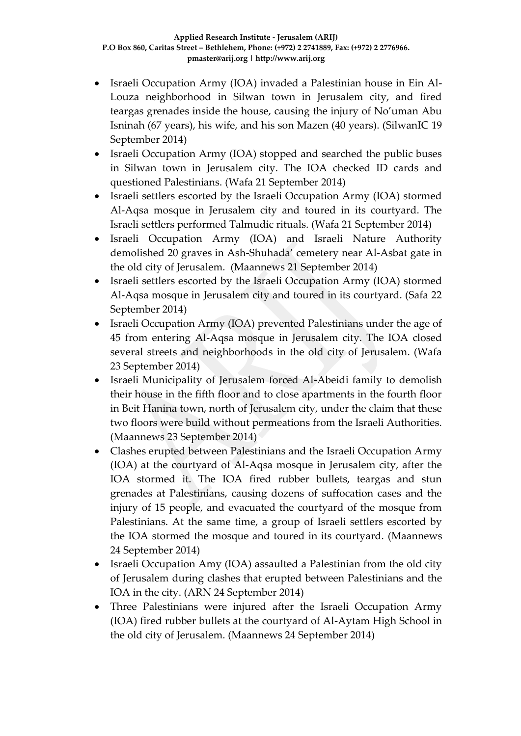- Israeli Occupation Army (IOA) invaded a Palestinian house in Ein Al-Louza neighborhood in Silwan town in Jerusalem city, and fired teargas grenades inside the house, causing the injury of No'uman Abu Isninah (67 years), his wife, and his son Mazen (40 years). (SilwanIC 19 September 2014)
- Israeli Occupation Army (IOA) stopped and searched the public buses in Silwan town in Jerusalem city. The IOA checked ID cards and questioned Palestinians. (Wafa 21 September 2014)
- Israeli settlers escorted by the Israeli Occupation Army (IOA) stormed Al-Aqsa mosque in Jerusalem city and toured in its courtyard. The Israeli settlers performed Talmudic rituals. (Wafa 21 September 2014)
- Israeli Occupation Army (IOA) and Israeli Nature Authority demolished 20 graves in Ash-Shuhada' cemetery near Al-Asbat gate in the old city of Jerusalem. (Maannews 21 September 2014)
- Israeli settlers escorted by the Israeli Occupation Army (IOA) stormed Al-Aqsa mosque in Jerusalem city and toured in its courtyard. (Safa 22 September 2014)
- Israeli Occupation Army (IOA) prevented Palestinians under the age of 45 from entering Al-Aqsa mosque in Jerusalem city. The IOA closed several streets and neighborhoods in the old city of Jerusalem. (Wafa 23 September 2014)
- Israeli Municipality of Jerusalem forced Al-Abeidi family to demolish their house in the fifth floor and to close apartments in the fourth floor in Beit Hanina town, north of Jerusalem city, under the claim that these two floors were build without permeations from the Israeli Authorities. (Maannews 23 September 2014)
- Clashes erupted between Palestinians and the Israeli Occupation Army (IOA) at the courtyard of Al-Aqsa mosque in Jerusalem city, after the IOA stormed it. The IOA fired rubber bullets, teargas and stun grenades at Palestinians, causing dozens of suffocation cases and the injury of 15 people, and evacuated the courtyard of the mosque from Palestinians. At the same time, a group of Israeli settlers escorted by the IOA stormed the mosque and toured in its courtyard. (Maannews 24 September 2014)
- Israeli Occupation Amy (IOA) assaulted a Palestinian from the old city of Jerusalem during clashes that erupted between Palestinians and the IOA in the city. (ARN 24 September 2014)
- Three Palestinians were injured after the Israeli Occupation Army (IOA) fired rubber bullets at the courtyard of Al-Aytam High School in the old city of Jerusalem. (Maannews 24 September 2014)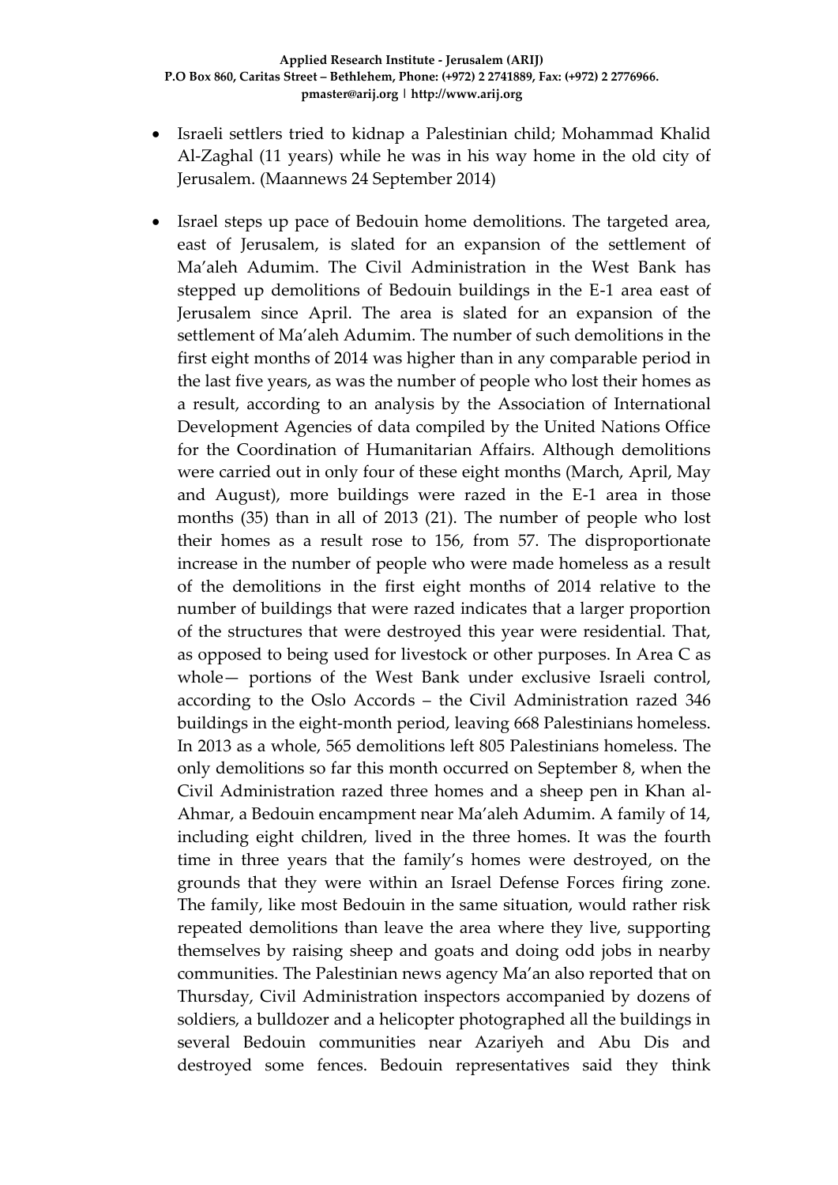- Israeli settlers tried to kidnap a Palestinian child; Mohammad Khalid Al-Zaghal (11 years) while he was in his way home in the old city of Jerusalem. (Maannews 24 September 2014)

- Israel steps up pace of Bedouin home demolitions. The targeted area, east of Jerusalem, is slated for an expansion of the settlement of Ma'aleh Adumim. The Civil Administration in the West Bank has stepped up demolitions of Bedouin buildings in the E-1 area east of Jerusalem since April. The area is slated for an expansion of the settlement of Ma'aleh Adumim. The number of such demolitions in the first eight months of 2014 was higher than in any comparable period in the last five years, as was the number of people who lost their homes as a result, according to an analysis by the Association of International Development Agencies of data compiled by the United Nations Office for the Coordination of Humanitarian Affairs. Although demolitions were carried out in only four of these eight months (March, April, May and August), more buildings were razed in the E-1 area in those months (35) than in all of 2013 (21). The number of people who lost their homes as a result rose to 156, from 57. The disproportionate increase in the number of people who were made homeless as a result of the demolitions in the first eight months of 2014 relative to the number of buildings that were razed indicates that a larger proportion of the structures that were destroyed this year were residential. That, as opposed to being used for livestock or other purposes. In Area C as whole— portions of the West Bank under exclusive Israeli control, according to the Oslo Accords – the Civil Administration razed 346 buildings in the eight-month period, leaving 668 Palestinians homeless. In 2013 as a whole, 565 demolitions left 805 Palestinians homeless. The only demolitions so far this month occurred on September 8, when the Civil Administration razed three homes and a sheep pen in Khan al-Ahmar, a Bedouin encampment near Ma'aleh Adumim. A family of 14, including eight children, lived in the three homes. It was the fourth time in three years that the family's homes were destroyed, on the grounds that they were within an Israel Defense Forces firing zone. The family, like most Bedouin in the same situation, would rather risk repeated demolitions than leave the area where they live, supporting themselves by raising sheep and goats and doing odd jobs in nearby communities. The Palestinian news agency Ma'an also reported that on Thursday, Civil Administration inspectors accompanied by dozens of soldiers, a bulldozer and a helicopter photographed all the buildings in several Bedouin communities near Azariyeh and Abu Dis and destroyed some fences. Bedouin representatives said they think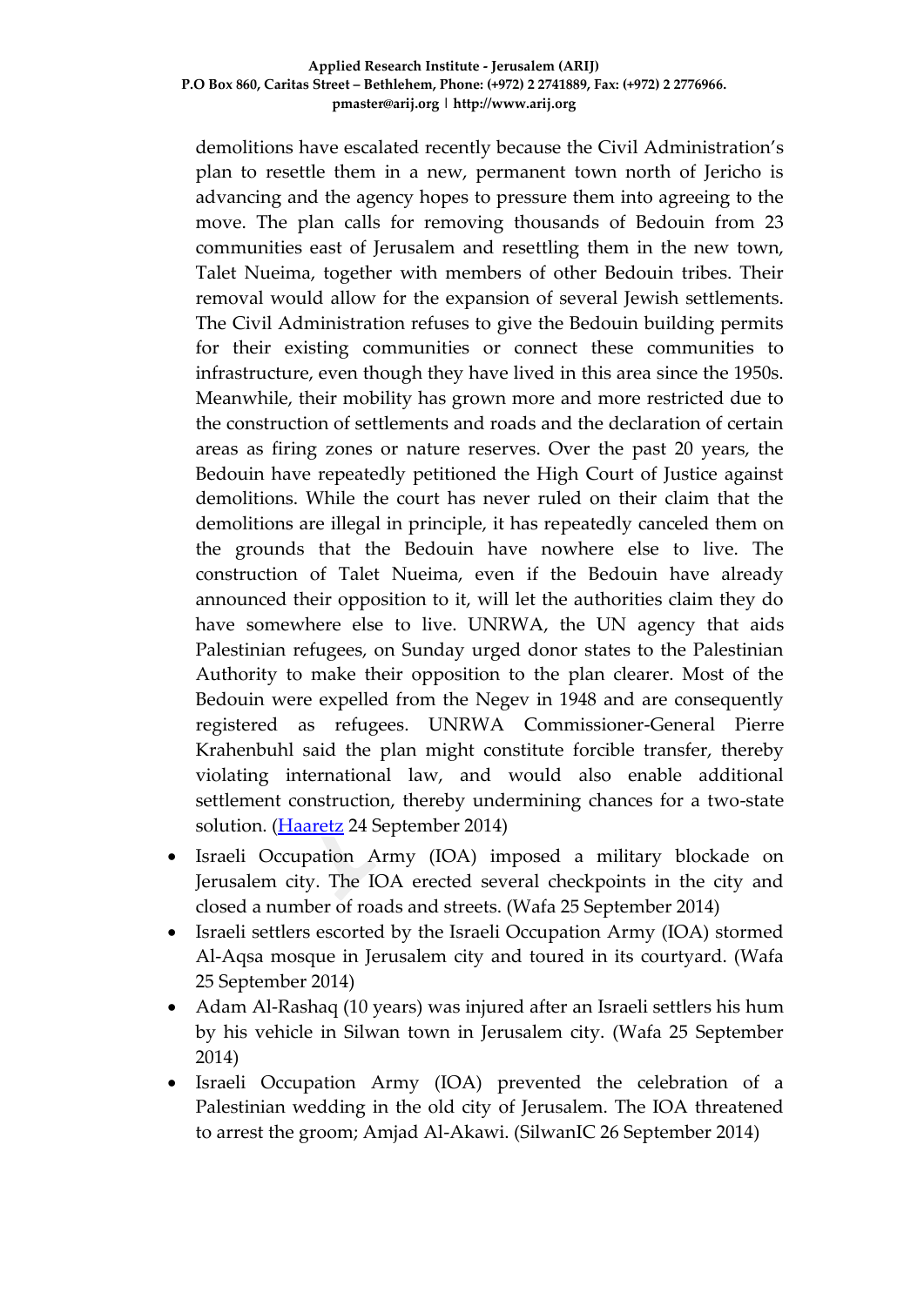demolitions have escalated recently because the Civil Administration's plan to resettle them in a new, permanent town north of Jericho is advancing and the agency hopes to pressure them into agreeing to the move. The plan calls for removing thousands of Bedouin from 23 communities east of Jerusalem and resettling them in the new town, Talet Nueima, together with members of other Bedouin tribes. Their removal would allow for the expansion of several Jewish settlements. The Civil Administration refuses to give the Bedouin building permits for their existing communities or connect these communities to infrastructure, even though they have lived in this area since the 1950s. Meanwhile, their mobility has grown more and more restricted due to the construction of settlements and roads and the declaration of certain areas as firing zones or nature reserves. Over the past 20 years, the Bedouin have repeatedly petitioned the High Court of Justice against demolitions. While the court has never ruled on their claim that the demolitions are illegal in principle, it has repeatedly canceled them on the grounds that the Bedouin have nowhere else to live. The construction of Talet Nueima, even if the Bedouin have already announced their opposition to it, will let the authorities claim they do have somewhere else to live. UNRWA, the UN agency that aids Palestinian refugees, on Sunday urged donor states to the Palestinian Authority to make their opposition to the plan clearer. Most of the Bedouin were expelled from the Negev in 1948 and are consequently registered as refugees. UNRWA Commissioner-General Pierre Krahenbuhl said the plan might constitute forcible transfer, thereby violating international law, and would also enable additional settlement construction, thereby undermining chances for a two-state solution. (Haaretz 24 September 2014)

- Israeli Occupation Army (IOA) imposed a military blockade on Jerusalem city. The IOA erected several checkpoints in the city and closed a number of roads and streets. (Wafa 25 September 2014)
- Israeli settlers escorted by the Israeli Occupation Army (IOA) stormed Al-Aqsa mosque in Jerusalem city and toured in its courtyard. (Wafa 25 September 2014)
- Adam Al-Rashaq (10 years) was injured after an Israeli settlers his hum by his vehicle in Silwan town in Jerusalem city. (Wafa 25 September 2014)
- Israeli Occupation Army (IOA) prevented the celebration of a Palestinian wedding in the old city of Jerusalem. The IOA threatened to arrest the groom; Amjad Al-Akawi. (SilwanIC 26 September 2014)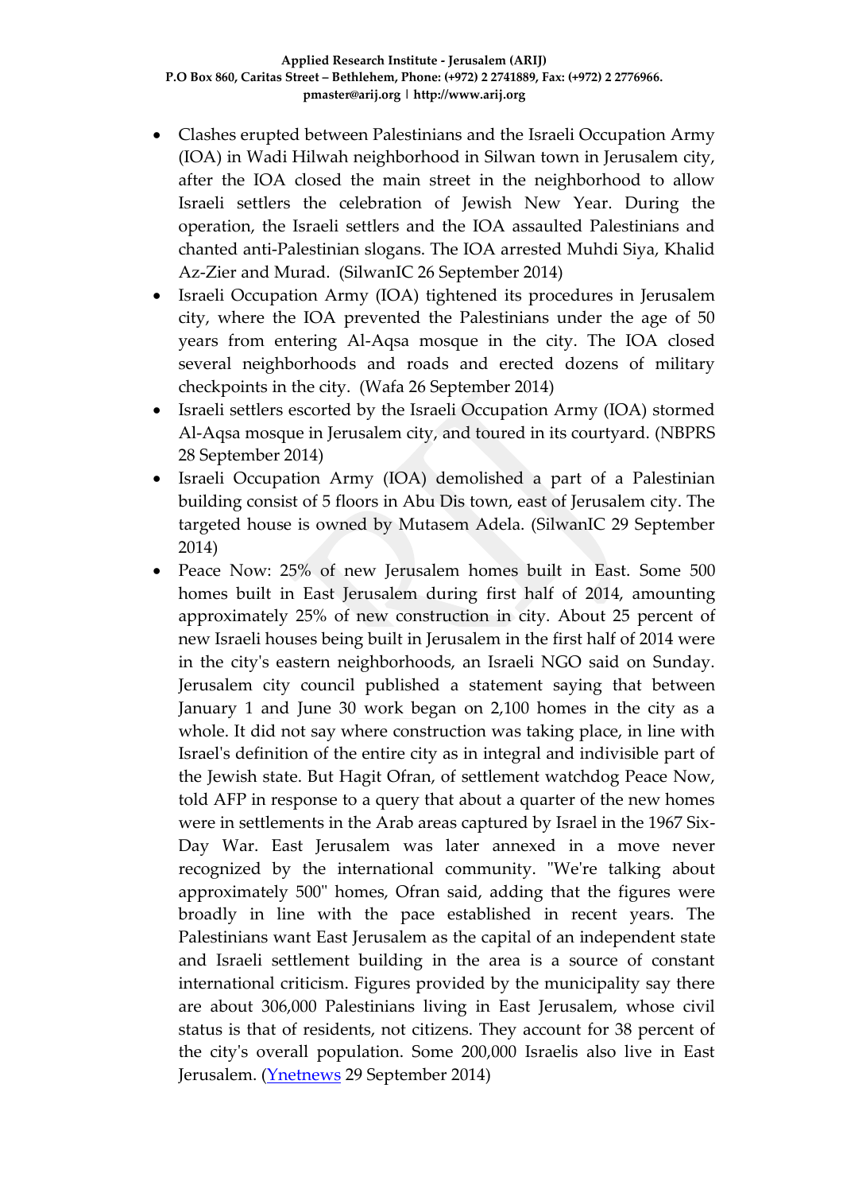- Clashes erupted between Palestinians and the Israeli Occupation Army (IOA) in Wadi Hilwah neighborhood in Silwan town in Jerusalem city, after the IOA closed the main street in the neighborhood to allow Israeli settlers the celebration of Jewish New Year. During the operation, the Israeli settlers and the IOA assaulted Palestinians and chanted anti-Palestinian slogans. The IOA arrested Muhdi Siya, Khalid Az-Zier and Murad. (SilwanIC 26 September 2014)
- Israeli Occupation Army (IOA) tightened its procedures in Jerusalem city, where the IOA prevented the Palestinians under the age of 50 years from entering Al-Aqsa mosque in the city. The IOA closed several neighborhoods and roads and erected dozens of military checkpoints in the city. (Wafa 26 September 2014)
- Israeli settlers escorted by the Israeli Occupation Army (IOA) stormed Al-Aqsa mosque in Jerusalem city, and toured in its courtyard. (NBPRS 28 September 2014)
- Israeli Occupation Army (IOA) demolished a part of a Palestinian building consist of 5 floors in Abu Dis town, east of Jerusalem city. The targeted house is owned by Mutasem Adela. (SilwanIC 29 September 2014)
- Peace Now: 25% of new Jerusalem homes built in East. Some 500 homes built in East Jerusalem during first half of 2014, amounting approximately 25% of new construction in city. About 25 percent of new Israeli houses being built in Jerusalem in the first half of 2014 were in the city's eastern neighborhoods, an Israeli NGO said on Sunday. Jerusalem city council published a statement saying that between January 1 and June 30 work began on 2,100 homes in the city as a whole. It did not say where construction was taking place, in line with Israel's definition of the entire city as in integral and indivisible part of the Jewish state. But Hagit Ofran, of settlement watchdog Peace Now, told AFP in response to a query that about a quarter of the new homes were in settlements in the Arab areas captured by Israel in the 1967 Six-Day War. East Jerusalem was later annexed in a move never recognized by the international community. "We're talking about approximately 500" homes, Ofran said, adding that the figures were broadly in line with the pace established in recent years. The Palestinians want East Jerusalem as the capital of an independent state and Israeli settlement building in the area is a source of constant international criticism. Figures provided by the municipality say there are about 306,000 Palestinians living in East Jerusalem, whose civil status is that of residents, not citizens. They account for 38 percent of the city's overall population. Some 200,000 Israelis also live in East Jerusalem. (Ynetnews 29 September 2014)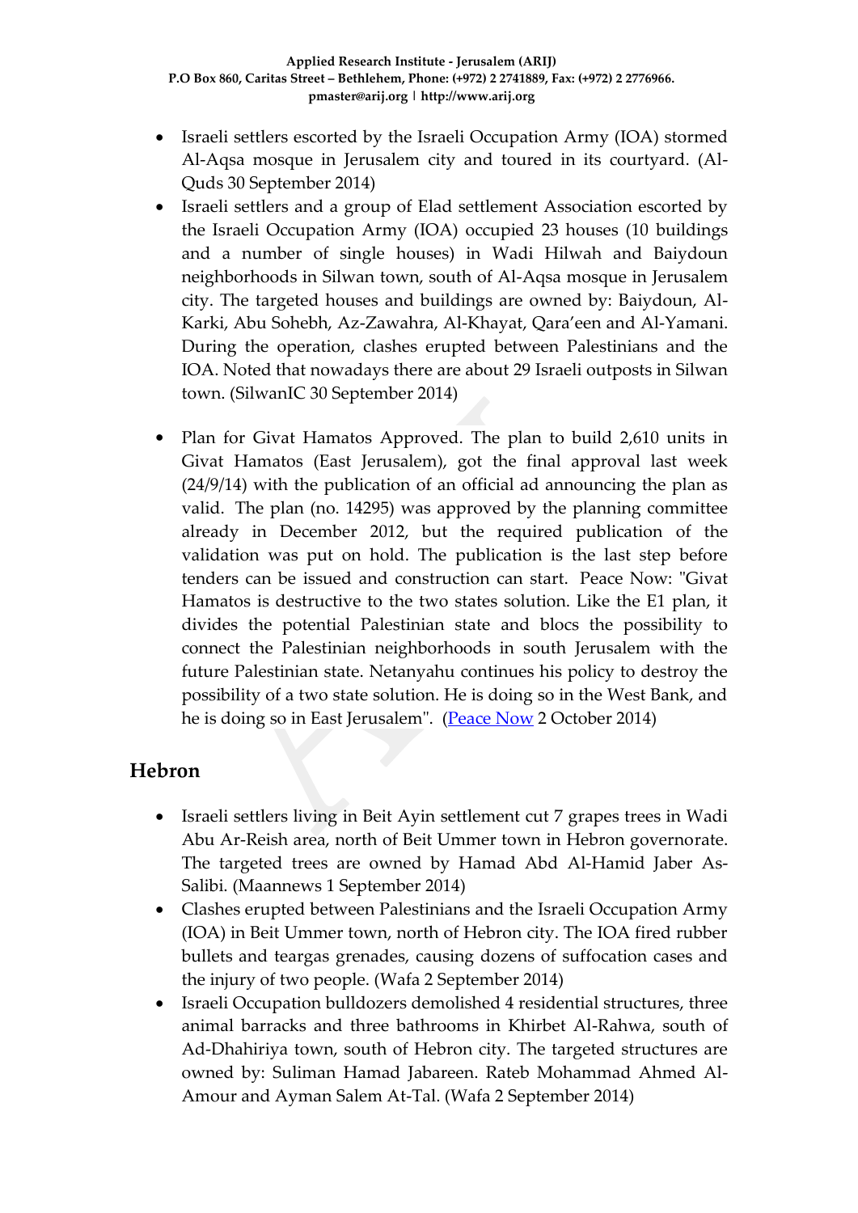- Israeli settlers escorted by the Israeli Occupation Army (IOA) stormed Al-Aqsa mosque in Jerusalem city and toured in its courtyard. (Al-Quds 30 September 2014)
- Israeli settlers and a group of Elad settlement Association escorted by the Israeli Occupation Army (IOA) occupied 23 houses (10 buildings and a number of single houses) in Wadi Hilwah and Baiydoun neighborhoods in Silwan town, south of Al-Aqsa mosque in Jerusalem city. The targeted houses and buildings are owned by: Baiydoun, Al-Karki, Abu Sohebh, Az-Zawahra, Al-Khayat, Qara'een and Al-Yamani. During the operation, clashes erupted between Palestinians and the IOA. Noted that nowadays there are about 29 Israeli outposts in Silwan town. (SilwanIC 30 September 2014)

- Plan for Givat Hamatos Approved. The plan to build 2,610 units in Givat Hamatos (East Jerusalem), got the final approval last week (24/9/14) with the publication of an official ad announcing the plan as valid. The plan (no. 14295) was approved by the planning committee already in December 2012, but the required publication of the validation was put on hold. The publication is the last step before tenders can be issued and construction can start. Peace Now: "Givat Hamatos is destructive to the two states solution. Like the E1 plan, it divides the potential Palestinian state and blocs the possibility to connect the Palestinian neighborhoods in south Jerusalem with the future Palestinian state. Netanyahu continues his policy to destroy the possibility of a two state solution. He is doing so in the West Bank, and he is doing so in East Jerusalem". (Peace Now 2 October 2014)

## Hebron

- Israeli settlers living in Beit Ayin settlement cut 7 grapes trees in Wadi Abu Ar-Reish area, north of Beit Ummer town in Hebron governorate. The targeted trees are owned by Hamad Abd Al-Hamid Jaber As-Salibi. (Maannews 1 September 2014)
- Clashes erupted between Palestinians and the Israeli Occupation Army (IOA) in Beit Ummer town, north of Hebron city. The IOA fired rubber bullets and teargas grenades, causing dozens of suffocation cases and the injury of two people. (Wafa 2 September 2014)
- Israeli Occupation bulldozers demolished 4 residential structures, three animal barracks and three bathrooms in Khirbet Al-Rahwa, south of Ad-Dhahiriya town, south of Hebron city. The targeted structures are owned by: Suliman Hamad Jabareen. Rateb Mohammad Ahmed Al-Amour and Ayman Salem At-Tal. (Wafa 2 September 2014)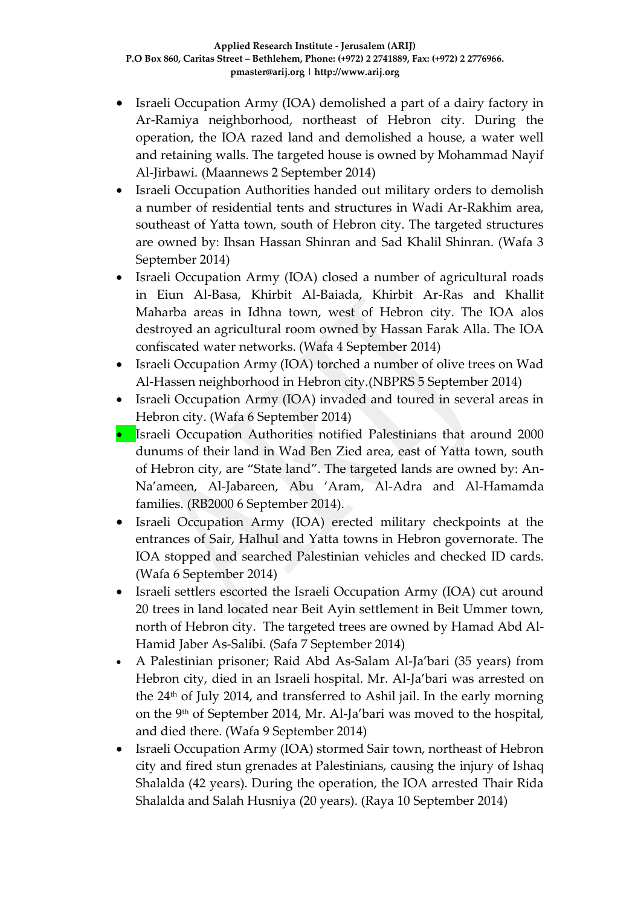- Israeli Occupation Army (IOA) demolished a part of a dairy factory in Ar-Ramiya neighborhood, northeast of Hebron city. During the operation, the IOA razed land and demolished a house, a water well and retaining walls. The targeted house is owned by Mohammad Nayif Al-Jirbawi. (Maannews 2 September 2014)
- Israeli Occupation Authorities handed out military orders to demolish a number of residential tents and structures in Wadi Ar-Rakhim area, southeast of Yatta town, south of Hebron city. The targeted structures are owned by: Ihsan Hassan Shinran and Sad Khalil Shinran. (Wafa 3 September 2014)
- Israeli Occupation Army (IOA) closed a number of agricultural roads in Eiun Al-Basa, Khirbit Al-Baiada, Khirbit Ar-Ras and Khallit Maharba areas in Idhna town, west of Hebron city. The IOA alos destroyed an agricultural room owned by Hassan Farak Alla. The IOA confiscated water networks. (Wafa 4 September 2014)
- Israeli Occupation Army (IOA) torched a number of olive trees on Wad Al-Hassen neighborhood in Hebron city.(NBPRS 5 September 2014)
- Israeli Occupation Army (IOA) invaded and toured in several areas in Hebron city. (Wafa 6 September 2014)
- Israeli Occupation Authorities notified Palestinians that around 2000 dunums of their land in Wad Ben Zied area, east of Yatta town, south of Hebron city, are "State land". The targeted lands are owned by: An-Na'ameen, Al-Jabareen, Abu 'Aram, Al-Adra and Al-Hamamda families. (RB2000 6 September 2014).
- Israeli Occupation Army (IOA) erected military checkpoints at the entrances of Sair, Halhul and Yatta towns in Hebron governorate. The IOA stopped and searched Palestinian vehicles and checked ID cards. (Wafa 6 September 2014)
- Israeli settlers escorted the Israeli Occupation Army (IOA) cut around 20 trees in land located near Beit Ayin settlement in Beit Ummer town, north of Hebron city. The targeted trees are owned by Hamad Abd Al-Hamid Jaber As-Salibi. (Safa 7 September 2014)
- A Palestinian prisoner; Raid Abd As-Salam Al-Ja'bari (35 years) from Hebron city, died in an Israeli hospital. Mr. Al-Ja'bari was arrested on the 24th of July 2014, and transferred to Ashil jail. In the early morning on the 9th of September 2014, Mr. Al-Ja'bari was moved to the hospital, and died there. (Wafa 9 September 2014)
- Israeli Occupation Army (IOA) stormed Sair town, northeast of Hebron city and fired stun grenades at Palestinians, causing the injury of Ishaq Shalalda (42 years). During the operation, the IOA arrested Thair Rida Shalalda and Salah Husniya (20 years). (Raya 10 September 2014)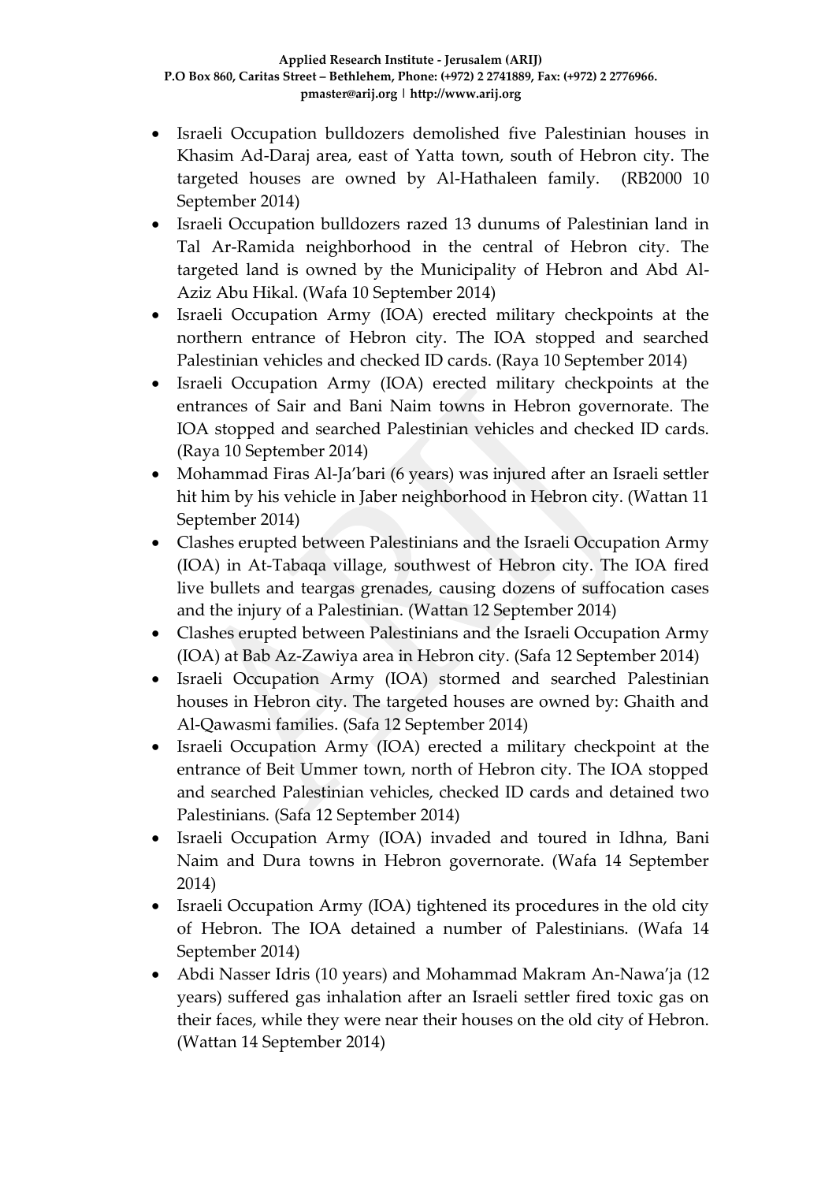- Israeli Occupation bulldozers demolished five Palestinian houses in Khasim Ad-Daraj area, east of Yatta town, south of Hebron city. The targeted houses are owned by Al-Hathaleen family. (RB2000 10 September 2014)
- Israeli Occupation bulldozers razed 13 dunums of Palestinian land in Tal Ar-Ramida neighborhood in the central of Hebron city. The targeted land is owned by the Municipality of Hebron and Abd Al-Aziz Abu Hikal. (Wafa 10 September 2014)
- Israeli Occupation Army (IOA) erected military checkpoints at the northern entrance of Hebron city. The IOA stopped and searched Palestinian vehicles and checked ID cards. (Raya 10 September 2014)
- Israeli Occupation Army (IOA) erected military checkpoints at the entrances of Sair and Bani Naim towns in Hebron governorate. The IOA stopped and searched Palestinian vehicles and checked ID cards. (Raya 10 September 2014)
- Mohammad Firas Al-Ja'bari (6 years) was injured after an Israeli settler hit him by his vehicle in Jaber neighborhood in Hebron city. (Wattan 11 September 2014)
- Clashes erupted between Palestinians and the Israeli Occupation Army (IOA) in At-Tabaqa village, southwest of Hebron city. The IOA fired live bullets and teargas grenades, causing dozens of suffocation cases and the injury of a Palestinian. (Wattan 12 September 2014)
- Clashes erupted between Palestinians and the Israeli Occupation Army (IOA) at Bab Az-Zawiya area in Hebron city. (Safa 12 September 2014)
- Israeli Occupation Army (IOA) stormed and searched Palestinian houses in Hebron city. The targeted houses are owned by: Ghaith and Al-Qawasmi families. (Safa 12 September 2014)
- Israeli Occupation Army (IOA) erected a military checkpoint at the entrance of Beit Ummer town, north of Hebron city. The IOA stopped and searched Palestinian vehicles, checked ID cards and detained two Palestinians. (Safa 12 September 2014)
- Israeli Occupation Army (IOA) invaded and toured in Idhna, Bani Naim and Dura towns in Hebron governorate. (Wafa 14 September 2014)
- Israeli Occupation Army (IOA) tightened its procedures in the old city of Hebron. The IOA detained a number of Palestinians. (Wafa 14 September 2014)
- Abdi Nasser Idris (10 years) and Mohammad Makram An-Nawa'ja (12 years) suffered gas inhalation after an Israeli settler fired toxic gas on their faces, while they were near their houses on the old city of Hebron. (Wattan 14 September 2014)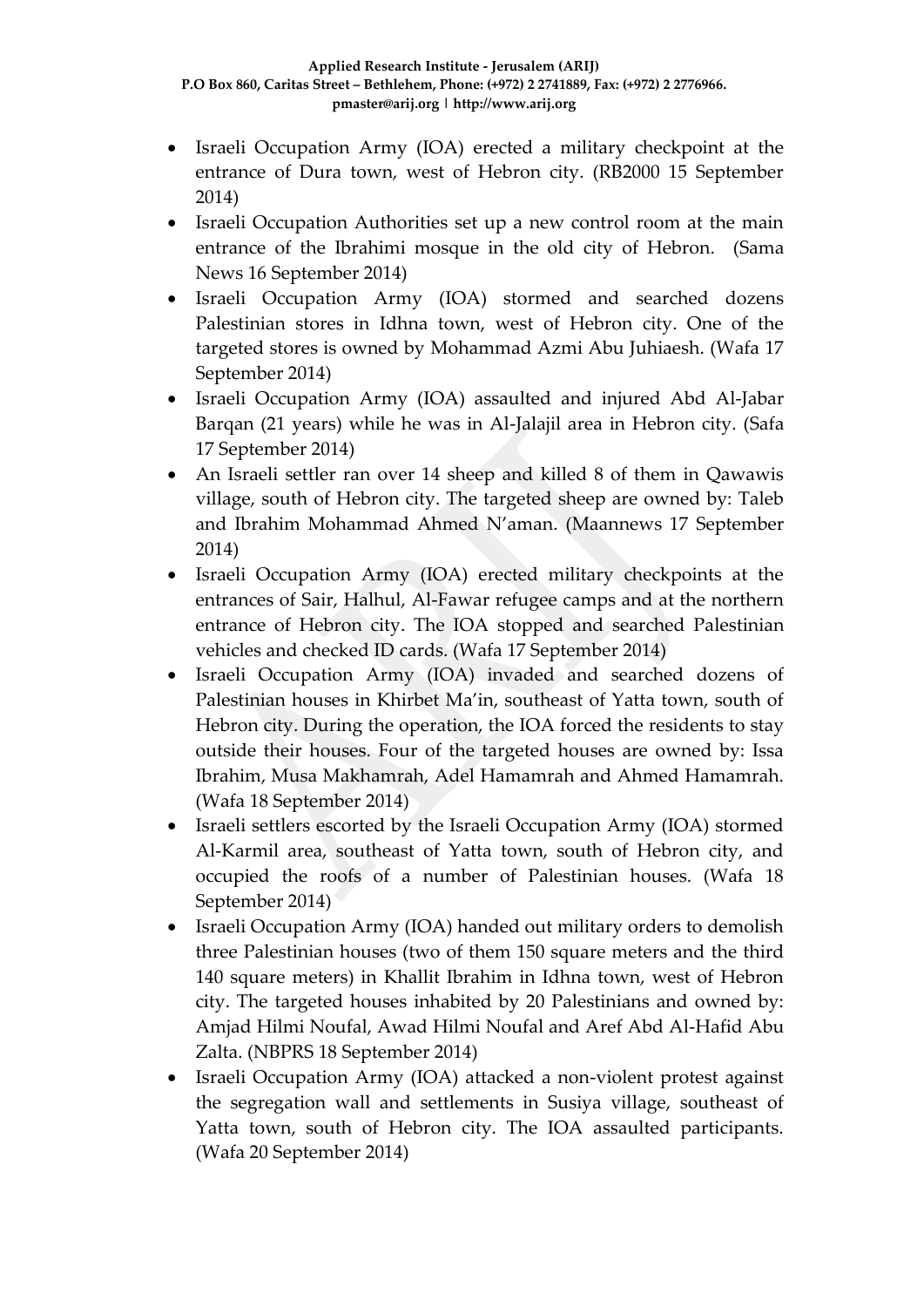- Israeli Occupation Army (IOA) erected a military checkpoint at the entrance of Dura town, west of Hebron city. (RB2000 15 September 2014)
- Israeli Occupation Authorities set up a new control room at the main entrance of the Ibrahimi mosque in the old city of Hebron. (Sama News 16 September 2014)
- Israeli Occupation Army (IOA) stormed and searched dozens Palestinian stores in Idhna town, west of Hebron city. One of the targeted stores is owned by Mohammad Azmi Abu Juhiaesh. (Wafa 17 September 2014)
- Israeli Occupation Army (IOA) assaulted and injured Abd Al-Jabar Barqan (21 years) while he was in Al-Jalajil area in Hebron city. (Safa 17 September 2014)
- An Israeli settler ran over 14 sheep and killed 8 of them in Qawawis village, south of Hebron city. The targeted sheep are owned by: Taleb and Ibrahim Mohammad Ahmed N'aman. (Maannews 17 September 2014)
- Israeli Occupation Army (IOA) erected military checkpoints at the entrances of Sair, Halhul, Al-Fawar refugee camps and at the northern entrance of Hebron city. The IOA stopped and searched Palestinian vehicles and checked ID cards. (Wafa 17 September 2014)
- Israeli Occupation Army (IOA) invaded and searched dozens of Palestinian houses in Khirbet Ma'in, southeast of Yatta town, south of Hebron city. During the operation, the IOA forced the residents to stay outside their houses. Four of the targeted houses are owned by: Issa Ibrahim, Musa Makhamrah, Adel Hamamrah and Ahmed Hamamrah. (Wafa 18 September 2014)
- Israeli settlers escorted by the Israeli Occupation Army (IOA) stormed Al-Karmil area, southeast of Yatta town, south of Hebron city, and occupied the roofs of a number of Palestinian houses. (Wafa 18 September 2014)
- Israeli Occupation Army (IOA) handed out military orders to demolish three Palestinian houses (two of them 150 square meters and the third 140 square meters) in Khallit Ibrahim in Idhna town, west of Hebron city. The targeted houses inhabited by 20 Palestinians and owned by: Amjad Hilmi Noufal, Awad Hilmi Noufal and Aref Abd Al-Hafid Abu Zalta. (NBPRS 18 September 2014)
- Israeli Occupation Army (IOA) attacked a non-violent protest against the segregation wall and settlements in Susiya village, southeast of Yatta town, south of Hebron city. The IOA assaulted participants. (Wafa 20 September 2014)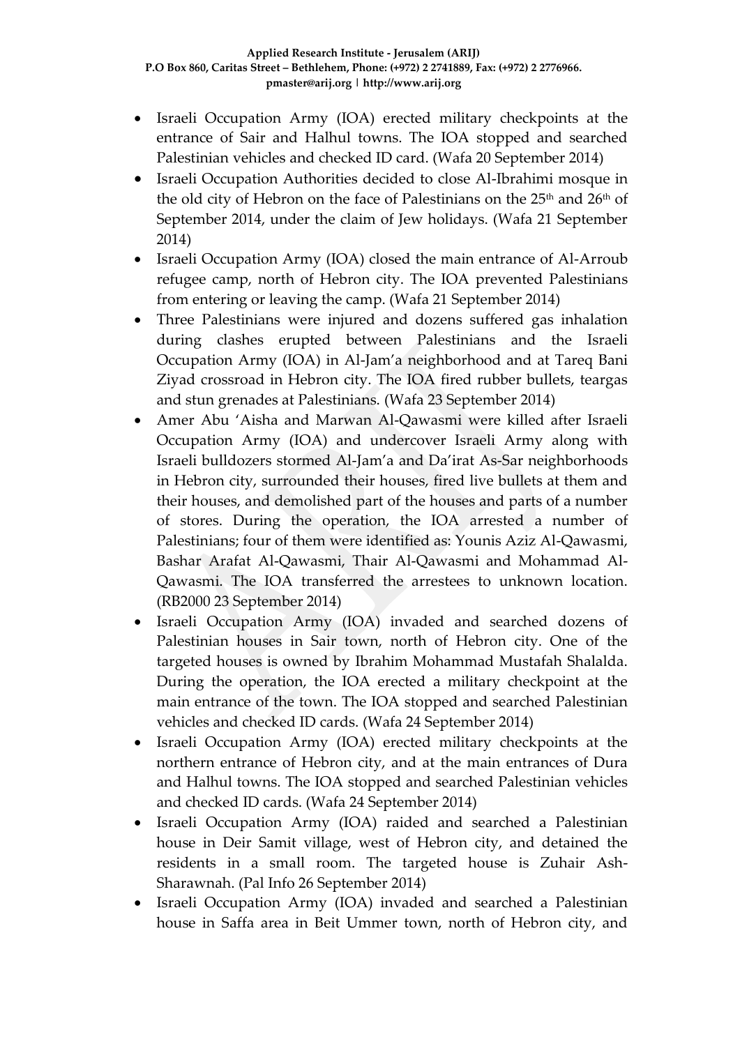- Israeli Occupation Army (IOA) erected military checkpoints at the entrance of Sair and Halhul towns. The IOA stopped and searched Palestinian vehicles and checked ID card. (Wafa 20 September 2014)
- Israeli Occupation Authorities decided to close Al-Ibrahimi mosque in the old city of Hebron on the face of Palestinians on the 25th and 26th of September 2014, under the claim of Jew holidays. (Wafa 21 September 2014)
- Israeli Occupation Army (IOA) closed the main entrance of Al-Arroub refugee camp, north of Hebron city. The IOA prevented Palestinians from entering or leaving the camp. (Wafa 21 September 2014)
- Three Palestinians were injured and dozens suffered gas inhalation during clashes erupted between Palestinians and the Israeli Occupation Army (IOA) in Al-Jam'a neighborhood and at Tareq Bani Ziyad crossroad in Hebron city. The IOA fired rubber bullets, teargas and stun grenades at Palestinians. (Wafa 23 September 2014)
- Amer Abu 'Aisha and Marwan Al-Qawasmi were killed after Israeli Occupation Army (IOA) and undercover Israeli Army along with Israeli bulldozers stormed Al-Jam'a and Da'irat As-Sar neighborhoods in Hebron city, surrounded their houses, fired live bullets at them and their houses, and demolished part of the houses and parts of a number of stores. During the operation, the IOA arrested a number of Palestinians; four of them were identified as: Younis Aziz Al-Qawasmi, Bashar Arafat Al-Qawasmi, Thair Al-Qawasmi and Mohammad Al-Qawasmi. The IOA transferred the arrestees to unknown location. (RB2000 23 September 2014)
- Israeli Occupation Army (IOA) invaded and searched dozens of Palestinian houses in Sair town, north of Hebron city. One of the targeted houses is owned by Ibrahim Mohammad Mustafah Shalalda. During the operation, the IOA erected a military checkpoint at the main entrance of the town. The IOA stopped and searched Palestinian vehicles and checked ID cards. (Wafa 24 September 2014)
- Israeli Occupation Army (IOA) erected military checkpoints at the northern entrance of Hebron city, and at the main entrances of Dura and Halhul towns. The IOA stopped and searched Palestinian vehicles and checked ID cards. (Wafa 24 September 2014)
- Israeli Occupation Army (IOA) raided and searched a Palestinian house in Deir Samit village, west of Hebron city, and detained the residents in a small room. The targeted house is Zuhair Ash-Sharawnah. (Pal Info 26 September 2014)
- Israeli Occupation Army (IOA) invaded and searched a Palestinian house in Saffa area in Beit Ummer town, north of Hebron city, and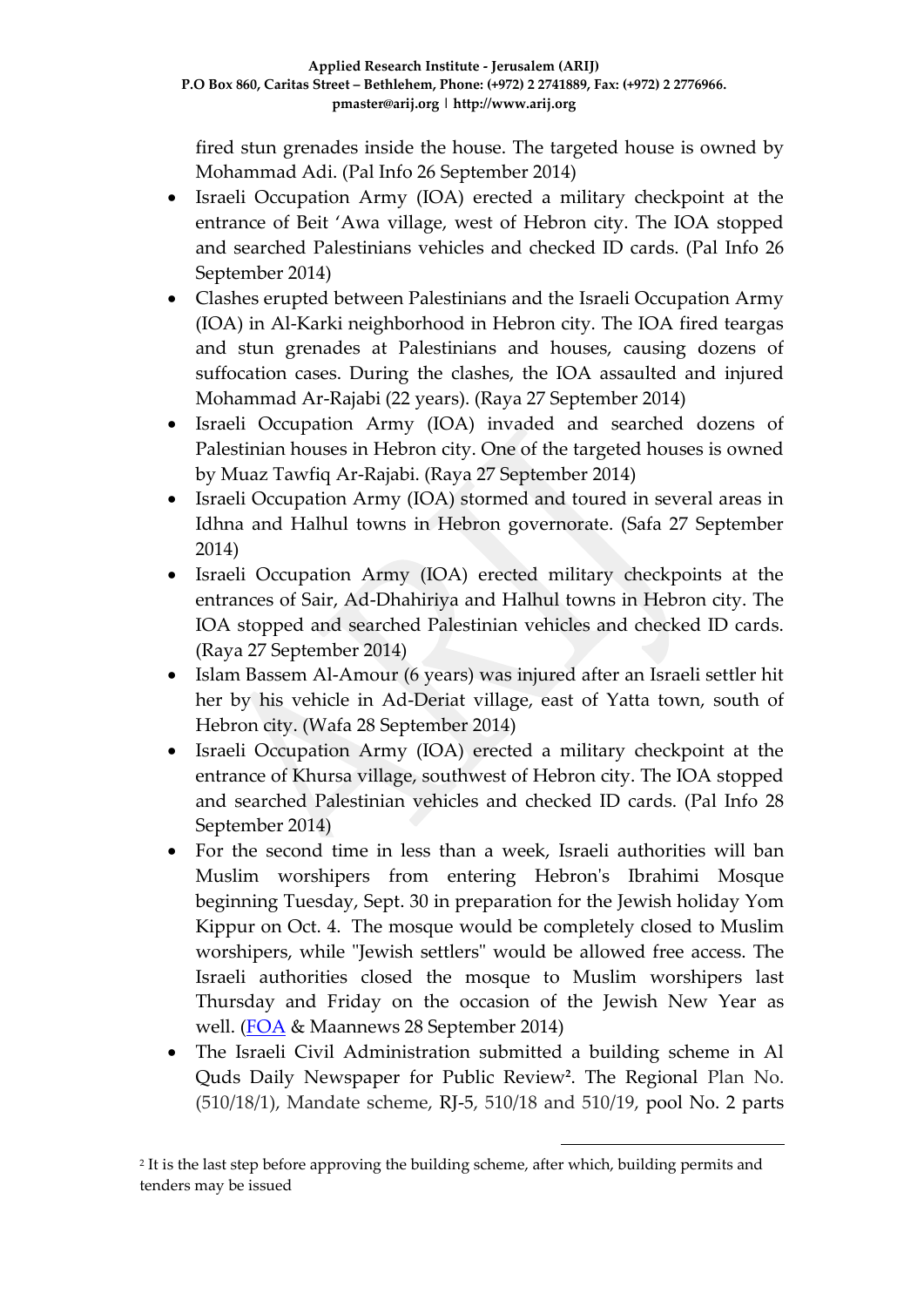fired stun grenades inside the house. The targeted house is owned by Mohammad Adi. (Pal Info 26 September 2014)

- Israeli Occupation Army (IOA) erected a military checkpoint at the entrance of Beit 'Awa village, west of Hebron city. The IOA stopped and searched Palestinians vehicles and checked ID cards. (Pal Info 26 September 2014)
- Clashes erupted between Palestinians and the Israeli Occupation Army (IOA) in Al-Karki neighborhood in Hebron city. The IOA fired teargas and stun grenades at Palestinians and houses, causing dozens of suffocation cases. During the clashes, the IOA assaulted and injured Mohammad Ar-Rajabi (22 years). (Raya 27 September 2014)
- Israeli Occupation Army (IOA) invaded and searched dozens of Palestinian houses in Hebron city. One of the targeted houses is owned by Muaz Tawfiq Ar-Rajabi. (Raya 27 September 2014)
- Israeli Occupation Army (IOA) stormed and toured in several areas in Idhna and Halhul towns in Hebron governorate. (Safa 27 September 2014)
- Israeli Occupation Army (IOA) erected military checkpoints at the entrances of Sair, Ad-Dhahiriya and Halhul towns in Hebron city. The IOA stopped and searched Palestinian vehicles and checked ID cards. (Raya 27 September 2014)
- Islam Bassem Al-Amour (6 years) was injured after an Israeli settler hit her by his vehicle in Ad-Deriat village, east of Yatta town, south of Hebron city. (Wafa 28 September 2014)
- Israeli Occupation Army (IOA) erected a military checkpoint at the entrance of Khursa village, southwest of Hebron city. The IOA stopped and searched Palestinian vehicles and checked ID cards. (Pal Info 28 September 2014)
- For the second time in less than a week, Israeli authorities will ban Muslim worshipers from entering Hebron's Ibrahimi Mosque beginning Tuesday, Sept. 30 in preparation for the Jewish holiday Yom Kippur on Oct. 4. The mosque would be completely closed to Muslim worshipers, while "Jewish settlers" would be allowed free access. The Israeli authorities closed the mosque to Muslim worshipers last Thursday and Friday on the occasion of the Jewish New Year as well. (FOA & Maannews 28 September 2014)
- The Israeli Civil Administration submitted a building scheme in Al Quds Daily Newspaper for Public Review[2]. The Regional Plan No. (510/18/1), Mandate scheme, RJ-5, 510/18 and 510/19, pool No. 2 parts

[2] It is the last step before approving the building scheme, after which, building permits and tenders may be issued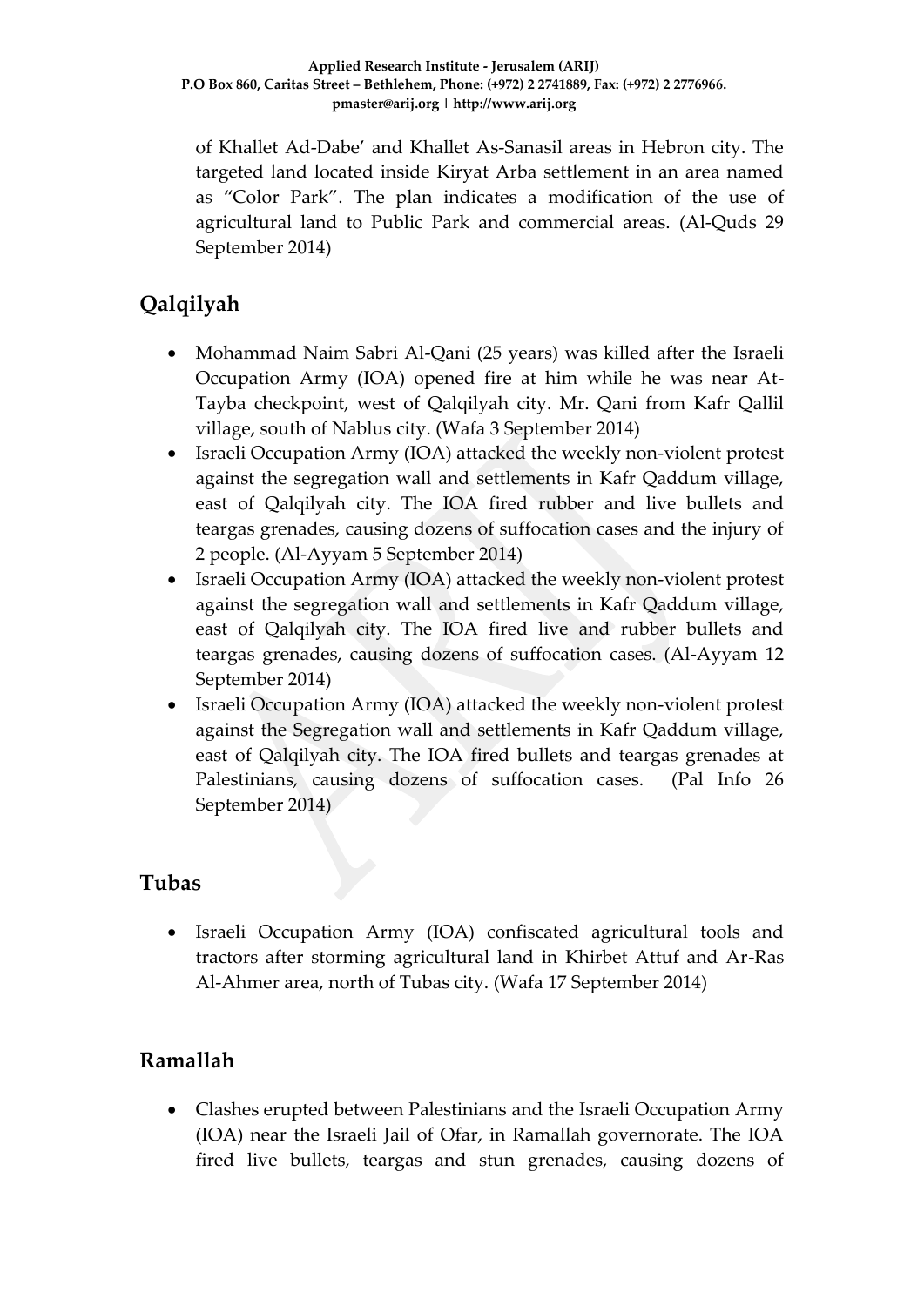of Khallet Ad-Dabe' and Khallet As-Sanasil areas in Hebron city. The targeted land located inside Kiryat Arba settlement in an area named as "Color Park". The plan indicates a modification of the use of agricultural land to Public Park and commercial areas. (Al-Quds 29 September 2014)

## Qalqilyah

- Mohammad Naim Sabri Al-Qani (25 years) was killed after the Israeli Occupation Army (IOA) opened fire at him while he was near At-Tayba checkpoint, west of Qalqilyah city. Mr. Qani from Kafr Qallil village, south of Nablus city. (Wafa 3 September 2014)
- Israeli Occupation Army (IOA) attacked the weekly non-violent protest against the segregation wall and settlements in Kafr Qaddum village, east of Qalqilyah city. The IOA fired rubber and live bullets and teargas grenades, causing dozens of suffocation cases and the injury of 2 people. (Al-Ayyam 5 September 2014)
- Israeli Occupation Army (IOA) attacked the weekly non-violent protest against the segregation wall and settlements in Kafr Qaddum village, east of Qalqilyah city. The IOA fired live and rubber bullets and teargas grenades, causing dozens of suffocation cases. (Al-Ayyam 12 September 2014)
- Israeli Occupation Army (IOA) attacked the weekly non-violent protest against the Segregation wall and settlements in Kafr Qaddum village, east of Qalqilyah city. The IOA fired bullets and teargas grenades at Palestinians, causing dozens of suffocation cases. (Pal Info 26 September 2014)

## Tubas

- Israeli Occupation Army (IOA) confiscated agricultural tools and tractors after storming agricultural land in Khirbet Attuf and Ar-Ras Al-Ahmer area, north of Tubas city. (Wafa 17 September 2014)

## Ramallah

- Clashes erupted between Palestinians and the Israeli Occupation Army (IOA) near the Israeli Jail of Ofar, in Ramallah governorate. The IOA fired live bullets, teargas and stun grenades, causing dozens of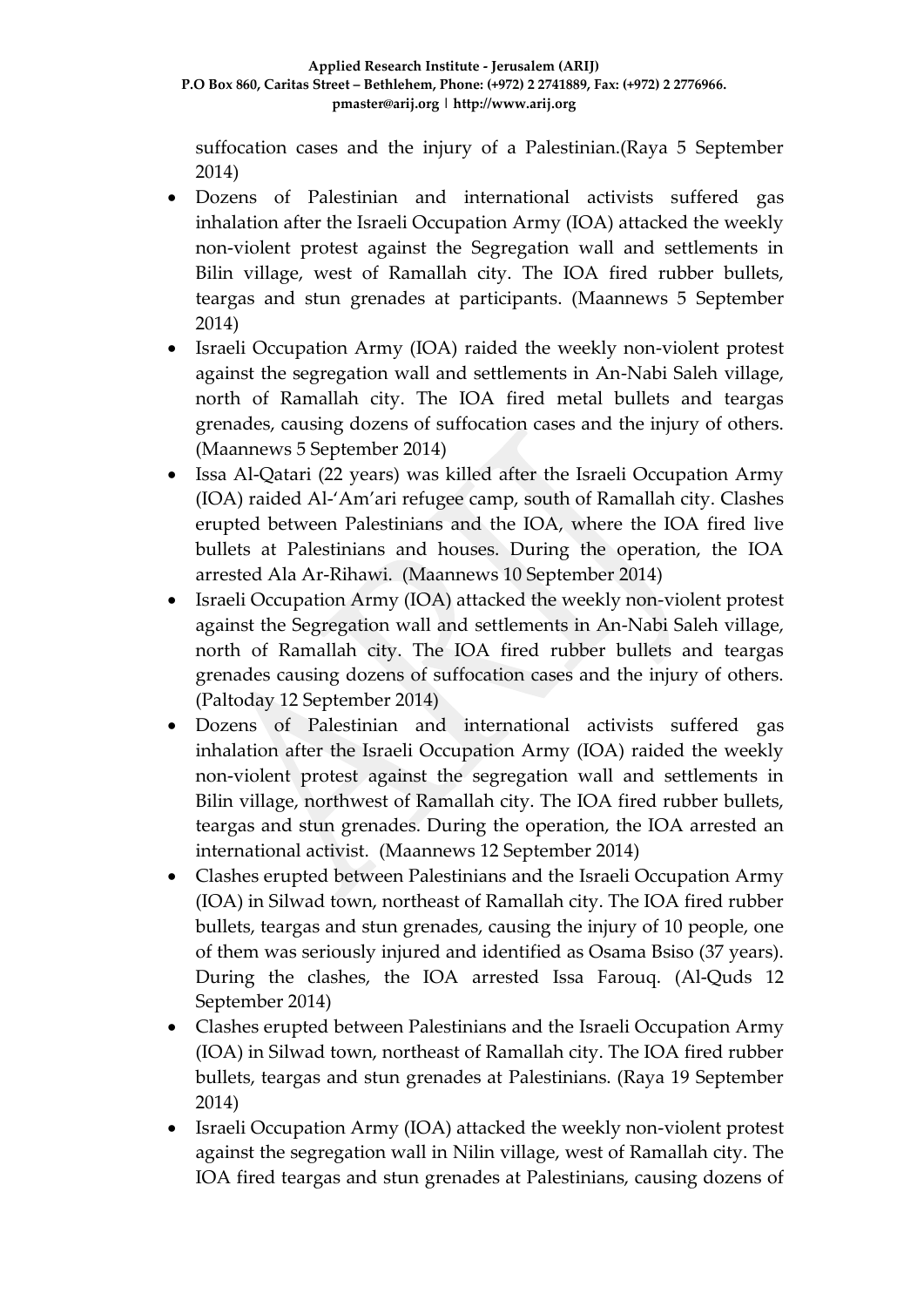suffocation cases and the injury of a Palestinian.(Raya 5 September 2014)

- Dozens of Palestinian and international activists suffered gas inhalation after the Israeli Occupation Army (IOA) attacked the weekly non-violent protest against the Segregation wall and settlements in Bilin village, west of Ramallah city. The IOA fired rubber bullets, teargas and stun grenades at participants. (Maannews 5 September 2014)
- Israeli Occupation Army (IOA) raided the weekly non-violent protest against the segregation wall and settlements in An-Nabi Saleh village, north of Ramallah city. The IOA fired metal bullets and teargas grenades, causing dozens of suffocation cases and the injury of others. (Maannews 5 September 2014)
- Issa Al-Qatari (22 years) was killed after the Israeli Occupation Army (IOA) raided Al-'Am'ari refugee camp, south of Ramallah city. Clashes erupted between Palestinians and the IOA, where the IOA fired live bullets at Palestinians and houses. During the operation, the IOA arrested Ala Ar-Rihawi. (Maannews 10 September 2014)
- Israeli Occupation Army (IOA) attacked the weekly non-violent protest against the Segregation wall and settlements in An-Nabi Saleh village, north of Ramallah city. The IOA fired rubber bullets and teargas grenades causing dozens of suffocation cases and the injury of others. (Paltoday 12 September 2014)
- Dozens of Palestinian and international activists suffered gas inhalation after the Israeli Occupation Army (IOA) raided the weekly non-violent protest against the segregation wall and settlements in Bilin village, northwest of Ramallah city. The IOA fired rubber bullets, teargas and stun grenades. During the operation, the IOA arrested an international activist. (Maannews 12 September 2014)
- Clashes erupted between Palestinians and the Israeli Occupation Army (IOA) in Silwad town, northeast of Ramallah city. The IOA fired rubber bullets, teargas and stun grenades, causing the injury of 10 people, one of them was seriously injured and identified as Osama Bsiso (37 years). During the clashes, the IOA arrested Issa Farouq. (Al-Quds 12 September 2014)
- Clashes erupted between Palestinians and the Israeli Occupation Army (IOA) in Silwad town, northeast of Ramallah city. The IOA fired rubber bullets, teargas and stun grenades at Palestinians. (Raya 19 September 2014)
- Israeli Occupation Army (IOA) attacked the weekly non-violent protest against the segregation wall in Nilin village, west of Ramallah city. The IOA fired teargas and stun grenades at Palestinians, causing dozens of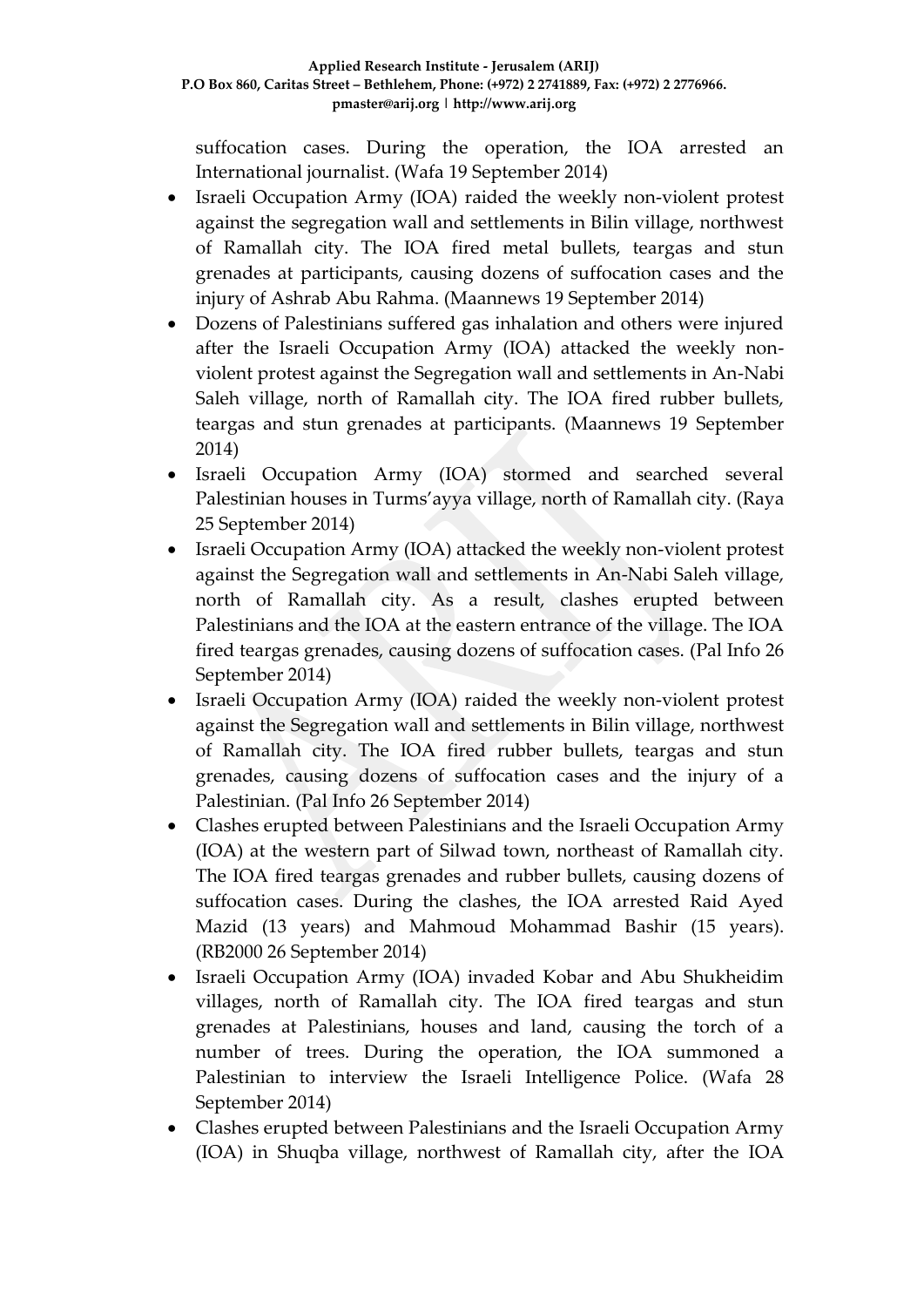suffocation cases. During the operation, the IOA arrested an International journalist. (Wafa 19 September 2014)

- Israeli Occupation Army (IOA) raided the weekly non-violent protest against the segregation wall and settlements in Bilin village, northwest of Ramallah city. The IOA fired metal bullets, teargas and stun grenades at participants, causing dozens of suffocation cases and the injury of Ashrab Abu Rahma. (Maannews 19 September 2014)
- Dozens of Palestinians suffered gas inhalation and others were injured after the Israeli Occupation Army (IOA) attacked the weekly non-violent protest against the Segregation wall and settlements in An-Nabi Saleh village, north of Ramallah city. The IOA fired rubber bullets, teargas and stun grenades at participants. (Maannews 19 September 2014)
- Israeli Occupation Army (IOA) stormed and searched several Palestinian houses in Turms'ayya village, north of Ramallah city. (Raya 25 September 2014)
- Israeli Occupation Army (IOA) attacked the weekly non-violent protest against the Segregation wall and settlements in An-Nabi Saleh village, north of Ramallah city. As a result, clashes erupted between Palestinians and the IOA at the eastern entrance of the village. The IOA fired teargas grenades, causing dozens of suffocation cases. (Pal Info 26 September 2014)
- Israeli Occupation Army (IOA) raided the weekly non-violent protest against the Segregation wall and settlements in Bilin village, northwest of Ramallah city. The IOA fired rubber bullets, teargas and stun grenades, causing dozens of suffocation cases and the injury of a Palestinian. (Pal Info 26 September 2014)
- Clashes erupted between Palestinians and the Israeli Occupation Army (IOA) at the western part of Silwad town, northeast of Ramallah city. The IOA fired teargas grenades and rubber bullets, causing dozens of suffocation cases. During the clashes, the IOA arrested Raid Ayed Mazid (13 years) and Mahmoud Mohammad Bashir (15 years). (RB2000 26 September 2014)
- Israeli Occupation Army (IOA) invaded Kobar and Abu Shukheidim villages, north of Ramallah city. The IOA fired teargas and stun grenades at Palestinians, houses and land, causing the torch of a number of trees. During the operation, the IOA summoned a Palestinian to interview the Israeli Intelligence Police. (Wafa 28 September 2014)
- Clashes erupted between Palestinians and the Israeli Occupation Army (IOA) in Shuqba village, northwest of Ramallah city, after the IOA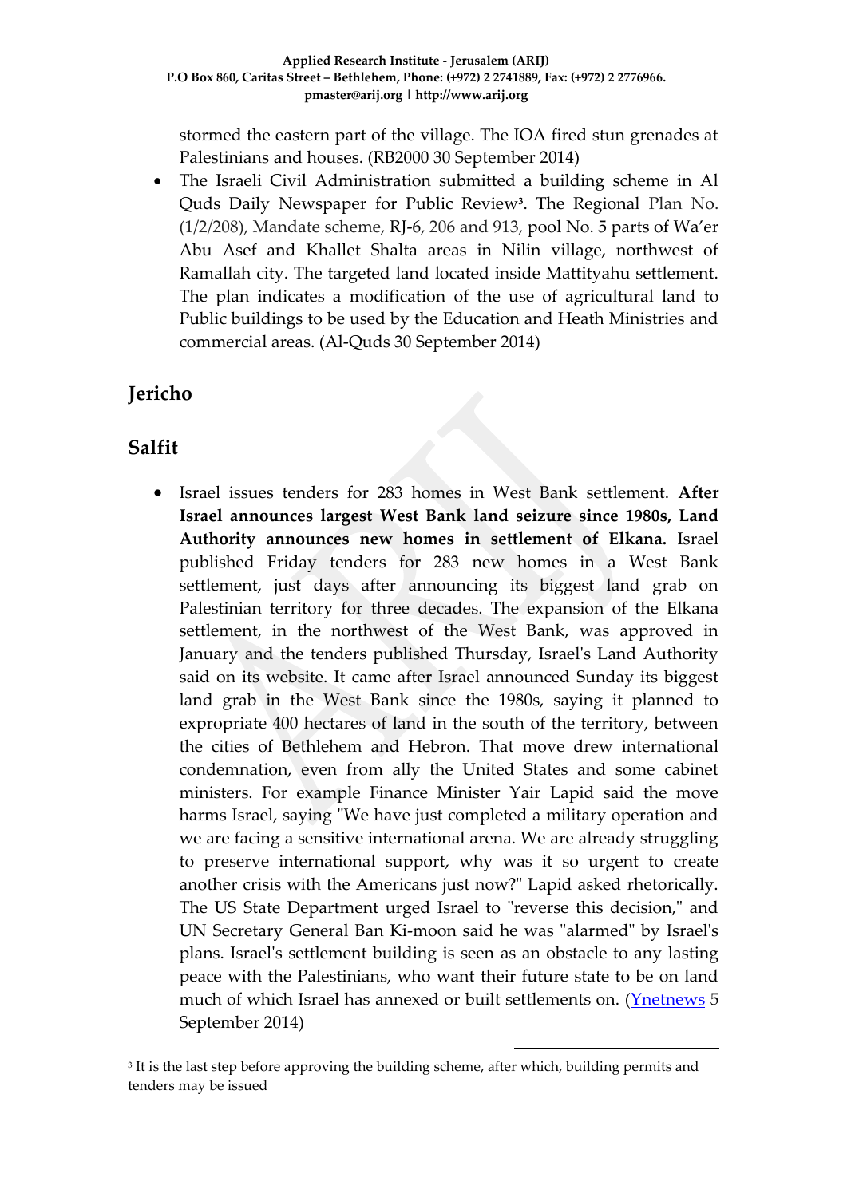stormed the eastern part of the village. The IOA fired stun grenades at Palestinians and houses. (RB2000 30 September 2014)

- The Israeli Civil Administration submitted a building scheme in Al Quds Daily Newspaper for Public Review[3]. The Regional Plan No. (1/2/208), Mandate scheme, RJ-6, 206 and 913, pool No. 5 parts of Wa'er Abu Asef and Khallet Shalta areas in Nilin village, northwest of Ramallah city. The targeted land located inside Mattityahu settlement. The plan indicates a modification of the use of agricultural land to Public buildings to be used by the Education and Heath Ministries and commercial areas. (Al-Quds 30 September 2014)

## Jericho

## Salfit

- Israel issues tenders for 283 homes in West Bank settlement. **After Israel announces largest West Bank land seizure since 1980s, Land Authority announces new homes in settlement of Elkana.** Israel published Friday tenders for 283 new homes in a West Bank settlement, just days after announcing its biggest land grab on Palestinian territory for three decades. The expansion of the Elkana settlement, in the northwest of the West Bank, was approved in January and the tenders published Thursday, Israel's Land Authority said on its website. It came after Israel announced Sunday its biggest land grab in the West Bank since the 1980s, saying it planned to expropriate 400 hectares of land in the south of the territory, between the cities of Bethlehem and Hebron. That move drew international condemnation, even from ally the United States and some cabinet ministers. For example Finance Minister Yair Lapid said the move harms Israel, saying "We have just completed a military operation and we are facing a sensitive international arena. We are already struggling to preserve international support, why was it so urgent to create another crisis with the Americans just now?" Lapid asked rhetorically. The US State Department urged Israel to "reverse this decision," and UN Secretary General Ban Ki-moon said he was "alarmed" by Israel's plans. Israel's settlement building is seen as an obstacle to any lasting peace with the Palestinians, who want their future state to be on land much of which Israel has annexed or built settlements on. (Ynetnews 5 September 2014)

[3] It is the last step before approving the building scheme, after which, building permits and tenders may be issued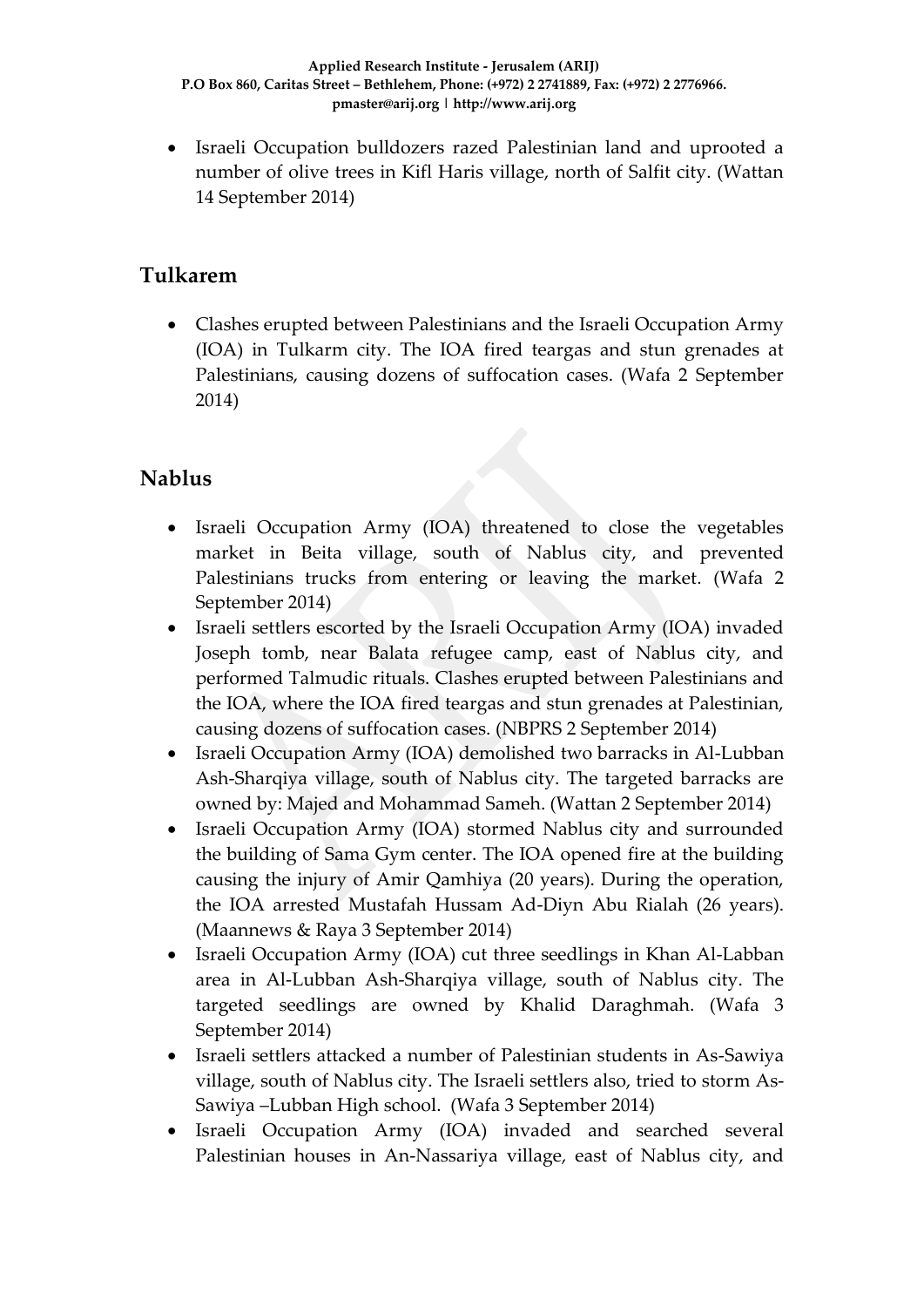- Israeli Occupation bulldozers razed Palestinian land and uprooted a number of olive trees in Kifl Haris village, north of Salfit city. (Wattan 14 September 2014)

## Tulkarem

- Clashes erupted between Palestinians and the Israeli Occupation Army (IOA) in Tulkarm city. The IOA fired teargas and stun grenades at Palestinians, causing dozens of suffocation cases. (Wafa 2 September 2014)

## Nablus

- Israeli Occupation Army (IOA) threatened to close the vegetables market in Beita village, south of Nablus city, and prevented Palestinians trucks from entering or leaving the market. (Wafa 2 September 2014)
- Israeli settlers escorted by the Israeli Occupation Army (IOA) invaded Joseph tomb, near Balata refugee camp, east of Nablus city, and performed Talmudic rituals. Clashes erupted between Palestinians and the IOA, where the IOA fired teargas and stun grenades at Palestinian, causing dozens of suffocation cases. (NBPRS 2 September 2014)
- Israeli Occupation Army (IOA) demolished two barracks in Al-Lubban Ash-Sharqiya village, south of Nablus city. The targeted barracks are owned by: Majed and Mohammad Sameh. (Wattan 2 September 2014)
- Israeli Occupation Army (IOA) stormed Nablus city and surrounded the building of Sama Gym center. The IOA opened fire at the building causing the injury of Amir Qamhiya (20 years). During the operation, the IOA arrested Mustafah Hussam Ad-Diyn Abu Rialah (26 years). (Maannews & Raya 3 September 2014)
- Israeli Occupation Army (IOA) cut three seedlings in Khan Al-Labban area in Al-Lubban Ash-Sharqiya village, south of Nablus city. The targeted seedlings are owned by Khalid Daraghmah. (Wafa 3 September 2014)
- Israeli settlers attacked a number of Palestinian students in As-Sawiya village, south of Nablus city. The Israeli settlers also, tried to storm As-Sawiya –Lubban High school. (Wafa 3 September 2014)
- Israeli Occupation Army (IOA) invaded and searched several Palestinian houses in An-Nassariya village, east of Nablus city, and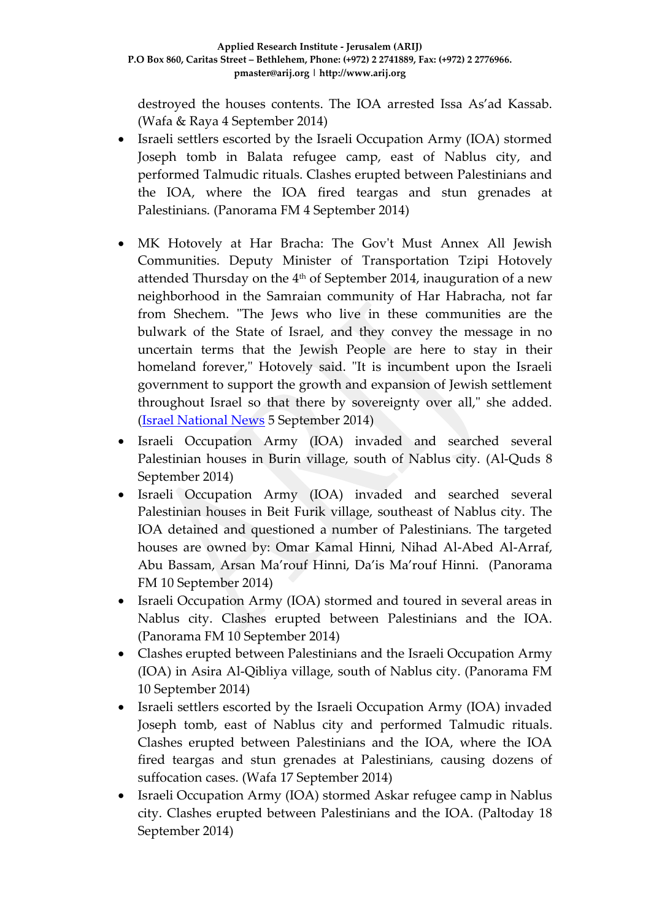destroyed the houses contents. The IOA arrested Issa As'ad Kassab. (Wafa & Raya 4 September 2014)

- Israeli settlers escorted by the Israeli Occupation Army (IOA) stormed Joseph tomb in Balata refugee camp, east of Nablus city, and performed Talmudic rituals. Clashes erupted between Palestinians and the IOA, where the IOA fired teargas and stun grenades at Palestinians. (Panorama FM 4 September 2014)

- MK Hotovely at Har Bracha: The Gov't Must Annex All Jewish Communities. Deputy Minister of Transportation Tzipi Hotovely attended Thursday on the 4th of September 2014, inauguration of a new neighborhood in the Samraian community of Har Habracha, not far from Shechem. "The Jews who live in these communities are the bulwark of the State of Israel, and they convey the message in no uncertain terms that the Jewish People are here to stay in their homeland forever," Hotovely said. "It is incumbent upon the Israeli government to support the growth and expansion of Jewish settlement throughout Israel so that there by sovereignty over all," she added. (Israel National News 5 September 2014)
- Israeli Occupation Army (IOA) invaded and searched several Palestinian houses in Burin village, south of Nablus city. (Al-Quds 8 September 2014)
- Israeli Occupation Army (IOA) invaded and searched several Palestinian houses in Beit Furik village, southeast of Nablus city. The IOA detained and questioned a number of Palestinians. The targeted houses are owned by: Omar Kamal Hinni, Nihad Al-Abed Al-Arraf, Abu Bassam, Arsan Ma'rouf Hinni, Da'is Ma'rouf Hinni. (Panorama FM 10 September 2014)
- Israeli Occupation Army (IOA) stormed and toured in several areas in Nablus city. Clashes erupted between Palestinians and the IOA. (Panorama FM 10 September 2014)
- Clashes erupted between Palestinians and the Israeli Occupation Army (IOA) in Asira Al-Qibliya village, south of Nablus city. (Panorama FM 10 September 2014)
- Israeli settlers escorted by the Israeli Occupation Army (IOA) invaded Joseph tomb, east of Nablus city and performed Talmudic rituals. Clashes erupted between Palestinians and the IOA, where the IOA fired teargas and stun grenades at Palestinians, causing dozens of suffocation cases. (Wafa 17 September 2014)
- Israeli Occupation Army (IOA) stormed Askar refugee camp in Nablus city. Clashes erupted between Palestinians and the IOA. (Paltoday 18 September 2014)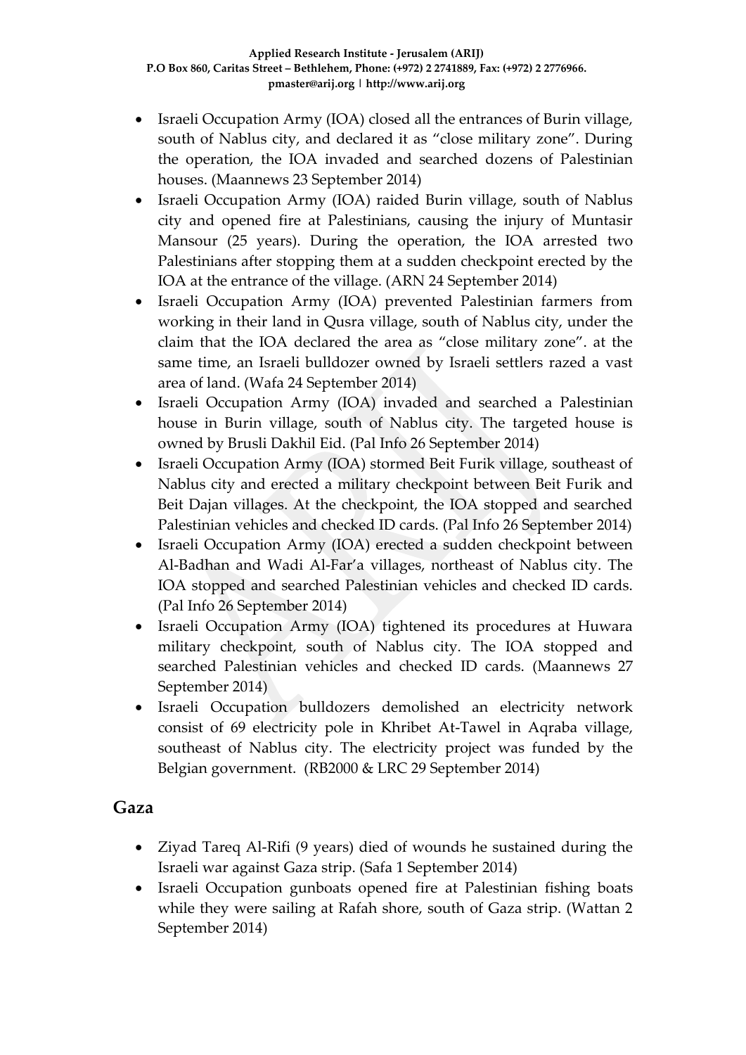- Israeli Occupation Army (IOA) closed all the entrances of Burin village, south of Nablus city, and declared it as "close military zone". During the operation, the IOA invaded and searched dozens of Palestinian houses. (Maannews 23 September 2014)
- Israeli Occupation Army (IOA) raided Burin village, south of Nablus city and opened fire at Palestinians, causing the injury of Muntasir Mansour (25 years). During the operation, the IOA arrested two Palestinians after stopping them at a sudden checkpoint erected by the IOA at the entrance of the village. (ARN 24 September 2014)
- Israeli Occupation Army (IOA) prevented Palestinian farmers from working in their land in Qusra village, south of Nablus city, under the claim that the IOA declared the area as "close military zone". at the same time, an Israeli bulldozer owned by Israeli settlers razed a vast area of land. (Wafa 24 September 2014)
- Israeli Occupation Army (IOA) invaded and searched a Palestinian house in Burin village, south of Nablus city. The targeted house is owned by Brusli Dakhil Eid. (Pal Info 26 September 2014)
- Israeli Occupation Army (IOA) stormed Beit Furik village, southeast of Nablus city and erected a military checkpoint between Beit Furik and Beit Dajan villages. At the checkpoint, the IOA stopped and searched Palestinian vehicles and checked ID cards. (Pal Info 26 September 2014)
- Israeli Occupation Army (IOA) erected a sudden checkpoint between Al-Badhan and Wadi Al-Far'a villages, northeast of Nablus city. The IOA stopped and searched Palestinian vehicles and checked ID cards. (Pal Info 26 September 2014)
- Israeli Occupation Army (IOA) tightened its procedures at Huwara military checkpoint, south of Nablus city. The IOA stopped and searched Palestinian vehicles and checked ID cards. (Maannews 27 September 2014)
- Israeli Occupation bulldozers demolished an electricity network consist of 69 electricity pole in Khribet At-Tawel in Aqraba village, southeast of Nablus city. The electricity project was funded by the Belgian government. (RB2000 & LRC 29 September 2014)

## Gaza

- Ziyad Tareq Al-Rifi (9 years) died of wounds he sustained during the Israeli war against Gaza strip. (Safa 1 September 2014)
- Israeli Occupation gunboats opened fire at Palestinian fishing boats while they were sailing at Rafah shore, south of Gaza strip. (Wattan 2 September 2014)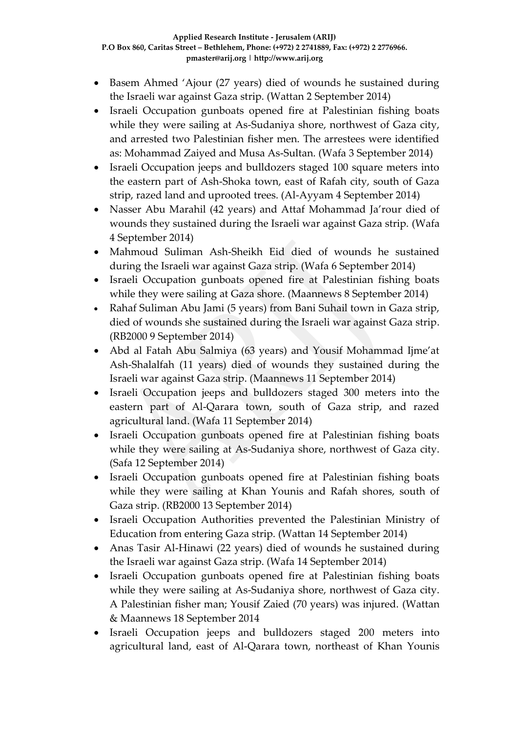- Basem Ahmed 'Ajour (27 years) died of wounds he sustained during the Israeli war against Gaza strip. (Wattan 2 September 2014)
- Israeli Occupation gunboats opened fire at Palestinian fishing boats while they were sailing at As-Sudaniya shore, northwest of Gaza city, and arrested two Palestinian fisher men. The arrestees were identified as: Mohammad Zaiyed and Musa As-Sultan. (Wafa 3 September 2014)
- Israeli Occupation jeeps and bulldozers staged 100 square meters into the eastern part of Ash-Shoka town, east of Rafah city, south of Gaza strip, razed land and uprooted trees. (Al-Ayyam 4 September 2014)
- Nasser Abu Marahil (42 years) and Attaf Mohammad Ja'rour died of wounds they sustained during the Israeli war against Gaza strip. (Wafa 4 September 2014)
- Mahmoud Suliman Ash-Sheikh Eid died of wounds he sustained during the Israeli war against Gaza strip. (Wafa 6 September 2014)
- Israeli Occupation gunboats opened fire at Palestinian fishing boats while they were sailing at Gaza shore. (Maannews 8 September 2014)
- Rahaf Suliman Abu Jami (5 years) from Bani Suhail town in Gaza strip, died of wounds she sustained during the Israeli war against Gaza strip. (RB2000 9 September 2014)
- Abd al Fatah Abu Salmiya (63 years) and Yousif Mohammad Ijme'at Ash-Shalalfah (11 years) died of wounds they sustained during the Israeli war against Gaza strip. (Maannews 11 September 2014)
- Israeli Occupation jeeps and bulldozers staged 300 meters into the eastern part of Al-Qarara town, south of Gaza strip, and razed agricultural land. (Wafa 11 September 2014)
- Israeli Occupation gunboats opened fire at Palestinian fishing boats while they were sailing at As-Sudaniya shore, northwest of Gaza city. (Safa 12 September 2014)
- Israeli Occupation gunboats opened fire at Palestinian fishing boats while they were sailing at Khan Younis and Rafah shores, south of Gaza strip. (RB2000 13 September 2014)
- Israeli Occupation Authorities prevented the Palestinian Ministry of Education from entering Gaza strip. (Wattan 14 September 2014)
- Anas Tasir Al-Hinawi (22 years) died of wounds he sustained during the Israeli war against Gaza strip. (Wafa 14 September 2014)
- Israeli Occupation gunboats opened fire at Palestinian fishing boats while they were sailing at As-Sudaniya shore, northwest of Gaza city. A Palestinian fisher man; Yousif Zaied (70 years) was injured. (Wattan & Maannews 18 September 2014
- Israeli Occupation jeeps and bulldozers staged 200 meters into agricultural land, east of Al-Qarara town, northeast of Khan Younis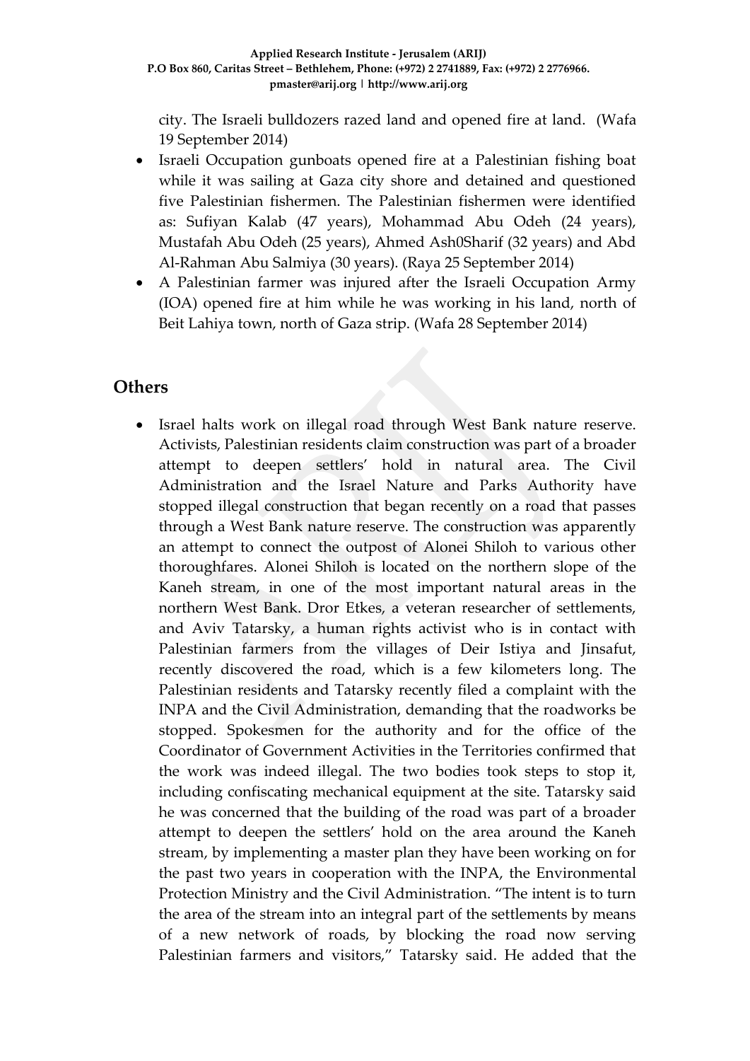city. The Israeli bulldozers razed land and opened fire at land. (Wafa 19 September 2014)

- Israeli Occupation gunboats opened fire at a Palestinian fishing boat while it was sailing at Gaza city shore and detained and questioned five Palestinian fishermen. The Palestinian fishermen were identified as: Sufiyan Kalab (47 years), Mohammad Abu Odeh (24 years), Mustafah Abu Odeh (25 years), Ahmed Ash0Sharif (32 years) and Abd Al-Rahman Abu Salmiya (30 years). (Raya 25 September 2014)
- A Palestinian farmer was injured after the Israeli Occupation Army (IOA) opened fire at him while he was working in his land, north of Beit Lahiya town, north of Gaza strip. (Wafa 28 September 2014)

## Others

- Israel halts work on illegal road through West Bank nature reserve. Activists, Palestinian residents claim construction was part of a broader attempt to deepen settlers' hold in natural area. The Civil Administration and the Israel Nature and Parks Authority have stopped illegal construction that began recently on a road that passes through a West Bank nature reserve. The construction was apparently an attempt to connect the outpost of Alonei Shiloh to various other thoroughfares. Alonei Shiloh is located on the northern slope of the Kaneh stream, in one of the most important natural areas in the northern West Bank. Dror Etkes, a veteran researcher of settlements, and Aviv Tatarsky, a human rights activist who is in contact with Palestinian farmers from the villages of Deir Istiya and Jinsafut, recently discovered the road, which is a few kilometers long. The Palestinian residents and Tatarsky recently filed a complaint with the INPA and the Civil Administration, demanding that the roadworks be stopped. Spokesmen for the authority and for the office of the Coordinator of Government Activities in the Territories confirmed that the work was indeed illegal. The two bodies took steps to stop it, including confiscating mechanical equipment at the site. Tatarsky said he was concerned that the building of the road was part of a broader attempt to deepen the settlers' hold on the area around the Kaneh stream, by implementing a master plan they have been working on for the past two years in cooperation with the INPA, the Environmental Protection Ministry and the Civil Administration. "The intent is to turn the area of the stream into an integral part of the settlements by means of a new network of roads, by blocking the road now serving Palestinian farmers and visitors," Tatarsky said. He added that the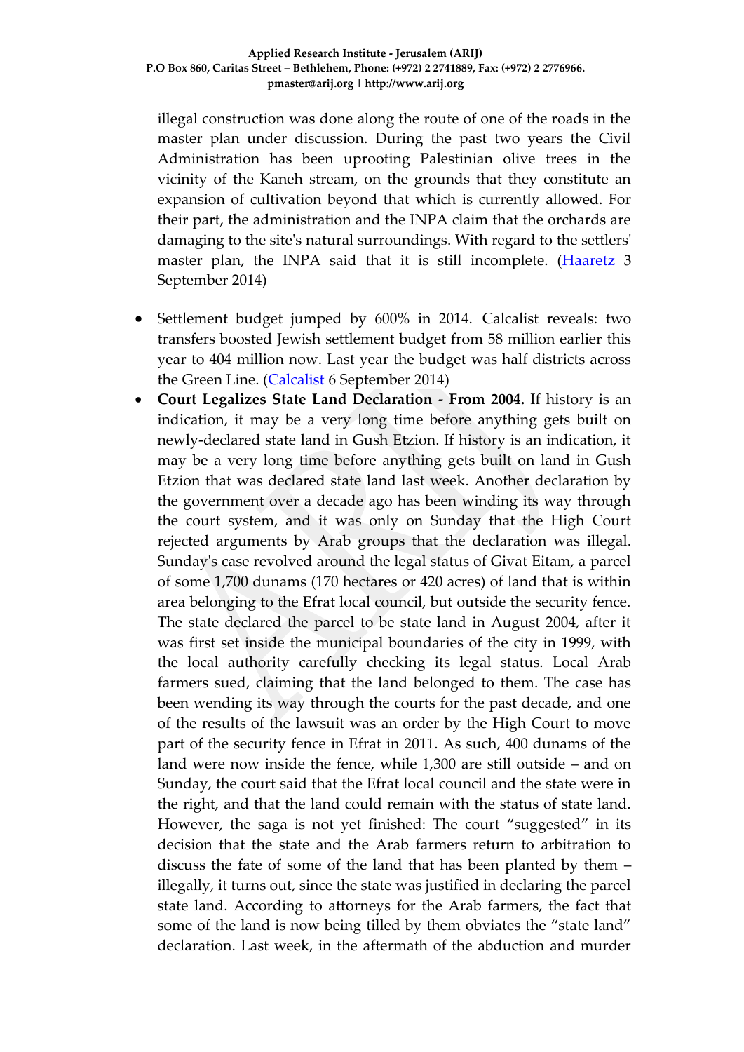illegal construction was done along the route of one of the roads in the master plan under discussion. During the past two years the Civil Administration has been uprooting Palestinian olive trees in the vicinity of the Kaneh stream, on the grounds that they constitute an expansion of cultivation beyond that which is currently allowed. For their part, the administration and the INPA claim that the orchards are damaging to the site's natural surroundings. With regard to the settlers' master plan, the INPA said that it is still incomplete. (Haaretz 3 September 2014)

- Settlement budget jumped by 600% in 2014. Calcalist reveals: two transfers boosted Jewish settlement budget from 58 million earlier this year to 404 million now. Last year the budget was half districts across the Green Line. (Calcalist 6 September 2014)
- **Court Legalizes State Land Declaration - From 2004.** If history is an indication, it may be a very long time before anything gets built on newly-declared state land in Gush Etzion. If history is an indication, it may be a very long time before anything gets built on land in Gush Etzion that was declared state land last week. Another declaration by the government over a decade ago has been winding its way through the court system, and it was only on Sunday that the High Court rejected arguments by Arab groups that the declaration was illegal. Sunday's case revolved around the legal status of Givat Eitam, a parcel of some 1,700 dunams (170 hectares or 420 acres) of land that is within area belonging to the Efrat local council, but outside the security fence. The state declared the parcel to be state land in August 2004, after it was first set inside the municipal boundaries of the city in 1999, with the local authority carefully checking its legal status. Local Arab farmers sued, claiming that the land belonged to them. The case has been wending its way through the courts for the past decade, and one of the results of the lawsuit was an order by the High Court to move part of the security fence in Efrat in 2011. As such, 400 dunams of the land were now inside the fence, while 1,300 are still outside – and on Sunday, the court said that the Efrat local council and the state were in the right, and that the land could remain with the status of state land. However, the saga is not yet finished: The court "suggested" in its decision that the state and the Arab farmers return to arbitration to discuss the fate of some of the land that has been planted by them – illegally, it turns out, since the state was justified in declaring the parcel state land. According to attorneys for the Arab farmers, the fact that some of the land is now being tilled by them obviates the "state land" declaration. Last week, in the aftermath of the abduction and murder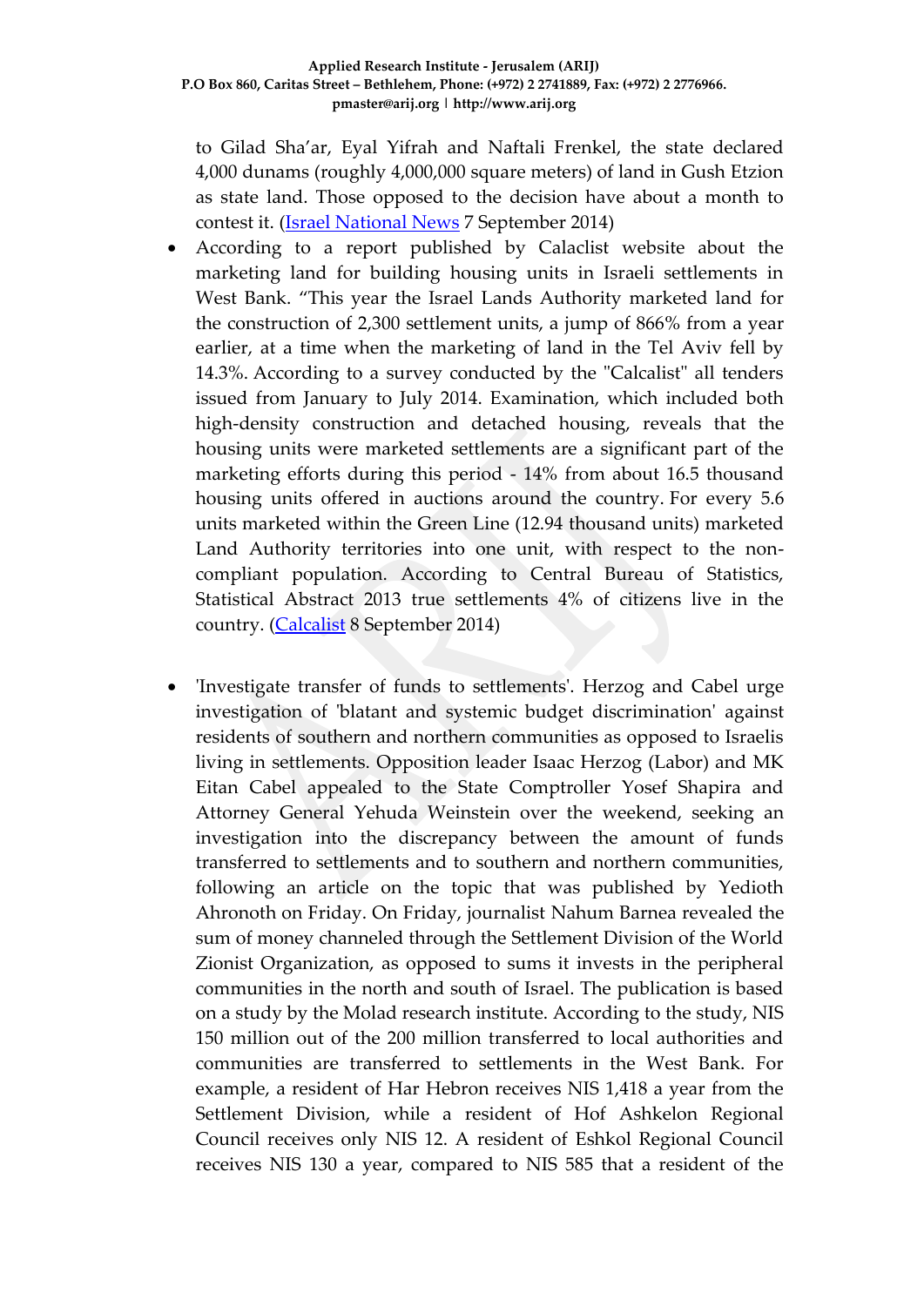to Gilad Sha'ar, Eyal Yifrah and Naftali Frenkel, the state declared 4,000 dunams (roughly 4,000,000 square meters) of land in Gush Etzion as state land. Those opposed to the decision have about a month to contest it. (Israel National News 7 September 2014)

- According to a report published by Calaclist website about the marketing land for building housing units in Israeli settlements in West Bank. "This year the Israel Lands Authority marketed land for the construction of 2,300 settlement units, a jump of 866% from a year earlier, at a time when the marketing of land in the Tel Aviv fell by 14.3%. According to a survey conducted by the "Calcalist" all tenders issued from January to July 2014. Examination, which included both high-density construction and detached housing, reveals that the housing units were marketed settlements are a significant part of the marketing efforts during this period - 14% from about 16.5 thousand housing units offered in auctions around the country. For every 5.6 units marketed within the Green Line (12.94 thousand units) marketed Land Authority territories into one unit, with respect to the non-compliant population. According to Central Bureau of Statistics, Statistical Abstract 2013 true settlements 4% of citizens live in the country. (Calcalist 8 September 2014)

- 'Investigate transfer of funds to settlements'. Herzog and Cabel urge investigation of 'blatant and systemic budget discrimination' against residents of southern and northern communities as opposed to Israelis living in settlements. Opposition leader Isaac Herzog (Labor) and MK Eitan Cabel appealed to the State Comptroller Yosef Shapira and Attorney General Yehuda Weinstein over the weekend, seeking an investigation into the discrepancy between the amount of funds transferred to settlements and to southern and northern communities, following an article on the topic that was published by Yedioth Ahronoth on Friday. On Friday, journalist Nahum Barnea revealed the sum of money channeled through the Settlement Division of the World Zionist Organization, as opposed to sums it invests in the peripheral communities in the north and south of Israel. The publication is based on a study by the Molad research institute. According to the study, NIS 150 million out of the 200 million transferred to local authorities and communities are transferred to settlements in the West Bank. For example, a resident of Har Hebron receives NIS 1,418 a year from the Settlement Division, while a resident of Hof Ashkelon Regional Council receives only NIS 12. A resident of Eshkol Regional Council receives NIS 130 a year, compared to NIS 585 that a resident of the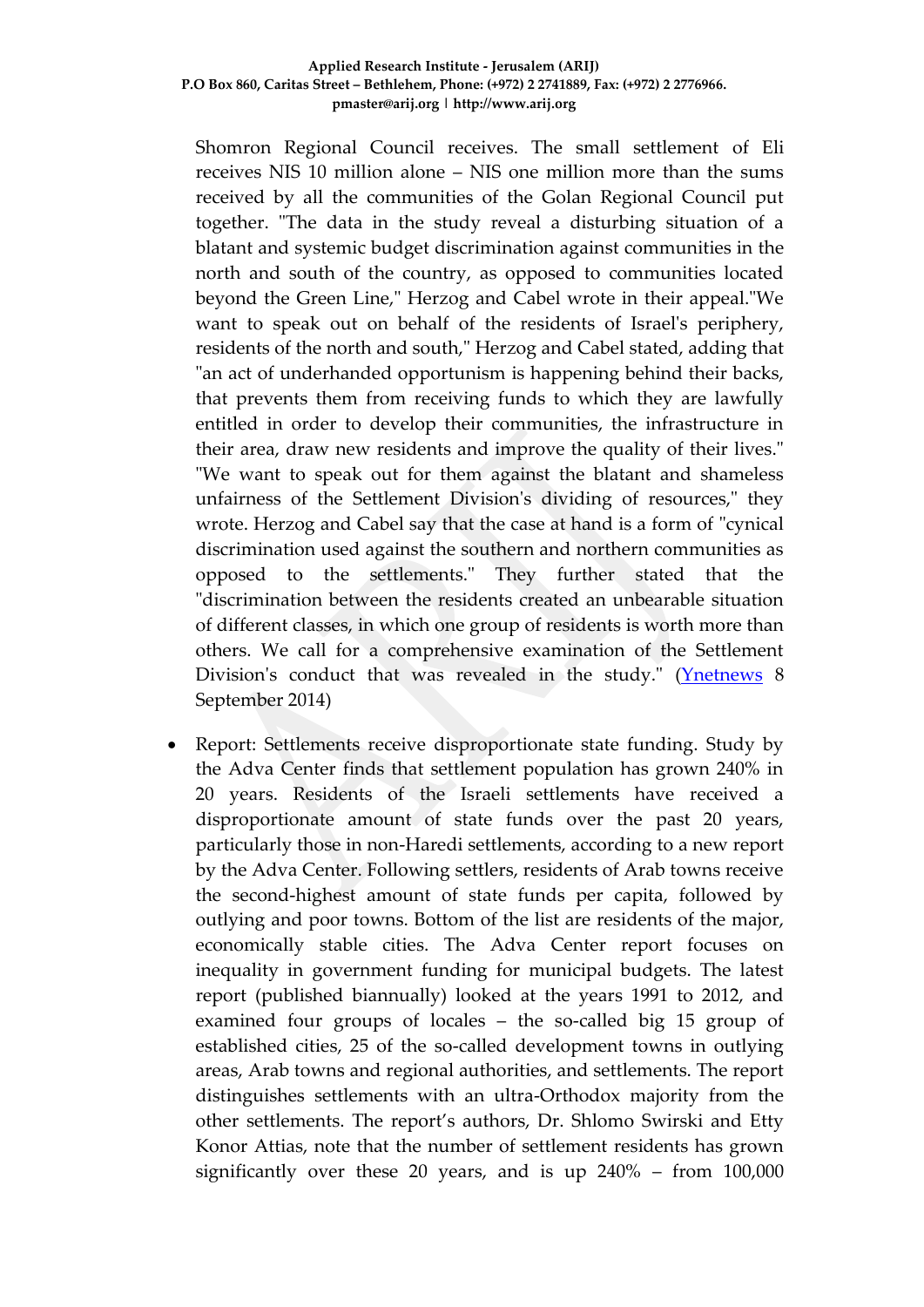Shomron Regional Council receives. The small settlement of Eli receives NIS 10 million alone – NIS one million more than the sums received by all the communities of the Golan Regional Council put together. "The data in the study reveal a disturbing situation of a blatant and systemic budget discrimination against communities in the north and south of the country, as opposed to communities located beyond the Green Line," Herzog and Cabel wrote in their appeal."We want to speak out on behalf of the residents of Israel's periphery, residents of the north and south," Herzog and Cabel stated, adding that "an act of underhanded opportunism is happening behind their backs, that prevents them from receiving funds to which they are lawfully entitled in order to develop their communities, the infrastructure in their area, draw new residents and improve the quality of their lives." "We want to speak out for them against the blatant and shameless unfairness of the Settlement Division's dividing of resources," they wrote. Herzog and Cabel say that the case at hand is a form of "cynical discrimination used against the southern and northern communities as opposed to the settlements." They further stated that the "discrimination between the residents created an unbearable situation of different classes, in which one group of residents is worth more than others. We call for a comprehensive examination of the Settlement Division's conduct that was revealed in the study." (Ynetnews 8 September 2014)

- Report: Settlements receive disproportionate state funding. Study by the Adva Center finds that settlement population has grown 240% in 20 years. Residents of the Israeli settlements have received a disproportionate amount of state funds over the past 20 years, particularly those in non-Haredi settlements, according to a new report by the Adva Center. Following settlers, residents of Arab towns receive the second-highest amount of state funds per capita, followed by outlying and poor towns. Bottom of the list are residents of the major, economically stable cities. The Adva Center report focuses on inequality in government funding for municipal budgets. The latest report (published biannually) looked at the years 1991 to 2012, and examined four groups of locales – the so-called big 15 group of established cities, 25 of the so-called development towns in outlying areas, Arab towns and regional authorities, and settlements. The report distinguishes settlements with an ultra-Orthodox majority from the other settlements. The report's authors, Dr. Shlomo Swirski and Etty Konor Attias, note that the number of settlement residents has grown significantly over these 20 years, and is up 240% – from 100,000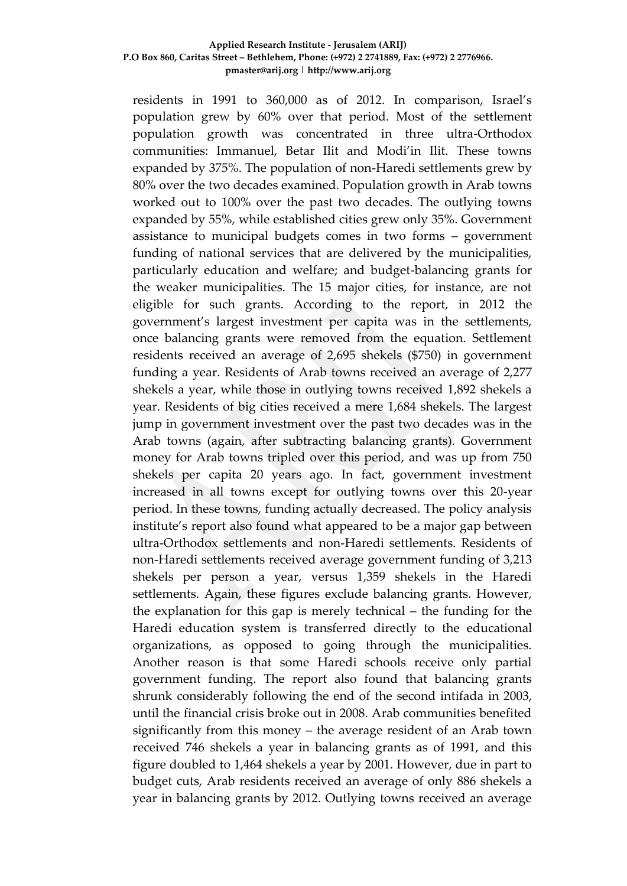residents in 1991 to 360,000 as of 2012. In comparison, Israel's population grew by 60% over that period. Most of the settlement population growth was concentrated in three ultra-Orthodox communities: Immanuel, Betar Ilit and Modi'in Ilit. These towns expanded by 375%. The population of non-Haredi settlements grew by 80% over the two decades examined. Population growth in Arab towns worked out to 100% over the past two decades. The outlying towns expanded by 55%, while established cities grew only 35%. Government assistance to municipal budgets comes in two forms – government funding of national services that are delivered by the municipalities, particularly education and welfare; and budget-balancing grants for the weaker municipalities. The 15 major cities, for instance, are not eligible for such grants. According to the report, in 2012 the government's largest investment per capita was in the settlements, once balancing grants were removed from the equation. Settlement residents received an average of 2,695 shekels ($750) in government funding a year. Residents of Arab towns received an average of 2,277 shekels a year, while those in outlying towns received 1,892 shekels a year. Residents of big cities received a mere 1,684 shekels. The largest jump in government investment over the past two decades was in the Arab towns (again, after subtracting balancing grants). Government money for Arab towns tripled over this period, and was up from 750 shekels per capita 20 years ago. In fact, government investment increased in all towns except for outlying towns over this 20-year period. In these towns, funding actually decreased. The policy analysis institute's report also found what appeared to be a major gap between ultra-Orthodox settlements and non-Haredi settlements. Residents of non-Haredi settlements received average government funding of 3,213 shekels per person a year, versus 1,359 shekels in the Haredi settlements. Again, these figures exclude balancing grants. However, the explanation for this gap is merely technical – the funding for the Haredi education system is transferred directly to the educational organizations, as opposed to going through the municipalities. Another reason is that some Haredi schools receive only partial government funding. The report also found that balancing grants shrunk considerably following the end of the second intifada in 2003, until the financial crisis broke out in 2008. Arab communities benefited significantly from this money – the average resident of an Arab town received 746 shekels a year in balancing grants as of 1991, and this figure doubled to 1,464 shekels a year by 2001. However, due in part to budget cuts, Arab residents received an average of only 886 shekels a year in balancing grants by 2012. Outlying towns received an average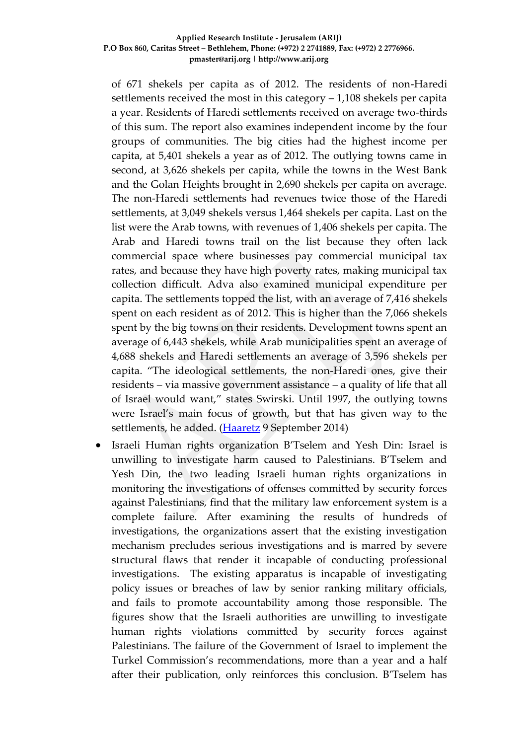of 671 shekels per capita as of 2012. The residents of non-Haredi settlements received the most in this category – 1,108 shekels per capita a year. Residents of Haredi settlements received on average two-thirds of this sum. The report also examines independent income by the four groups of communities. The big cities had the highest income per capita, at 5,401 shekels a year as of 2012. The outlying towns came in second, at 3,626 shekels per capita, while the towns in the West Bank and the Golan Heights brought in 2,690 shekels per capita on average. The non-Haredi settlements had revenues twice those of the Haredi settlements, at 3,049 shekels versus 1,464 shekels per capita. Last on the list were the Arab towns, with revenues of 1,406 shekels per capita. The Arab and Haredi towns trail on the list because they often lack commercial space where businesses pay commercial municipal tax rates, and because they have high poverty rates, making municipal tax collection difficult. Adva also examined municipal expenditure per capita. The settlements topped the list, with an average of 7,416 shekels spent on each resident as of 2012. This is higher than the 7,066 shekels spent by the big towns on their residents. Development towns spent an average of 6,443 shekels, while Arab municipalities spent an average of 4,688 shekels and Haredi settlements an average of 3,596 shekels per capita. "The ideological settlements, the non-Haredi ones, give their residents – via massive government assistance – a quality of life that all of Israel would want," states Swirski. Until 1997, the outlying towns were Israel's main focus of growth, but that has given way to the settlements, he added. (Haaretz 9 September 2014)

- Israeli Human rights organization B'Tselem and Yesh Din: Israel is unwilling to investigate harm caused to Palestinians. B'Tselem and Yesh Din, the two leading Israeli human rights organizations in monitoring the investigations of offenses committed by security forces against Palestinians, find that the military law enforcement system is a complete failure. After examining the results of hundreds of investigations, the organizations assert that the existing investigation mechanism precludes serious investigations and is marred by severe structural flaws that render it incapable of conducting professional investigations. The existing apparatus is incapable of investigating policy issues or breaches of law by senior ranking military officials, and fails to promote accountability among those responsible. The figures show that the Israeli authorities are unwilling to investigate human rights violations committed by security forces against Palestinians. The failure of the Government of Israel to implement the Turkel Commission's recommendations, more than a year and a half after their publication, only reinforces this conclusion. B'Tselem has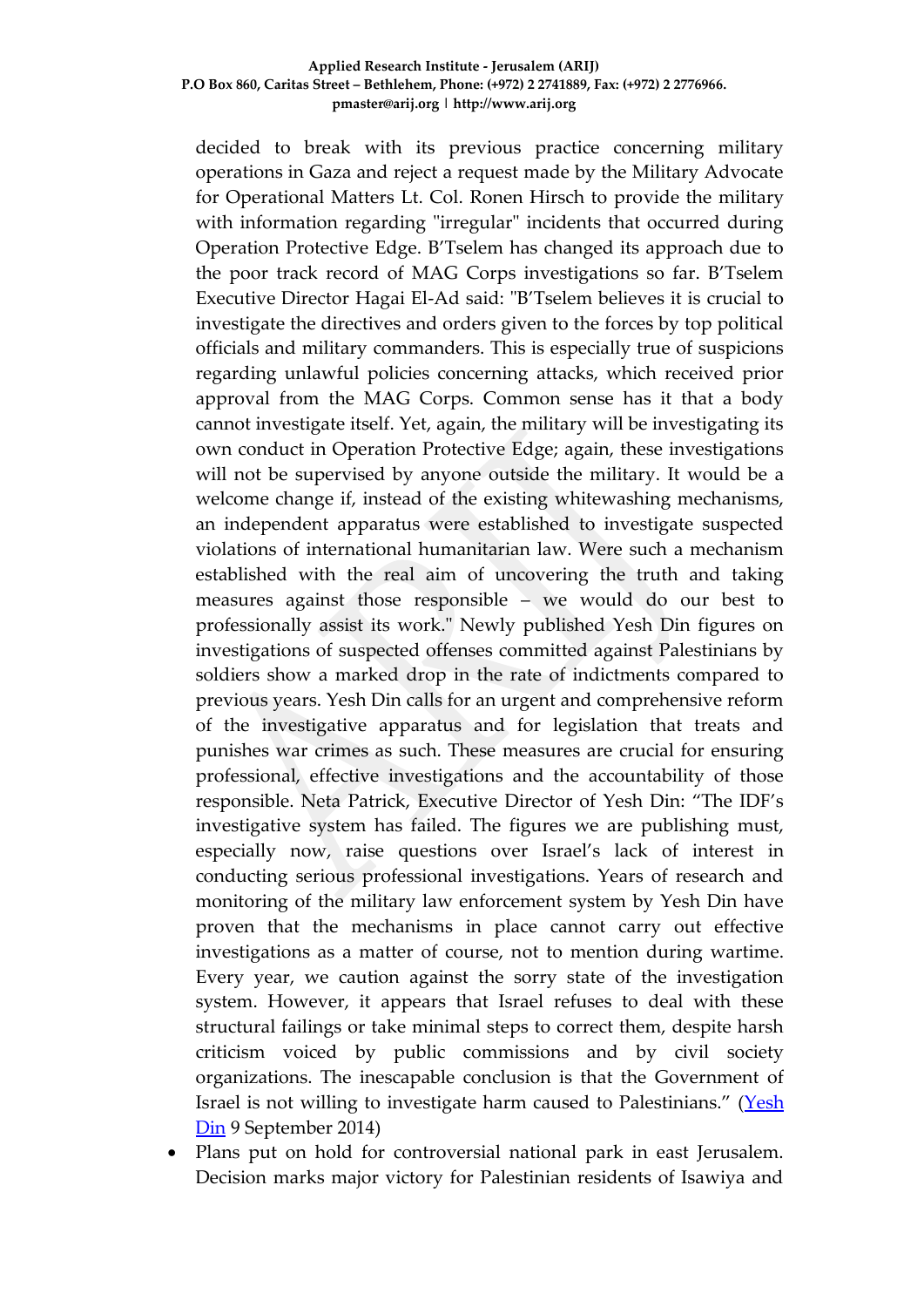decided to break with its previous practice concerning military operations in Gaza and reject a request made by the Military Advocate for Operational Matters Lt. Col. Ronen Hirsch to provide the military with information regarding "irregular" incidents that occurred during Operation Protective Edge. B'Tselem has changed its approach due to the poor track record of MAG Corps investigations so far. B'Tselem Executive Director Hagai El-Ad said: "B'Tselem believes it is crucial to investigate the directives and orders given to the forces by top political officials and military commanders. This is especially true of suspicions regarding unlawful policies concerning attacks, which received prior approval from the MAG Corps. Common sense has it that a body cannot investigate itself. Yet, again, the military will be investigating its own conduct in Operation Protective Edge; again, these investigations will not be supervised by anyone outside the military. It would be a welcome change if, instead of the existing whitewashing mechanisms, an independent apparatus were established to investigate suspected violations of international humanitarian law. Were such a mechanism established with the real aim of uncovering the truth and taking measures against those responsible – we would do our best to professionally assist its work." Newly published Yesh Din figures on investigations of suspected offenses committed against Palestinians by soldiers show a marked drop in the rate of indictments compared to previous years. Yesh Din calls for an urgent and comprehensive reform of the investigative apparatus and for legislation that treats and punishes war crimes as such. These measures are crucial for ensuring professional, effective investigations and the accountability of those responsible. Neta Patrick, Executive Director of Yesh Din: "The IDF's investigative system has failed. The figures we are publishing must, especially now, raise questions over Israel's lack of interest in conducting serious professional investigations. Years of research and monitoring of the military law enforcement system by Yesh Din have proven that the mechanisms in place cannot carry out effective investigations as a matter of course, not to mention during wartime. Every year, we caution against the sorry state of the investigation system. However, it appears that Israel refuses to deal with these structural failings or take minimal steps to correct them, despite harsh criticism voiced by public commissions and by civil society organizations. The inescapable conclusion is that the Government of Israel is not willing to investigate harm caused to Palestinians." (Yesh Din 9 September 2014)

- Plans put on hold for controversial national park in east Jerusalem. Decision marks major victory for Palestinian residents of Isawiya and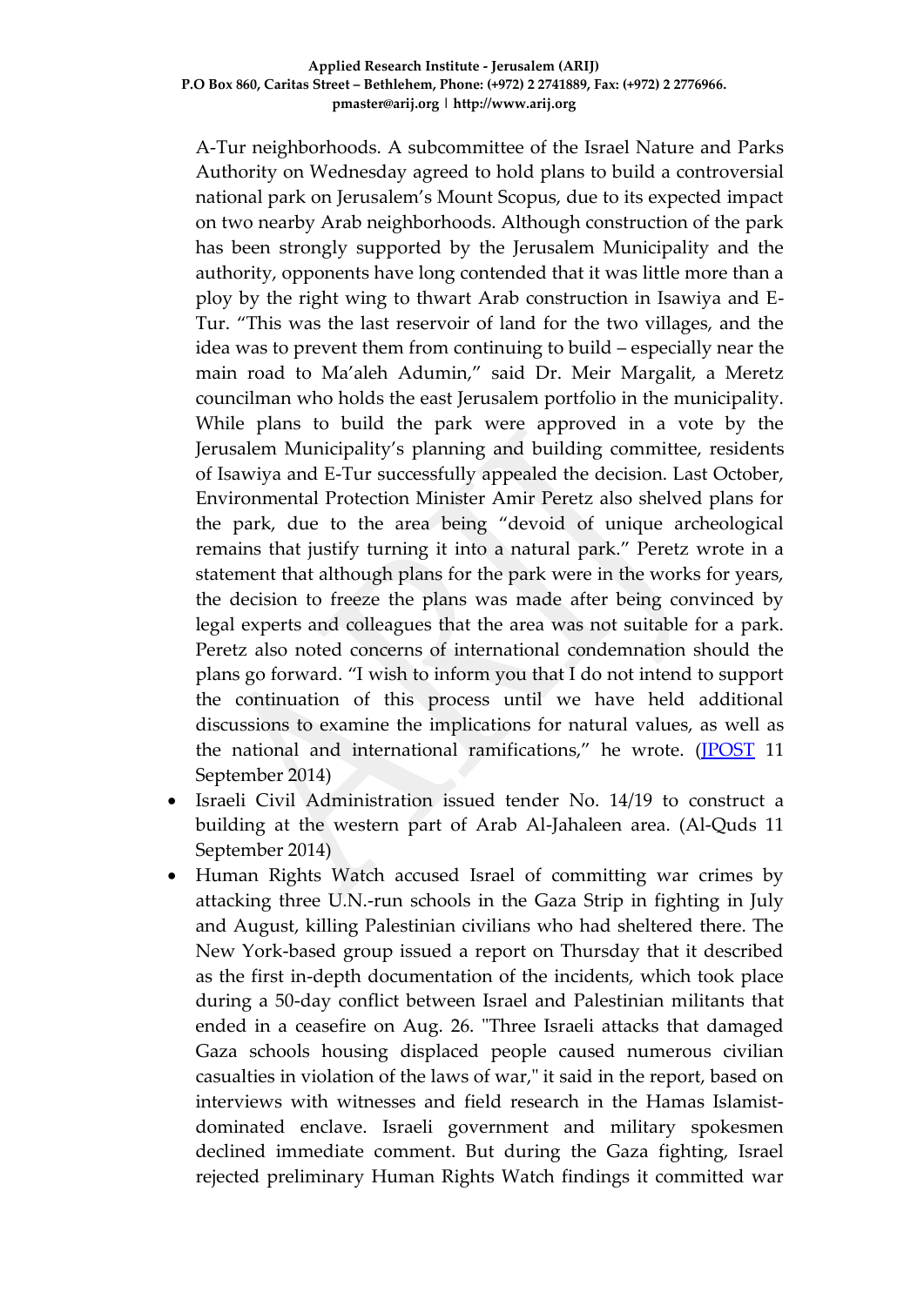A-Tur neighborhoods. A subcommittee of the Israel Nature and Parks Authority on Wednesday agreed to hold plans to build a controversial national park on Jerusalem's Mount Scopus, due to its expected impact on two nearby Arab neighborhoods. Although construction of the park has been strongly supported by the Jerusalem Municipality and the authority, opponents have long contended that it was little more than a ploy by the right wing to thwart Arab construction in Isawiya and E-Tur. "This was the last reservoir of land for the two villages, and the idea was to prevent them from continuing to build – especially near the main road to Ma'aleh Adumin," said Dr. Meir Margalit, a Meretz councilman who holds the east Jerusalem portfolio in the municipality. While plans to build the park were approved in a vote by the Jerusalem Municipality's planning and building committee, residents of Isawiya and E-Tur successfully appealed the decision. Last October, Environmental Protection Minister Amir Peretz also shelved plans for the park, due to the area being "devoid of unique archeological remains that justify turning it into a natural park." Peretz wrote in a statement that although plans for the park were in the works for years, the decision to freeze the plans was made after being convinced by legal experts and colleagues that the area was not suitable for a park. Peretz also noted concerns of international condemnation should the plans go forward. "I wish to inform you that I do not intend to support the continuation of this process until we have held additional discussions to examine the implications for natural values, as well as the national and international ramifications," he wrote. (JPOST 11 September 2014)

- Israeli Civil Administration issued tender No. 14/19 to construct a building at the western part of Arab Al-Jahaleen area. (Al-Quds 11 September 2014)
- Human Rights Watch accused Israel of committing war crimes by attacking three U.N.-run schools in the Gaza Strip in fighting in July and August, killing Palestinian civilians who had sheltered there. The New York-based group issued a report on Thursday that it described as the first in-depth documentation of the incidents, which took place during a 50-day conflict between Israel and Palestinian militants that ended in a ceasefire on Aug. 26. "Three Israeli attacks that damaged Gaza schools housing displaced people caused numerous civilian casualties in violation of the laws of war," it said in the report, based on interviews with witnesses and field research in the Hamas Islamist-dominated enclave. Israeli government and military spokesmen declined immediate comment. But during the Gaza fighting, Israel rejected preliminary Human Rights Watch findings it committed war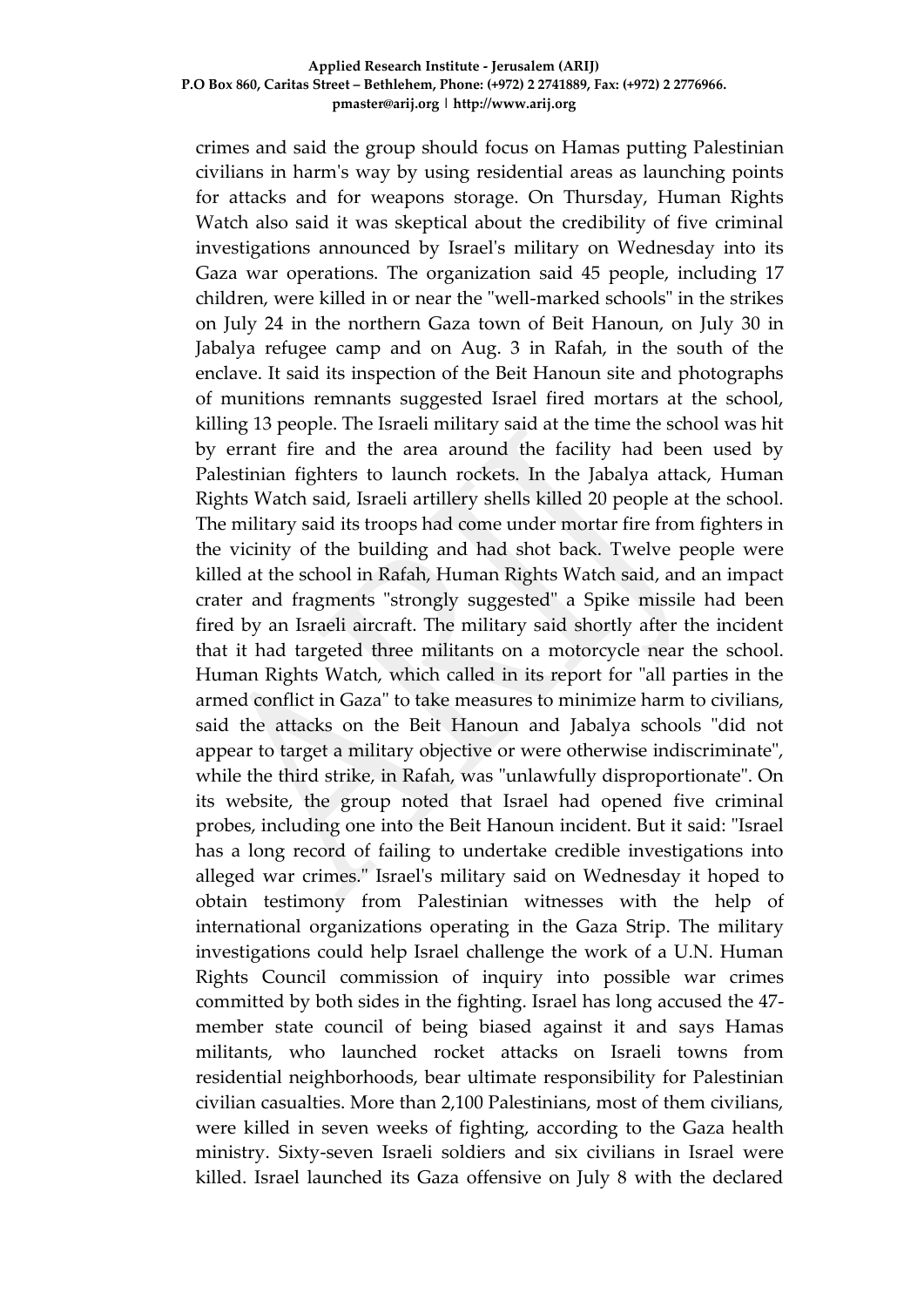crimes and said the group should focus on Hamas putting Palestinian civilians in harm's way by using residential areas as launching points for attacks and for weapons storage. On Thursday, Human Rights Watch also said it was skeptical about the credibility of five criminal investigations announced by Israel's military on Wednesday into its Gaza war operations. The organization said 45 people, including 17 children, were killed in or near the "well-marked schools" in the strikes on July 24 in the northern Gaza town of Beit Hanoun, on July 30 in Jabalya refugee camp and on Aug. 3 in Rafah, in the south of the enclave. It said its inspection of the Beit Hanoun site and photographs of munitions remnants suggested Israel fired mortars at the school, killing 13 people. The Israeli military said at the time the school was hit by errant fire and the area around the facility had been used by Palestinian fighters to launch rockets. In the Jabalya attack, Human Rights Watch said, Israeli artillery shells killed 20 people at the school. The military said its troops had come under mortar fire from fighters in the vicinity of the building and had shot back. Twelve people were killed at the school in Rafah, Human Rights Watch said, and an impact crater and fragments "strongly suggested" a Spike missile had been fired by an Israeli aircraft. The military said shortly after the incident that it had targeted three militants on a motorcycle near the school. Human Rights Watch, which called in its report for "all parties in the armed conflict in Gaza" to take measures to minimize harm to civilians, said the attacks on the Beit Hanoun and Jabalya schools "did not appear to target a military objective or were otherwise indiscriminate", while the third strike, in Rafah, was "unlawfully disproportionate". On its website, the group noted that Israel had opened five criminal probes, including one into the Beit Hanoun incident. But it said: "Israel has a long record of failing to undertake credible investigations into alleged war crimes." Israel's military said on Wednesday it hoped to obtain testimony from Palestinian witnesses with the help of international organizations operating in the Gaza Strip. The military investigations could help Israel challenge the work of a U.N. Human Rights Council commission of inquiry into possible war crimes committed by both sides in the fighting. Israel has long accused the 47-member state council of being biased against it and says Hamas militants, who launched rocket attacks on Israeli towns from residential neighborhoods, bear ultimate responsibility for Palestinian civilian casualties. More than 2,100 Palestinians, most of them civilians, were killed in seven weeks of fighting, according to the Gaza health ministry. Sixty-seven Israeli soldiers and six civilians in Israel were killed. Israel launched its Gaza offensive on July 8 with the declared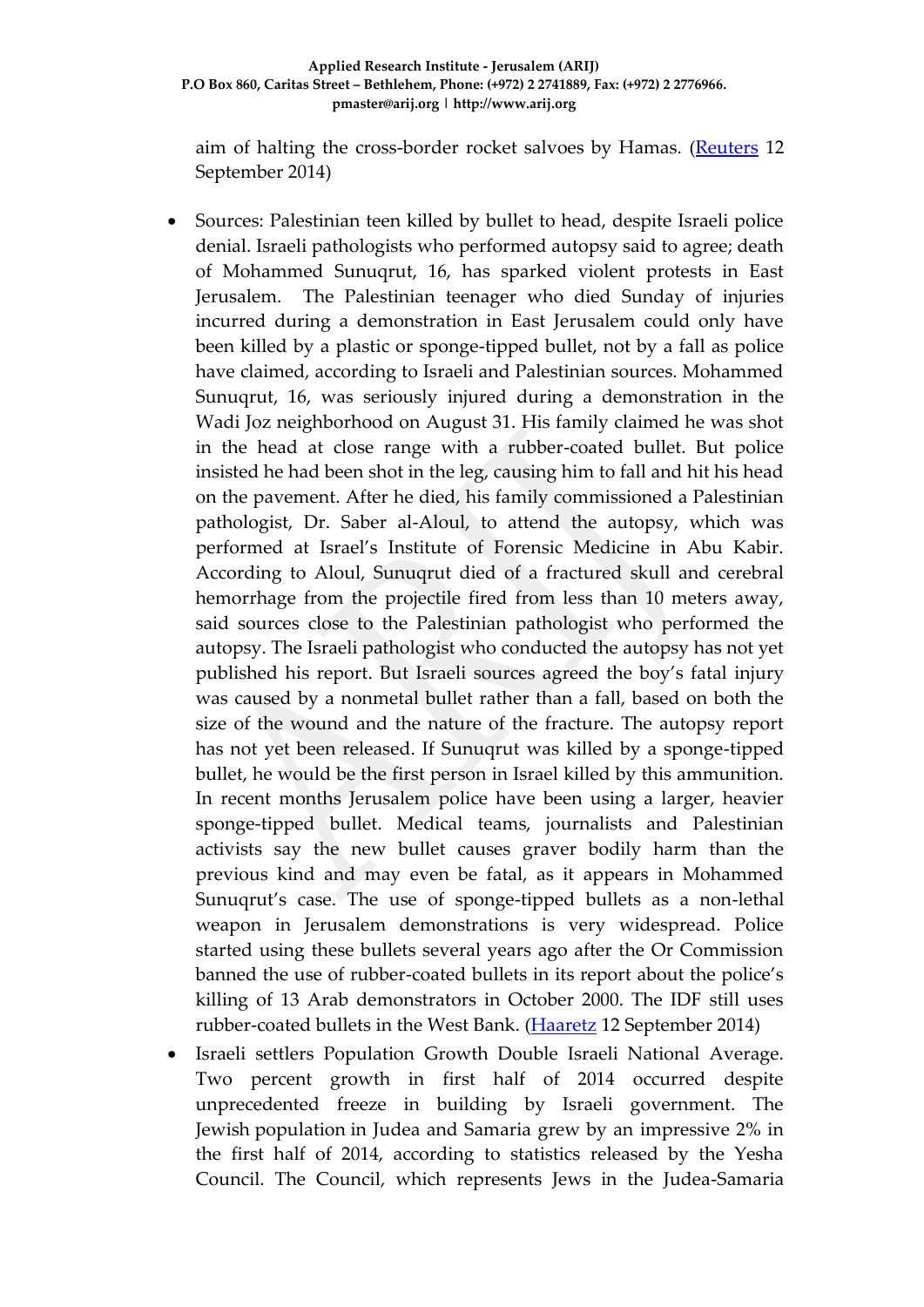aim of halting the cross-border rocket salvoes by Hamas. (Reuters 12 September 2014)

- Sources: Palestinian teen killed by bullet to head, despite Israeli police denial. Israeli pathologists who performed autopsy said to agree; death of Mohammed Sunuqrut, 16, has sparked violent protests in East Jerusalem. The Palestinian teenager who died Sunday of injuries incurred during a demonstration in East Jerusalem could only have been killed by a plastic or sponge-tipped bullet, not by a fall as police have claimed, according to Israeli and Palestinian sources. Mohammed Sunuqrut, 16, was seriously injured during a demonstration in the Wadi Joz neighborhood on August 31. His family claimed he was shot in the head at close range with a rubber-coated bullet. But police insisted he had been shot in the leg, causing him to fall and hit his head on the pavement. After he died, his family commissioned a Palestinian pathologist, Dr. Saber al-Aloul, to attend the autopsy, which was performed at Israel's Institute of Forensic Medicine in Abu Kabir. According to Aloul, Sunuqrut died of a fractured skull and cerebral hemorrhage from the projectile fired from less than 10 meters away, said sources close to the Palestinian pathologist who performed the autopsy. The Israeli pathologist who conducted the autopsy has not yet published his report. But Israeli sources agreed the boy's fatal injury was caused by a nonmetal bullet rather than a fall, based on both the size of the wound and the nature of the fracture. The autopsy report has not yet been released. If Sunuqrut was killed by a sponge-tipped bullet, he would be the first person in Israel killed by this ammunition. In recent months Jerusalem police have been using a larger, heavier sponge-tipped bullet. Medical teams, journalists and Palestinian activists say the new bullet causes graver bodily harm than the previous kind and may even be fatal, as it appears in Mohammed Sunuqrut's case. The use of sponge-tipped bullets as a non-lethal weapon in Jerusalem demonstrations is very widespread. Police started using these bullets several years ago after the Or Commission banned the use of rubber-coated bullets in its report about the police's killing of 13 Arab demonstrators in October 2000. The IDF still uses rubber-coated bullets in the West Bank. (Haaretz 12 September 2014)
- Israeli settlers Population Growth Double Israeli National Average. Two percent growth in first half of 2014 occurred despite unprecedented freeze in building by Israeli government. The Jewish population in Judea and Samaria grew by an impressive 2% in the first half of 2014, according to statistics released by the Yesha Council. The Council, which represents Jews in the Judea-Samaria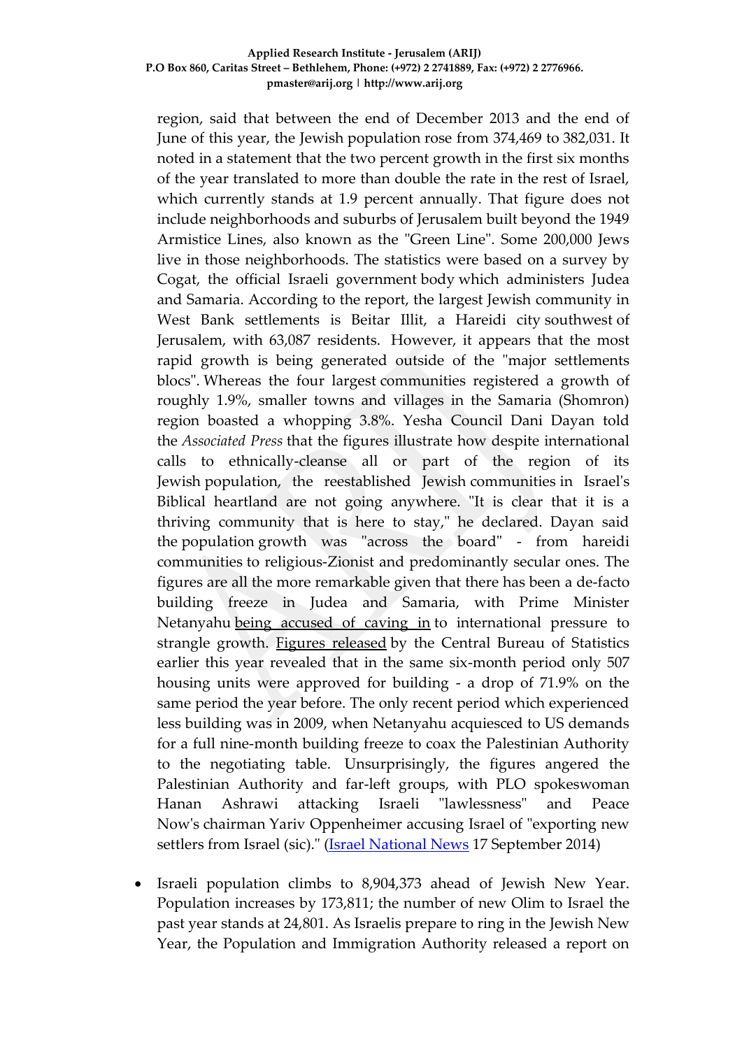region, said that between the end of December 2013 and the end of June of this year, the Jewish population rose from 374,469 to 382,031. It noted in a statement that the two percent growth in the first six months of the year translated to more than double the rate in the rest of Israel, which currently stands at 1.9 percent annually. That figure does not include neighborhoods and suburbs of Jerusalem built beyond the 1949 Armistice Lines, also known as the "Green Line". Some 200,000 Jews live in those neighborhoods. The statistics were based on a survey by Cogat, the official Israeli government body which administers Judea and Samaria. According to the report, the largest Jewish community in West Bank settlements is Beitar Illit, a Hareidi city southwest of Jerusalem, with 63,087 residents. However, it appears that the most rapid growth is being generated outside of the "major settlements blocs". Whereas the four largest communities registered a growth of roughly 1.9%, smaller towns and villages in the Samaria (Shomron) region boasted a whopping 3.8%. Yesha Council Dani Dayan told the *Associated Press* that the figures illustrate how despite international calls to ethnically-cleanse all or part of the region of its Jewish population, the reestablished Jewish communities in Israel's Biblical heartland are not going anywhere. "It is clear that it is a thriving community that is here to stay," he declared. Dayan said the population growth was "across the board" - from hareidi communities to religious-Zionist and predominantly secular ones. The figures are all the more remarkable given that there has been a de-facto building freeze in Judea and Samaria, with Prime Minister Netanyahu being accused of caving in to international pressure to strangle growth. Figures released by the Central Bureau of Statistics earlier this year revealed that in the same six-month period only 507 housing units were approved for building - a drop of 71.9% on the same period the year before. The only recent period which experienced less building was in 2009, when Netanyahu acquiesced to US demands for a full nine-month building freeze to coax the Palestinian Authority to the negotiating table. Unsurprisingly, the figures angered the Palestinian Authority and far-left groups, with PLO spokeswoman Hanan Ashrawi attacking Israeli "lawlessness" and Peace Now's chairman Yariv Oppenheimer accusing Israel of "exporting new settlers from Israel (sic)." (Israel National News 17 September 2014)

- Israeli population climbs to 8,904,373 ahead of Jewish New Year. Population increases by 173,811; the number of new Olim to Israel the past year stands at 24,801. As Israelis prepare to ring in the Jewish New Year, the Population and Immigration Authority released a report on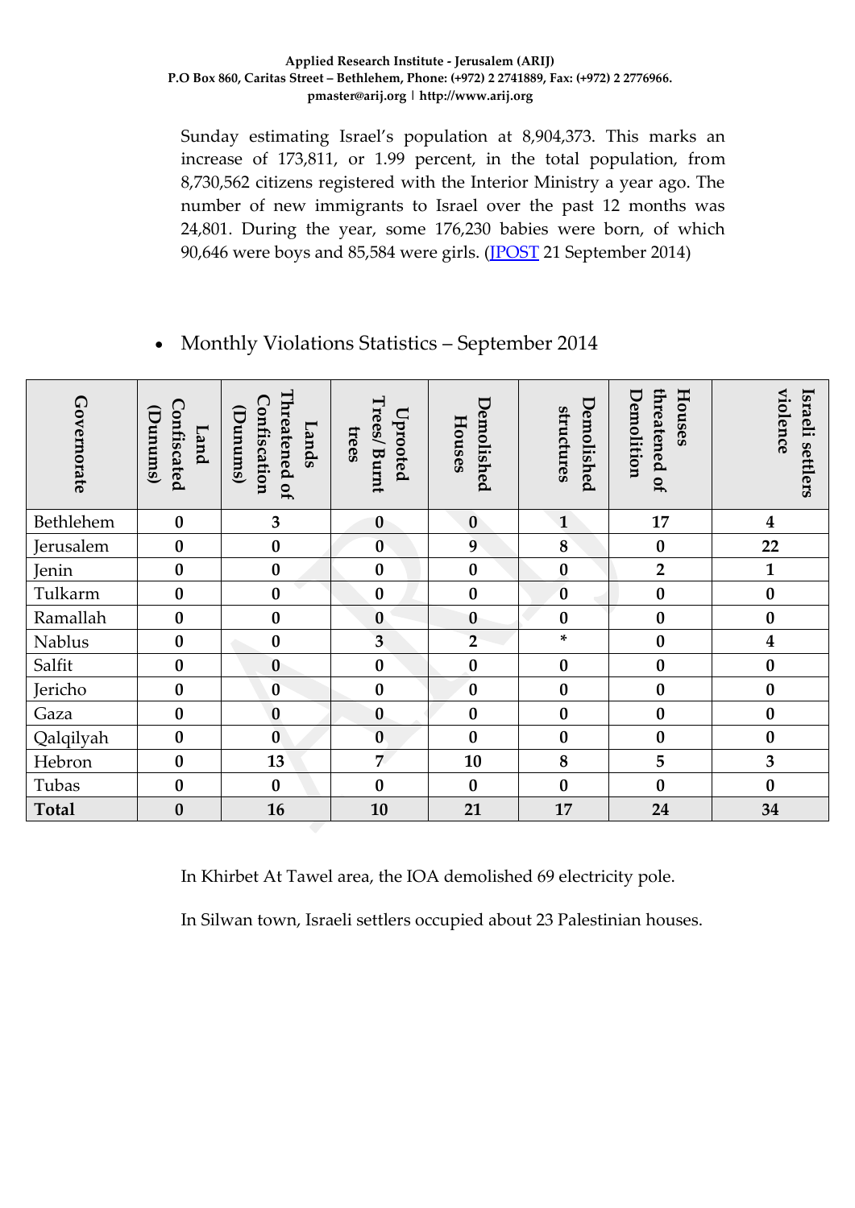Sunday estimating Israel's population at 8,904,373. This marks an increase of 173,811, or 1.99 percent, in the total population, from 8,730,562 citizens registered with the Interior Ministry a year ago. The number of new immigrants to Israel over the past 12 months was 24,801. During the year, some 176,230 babies were born, of which 90,646 were boys and 85,584 were girls. (JPOST 21 September 2014)

- Monthly Violations Statistics – September 2014

| Governorate | Land Confiscated (Dunums) | Lands Threatened of Confiscation (Dunums) | Uprooted Trees/ Burnt trees | Demolished Houses | Demolished structures | Houses threatened of Demolition | Israeli settlers violence |
|---|---|---|---|---|---|---|---|
| Bethlehem | 0 | 3 | 0 | 0 | 1 | 17 | 4 |
| Jerusalem | 0 | 0 | 0 | 9 | 8 | 0 | 22 |
| Jenin | 0 | 0 | 0 | 0 | 0 | 2 | 1 |
| Tulkarm | 0 | 0 | 0 | 0 | 0 | 0 | 0 |
| Ramallah | 0 | 0 | 0 | 0 | 0 | 0 | 0 |
| Nablus | 0 | 0 | 3 | 2 | * | 0 | 4 |
| Salfit | 0 | 0 | 0 | 0 | 0 | 0 | 0 |
| Jericho | 0 | 0 | 0 | 0 | 0 | 0 | 0 |
| Gaza | 0 | 0 | 0 | 0 | 0 | 0 | 0 |
| Qalqilyah | 0 | 0 | 0 | 0 | 0 | 0 | 0 |
| Hebron | 0 | 13 | 7 | 10 | 8 | 5 | 3 |
| Tubas | 0 | 0 | 0 | 0 | 0 | 0 | 0 |
| **Total** | **0** | **16** | **10** | **21** | **17** | **24** | **34** |

In Khirbet At Tawel area, the IOA demolished 69 electricity pole.

In Silwan town, Israeli settlers occupied about 23 Palestinian houses.